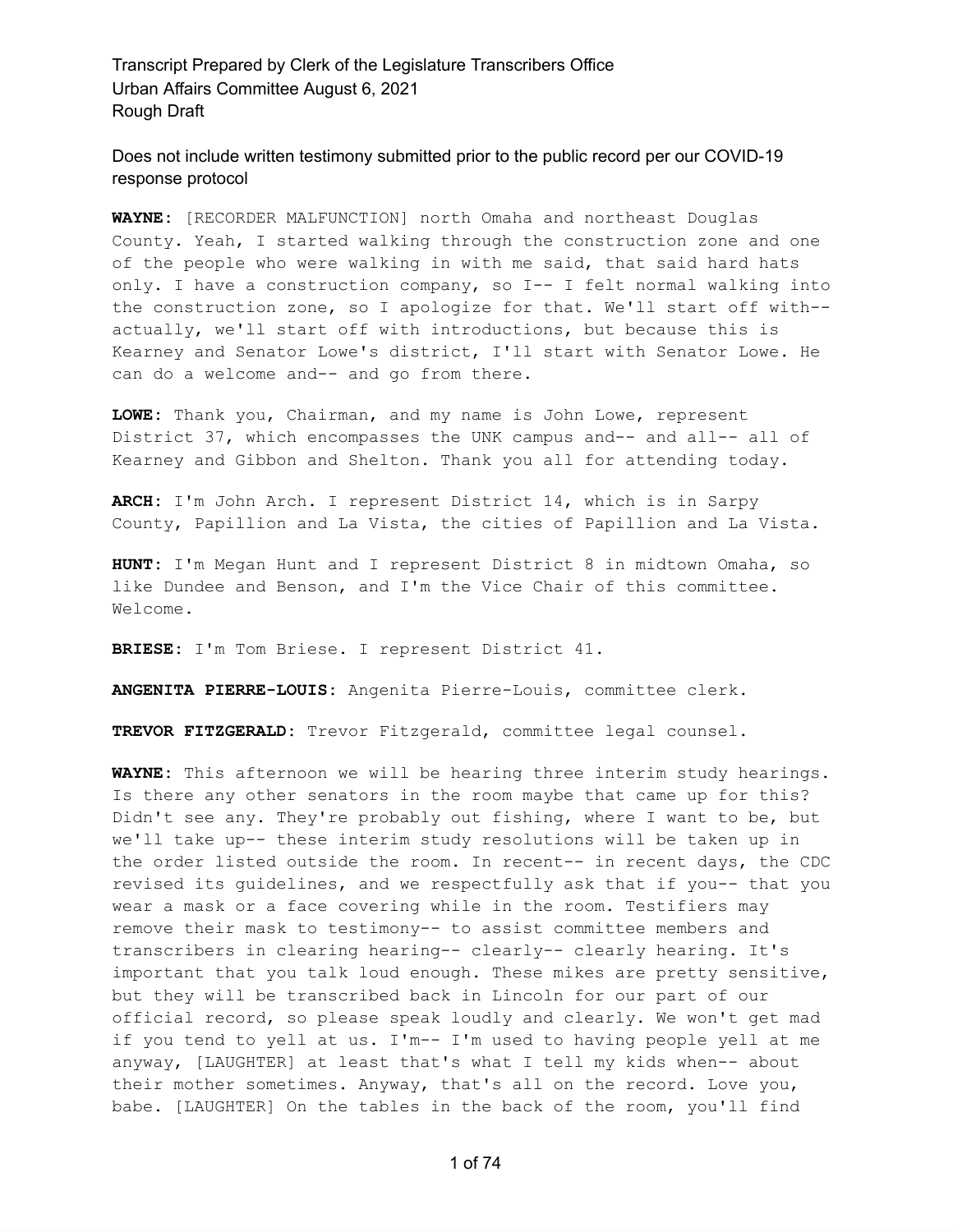Transcript Prepared by Clerk of the Legislature Transcribers Office
Urban Affairs Committee August 6, 2021
Rough Draft

Does not include written testimony submitted prior to the public record per our COVID-19 response protocol

**WAYNE:** [RECORDER MALFUNCTION] north Omaha and northeast Douglas County. Yeah, I started walking through the construction zone and one of the people who were walking in with me said, that said hard hats only. I have a construction company, so I-- I felt normal walking into the construction zone, so I apologize for that. We'll start off with-- actually, we'll start off with introductions, but because this is Kearney and Senator Lowe's district, I'll start with Senator Lowe. He can do a welcome and-- and go from there.

**LOWE:** Thank you, Chairman, and my name is John Lowe, represent District 37, which encompasses the UNK campus and-- and all-- all of Kearney and Gibbon and Shelton. Thank you all for attending today.

**ARCH:** I'm John Arch. I represent District 14, which is in Sarpy County, Papillion and La Vista, the cities of Papillion and La Vista.

**HUNT:** I'm Megan Hunt and I represent District 8 in midtown Omaha, so like Dundee and Benson, and I'm the Vice Chair of this committee. Welcome.

**BRIESE:** I'm Tom Briese. I represent District 41.

**ANGENITA PIERRE-LOUIS:** Angenita Pierre-Louis, committee clerk.

**TREVOR FITZGERALD:** Trevor Fitzgerald, committee legal counsel.

**WAYNE:** This afternoon we will be hearing three interim study hearings. Is there any other senators in the room maybe that came up for this? Didn't see any. They're probably out fishing, where I want to be, but we'll take up-- these interim study resolutions will be taken up in the order listed outside the room. In recent-- in recent days, the CDC revised its guidelines, and we respectfully ask that if you-- that you wear a mask or a face covering while in the room. Testifiers may remove their mask to testimony-- to assist committee members and transcribers in clearing hearing-- clearly-- clearly hearing. It's important that you talk loud enough. These mikes are pretty sensitive, but they will be transcribed back in Lincoln for our part of our official record, so please speak loudly and clearly. We won't get mad if you tend to yell at us. I'm-- I'm used to having people yell at me anyway, [LAUGHTER] at least that's what I tell my kids when-- about their mother sometimes. Anyway, that's all on the record. Love you, babe. [LAUGHTER] On the tables in the back of the room, you'll find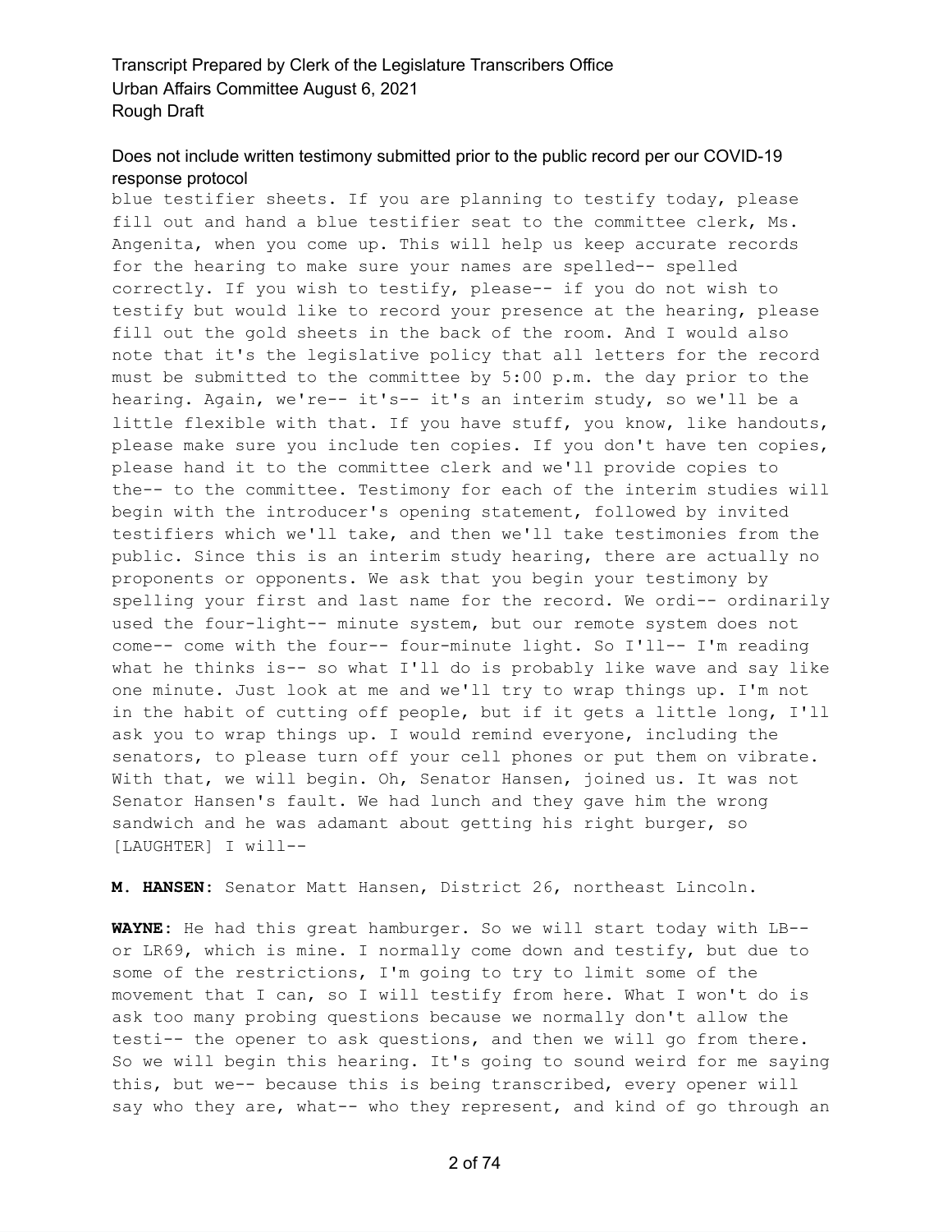blue testifier sheets. If you are planning to testify today, please fill out and hand a blue testifier seat to the committee clerk, Ms. Angenita, when you come up. This will help us keep accurate records for the hearing to make sure your names are spelled-- spelled correctly. If you wish to testify, please-- if you do not wish to testify but would like to record your presence at the hearing, please fill out the gold sheets in the back of the room. And I would also note that it's the legislative policy that all letters for the record must be submitted to the committee by 5:00 p.m. the day prior to the hearing. Again, we're-- it's-- it's an interim study, so we'll be a little flexible with that. If you have stuff, you know, like handouts, please make sure you include ten copies. If you don't have ten copies, please hand it to the committee clerk and we'll provide copies to the-- to the committee. Testimony for each of the interim studies will begin with the introducer's opening statement, followed by invited testifiers which we'll take, and then we'll take testimonies from the public. Since this is an interim study hearing, there are actually no proponents or opponents. We ask that you begin your testimony by spelling your first and last name for the record. We ordi-- ordinarily used the four-light-- minute system, but our remote system does not come-- come with the four-- four-minute light. So I'll-- I'm reading what he thinks is-- so what I'll do is probably like wave and say like one minute. Just look at me and we'll try to wrap things up. I'm not in the habit of cutting off people, but if it gets a little long, I'll ask you to wrap things up. I would remind everyone, including the senators, to please turn off your cell phones or put them on vibrate. With that, we will begin. Oh, Senator Hansen, joined us. It was not Senator Hansen's fault. We had lunch and they gave him the wrong sandwich and he was adamant about getting his right burger, so [LAUGHTER] I will--

**M. HANSEN:** Senator Matt Hansen, District 26, northeast Lincoln.

**WAYNE:** He had this great hamburger. So we will start today with LB-- or LR69, which is mine. I normally come down and testify, but due to some of the restrictions, I'm going to try to limit some of the movement that I can, so I will testify from here. What I won't do is ask too many probing questions because we normally don't allow the testi-- the opener to ask questions, and then we will go from there. So we will begin this hearing. It's going to sound weird for me saying this, but we-- because this is being transcribed, every opener will say who they are, what-- who they represent, and kind of go through an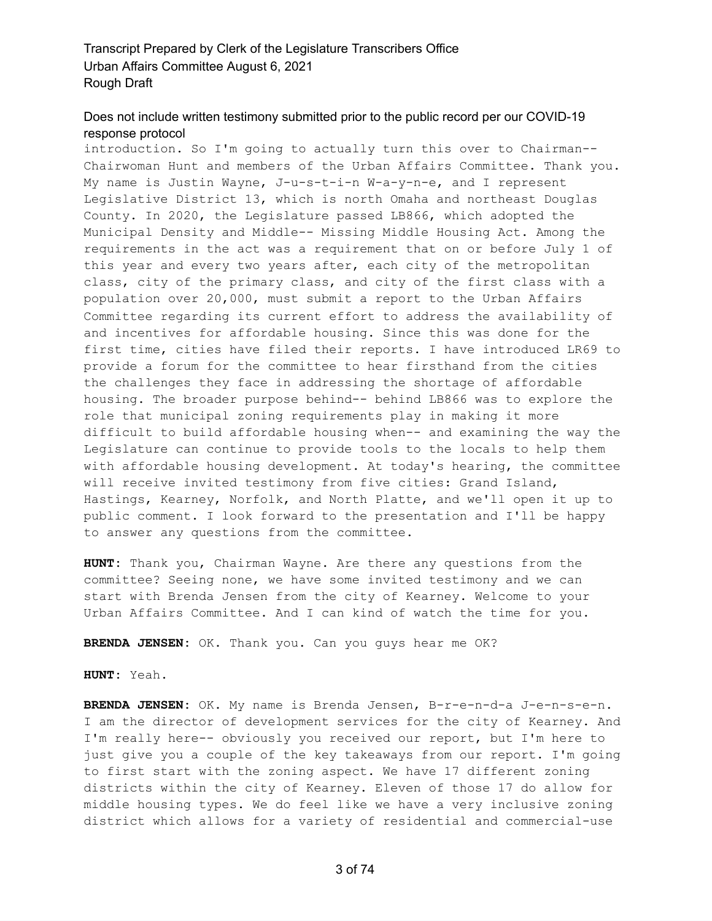introduction. So I'm going to actually turn this over to Chairman-- Chairwoman Hunt and members of the Urban Affairs Committee. Thank you. My name is Justin Wayne, J-u-s-t-i-n W-a-y-n-e, and I represent Legislative District 13, which is north Omaha and northeast Douglas County. In 2020, the Legislature passed LB866, which adopted the Municipal Density and Middle-- Missing Middle Housing Act. Among the requirements in the act was a requirement that on or before July 1 of this year and every two years after, each city of the metropolitan class, city of the primary class, and city of the first class with a population over 20,000, must submit a report to the Urban Affairs Committee regarding its current effort to address the availability of and incentives for affordable housing. Since this was done for the first time, cities have filed their reports. I have introduced LR69 to provide a forum for the committee to hear firsthand from the cities the challenges they face in addressing the shortage of affordable housing. The broader purpose behind-- behind LB866 was to explore the role that municipal zoning requirements play in making it more difficult to build affordable housing when-- and examining the way the Legislature can continue to provide tools to the locals to help them with affordable housing development. At today's hearing, the committee will receive invited testimony from five cities: Grand Island, Hastings, Kearney, Norfolk, and North Platte, and we'll open it up to public comment. I look forward to the presentation and I'll be happy to answer any questions from the committee.

**HUNT:** Thank you, Chairman Wayne. Are there any questions from the committee? Seeing none, we have some invited testimony and we can start with Brenda Jensen from the city of Kearney. Welcome to your Urban Affairs Committee. And I can kind of watch the time for you.

**BRENDA JENSEN:** OK. Thank you. Can you guys hear me OK?

**HUNT:** Yeah.

**BRENDA JENSEN:** OK. My name is Brenda Jensen, B-r-e-n-d-a J-e-n-s-e-n. I am the director of development services for the city of Kearney. And I'm really here-- obviously you received our report, but I'm here to just give you a couple of the key takeaways from our report. I'm going to first start with the zoning aspect. We have 17 different zoning districts within the city of Kearney. Eleven of those 17 do allow for middle housing types. We do feel like we have a very inclusive zoning district which allows for a variety of residential and commercial-use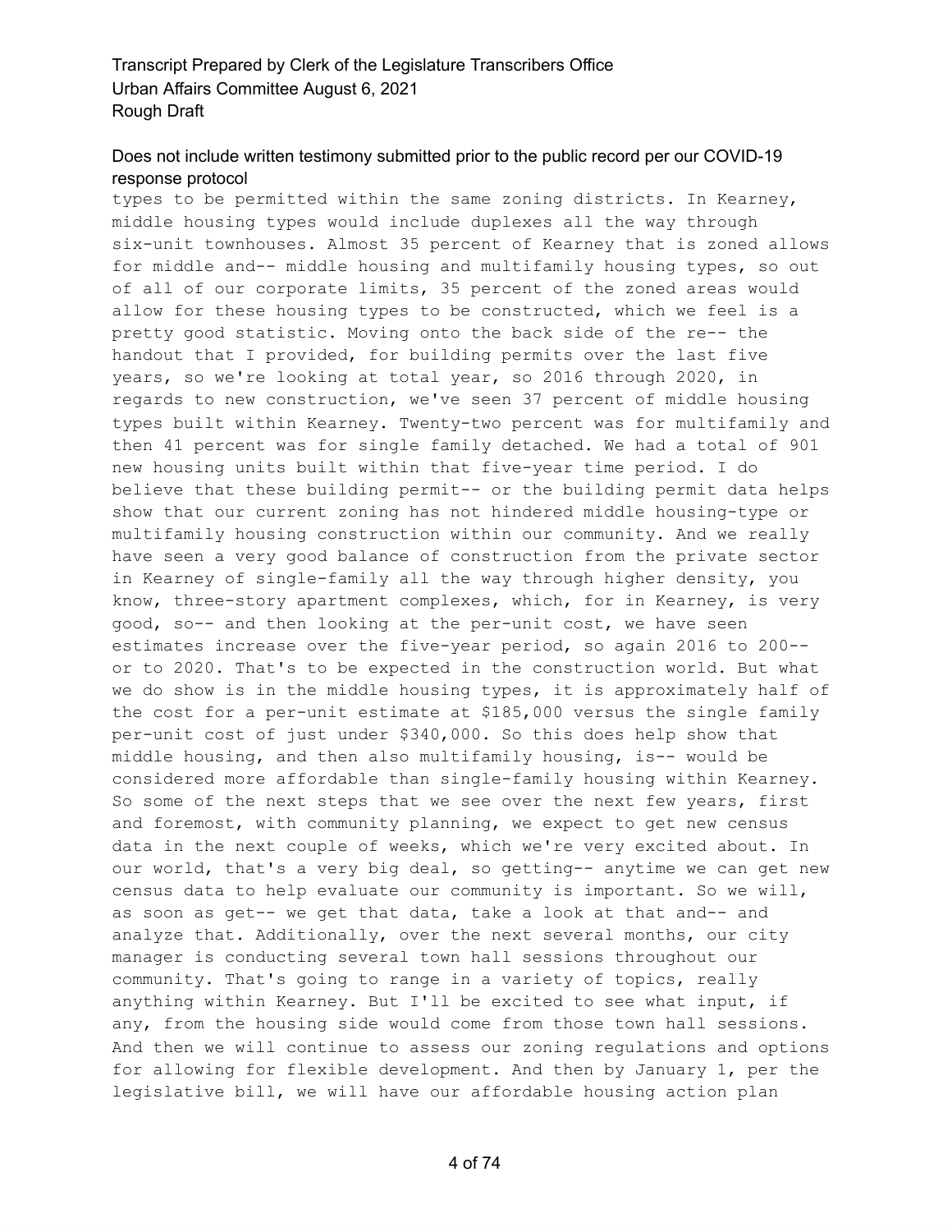types to be permitted within the same zoning districts. In Kearney, middle housing types would include duplexes all the way through six-unit townhouses. Almost 35 percent of Kearney that is zoned allows for middle and-- middle housing and multifamily housing types, so out of all of our corporate limits, 35 percent of the zoned areas would allow for these housing types to be constructed, which we feel is a pretty good statistic. Moving onto the back side of the re-- the handout that I provided, for building permits over the last five years, so we're looking at total year, so 2016 through 2020, in regards to new construction, we've seen 37 percent of middle housing types built within Kearney. Twenty-two percent was for multifamily and then 41 percent was for single family detached. We had a total of 901 new housing units built within that five-year time period. I do believe that these building permit-- or the building permit data helps show that our current zoning has not hindered middle housing-type or multifamily housing construction within our community. And we really have seen a very good balance of construction from the private sector in Kearney of single-family all the way through higher density, you know, three-story apartment complexes, which, for in Kearney, is very good, so-- and then looking at the per-unit cost, we have seen estimates increase over the five-year period, so again 2016 to 200-- or to 2020. That's to be expected in the construction world. But what we do show is in the middle housing types, it is approximately half of the cost for a per-unit estimate at $185,000 versus the single family per-unit cost of just under $340,000. So this does help show that middle housing, and then also multifamily housing, is-- would be considered more affordable than single-family housing within Kearney. So some of the next steps that we see over the next few years, first and foremost, with community planning, we expect to get new census data in the next couple of weeks, which we're very excited about. In our world, that's a very big deal, so getting-- anytime we can get new census data to help evaluate our community is important. So we will, as soon as get-- we get that data, take a look at that and-- and analyze that. Additionally, over the next several months, our city manager is conducting several town hall sessions throughout our community. That's going to range in a variety of topics, really anything within Kearney. But I'll be excited to see what input, if any, from the housing side would come from those town hall sessions. And then we will continue to assess our zoning regulations and options for allowing for flexible development. And then by January 1, per the legislative bill, we will have our affordable housing action plan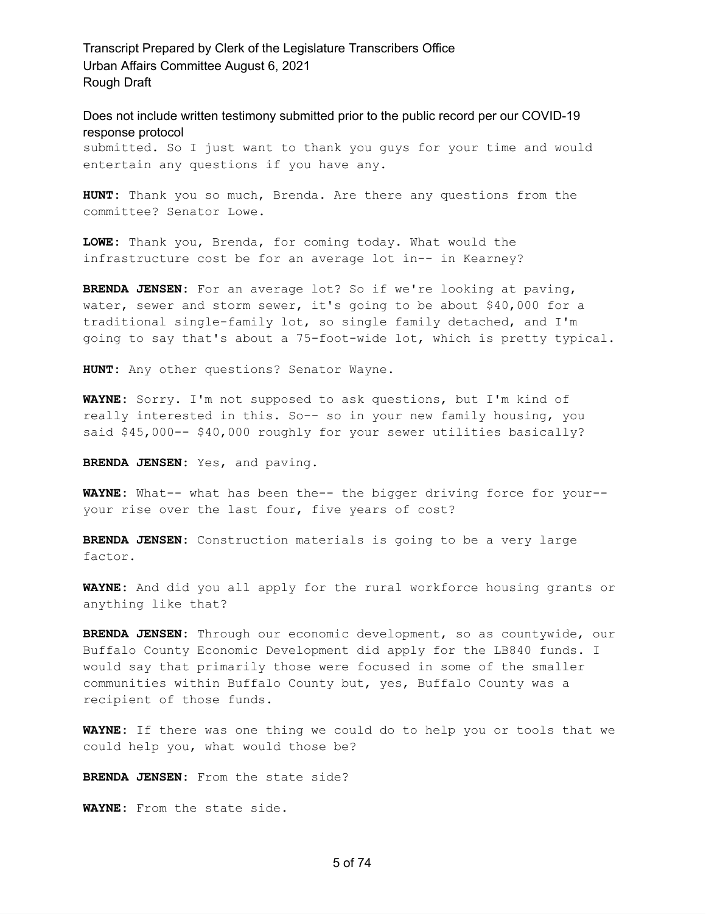submitted. So I just want to thank you guys for your time and would entertain any questions if you have any.

**HUNT:** Thank you so much, Brenda. Are there any questions from the committee? Senator Lowe.

**LOWE:** Thank you, Brenda, for coming today. What would the infrastructure cost be for an average lot in-- in Kearney?

**BRENDA JENSEN:** For an average lot? So if we're looking at paving, water, sewer and storm sewer, it's going to be about $40,000 for a traditional single-family lot, so single family detached, and I'm going to say that's about a 75-foot-wide lot, which is pretty typical.

**HUNT:** Any other questions? Senator Wayne.

**WAYNE:** Sorry. I'm not supposed to ask questions, but I'm kind of really interested in this. So-- so in your new family housing, you said $45,000-- $40,000 roughly for your sewer utilities basically?

**BRENDA JENSEN:** Yes, and paving.

**WAYNE:** What-- what has been the-- the bigger driving force for your-- your rise over the last four, five years of cost?

**BRENDA JENSEN:** Construction materials is going to be a very large factor.

**WAYNE:** And did you all apply for the rural workforce housing grants or anything like that?

**BRENDA JENSEN:** Through our economic development, so as countywide, our Buffalo County Economic Development did apply for the LB840 funds. I would say that primarily those were focused in some of the smaller communities within Buffalo County but, yes, Buffalo County was a recipient of those funds.

**WAYNE:** If there was one thing we could do to help you or tools that we could help you, what would those be?

**BRENDA JENSEN:** From the state side?

**WAYNE:** From the state side.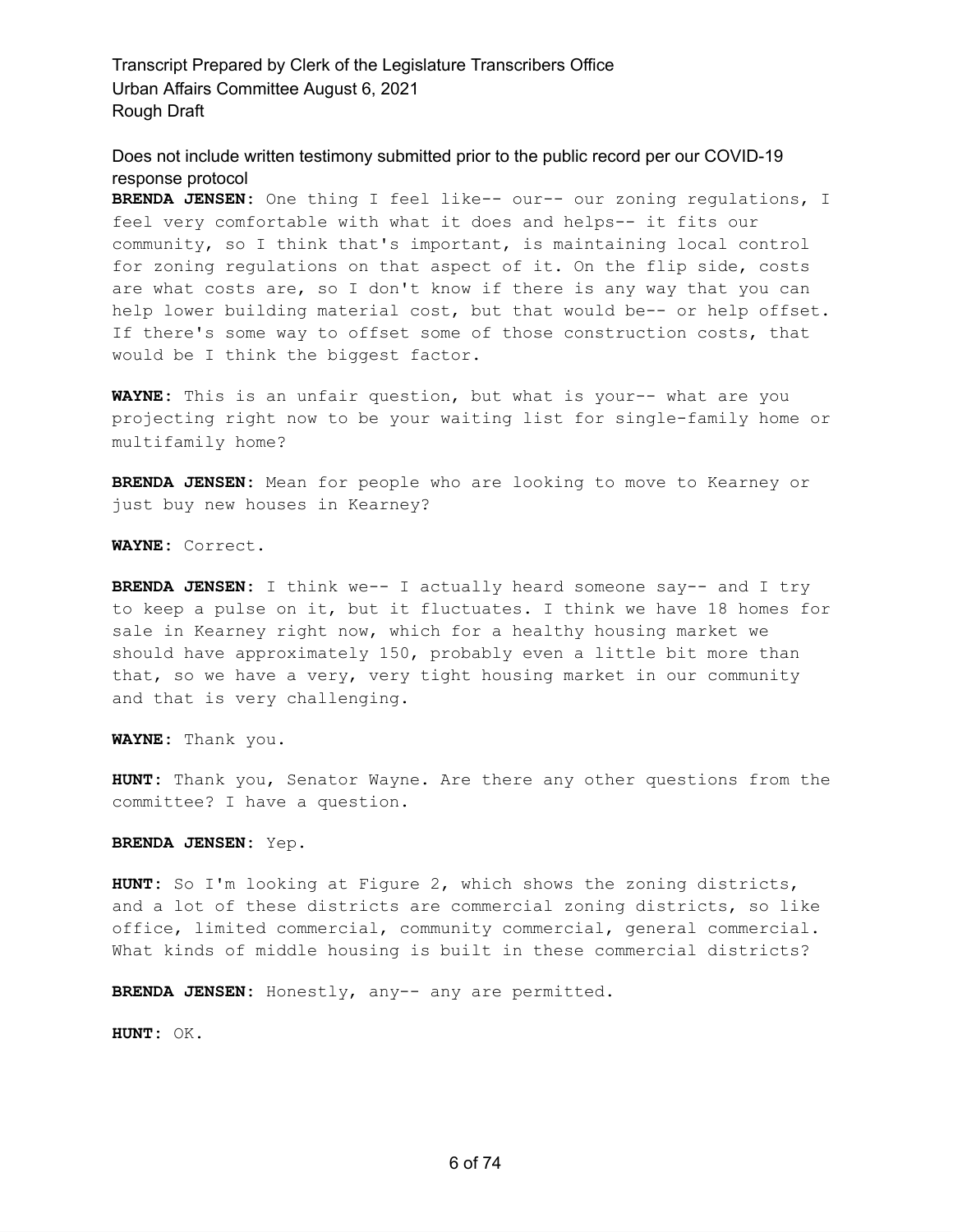**BRENDA JENSEN:** One thing I feel like-- our-- our zoning regulations, I feel very comfortable with what it does and helps-- it fits our community, so I think that's important, is maintaining local control for zoning regulations on that aspect of it. On the flip side, costs are what costs are, so I don't know if there is any way that you can help lower building material cost, but that would be-- or help offset. If there's some way to offset some of those construction costs, that would be I think the biggest factor.

**WAYNE:** This is an unfair question, but what is your-- what are you projecting right now to be your waiting list for single-family home or multifamily home?

**BRENDA JENSEN:** Mean for people who are looking to move to Kearney or just buy new houses in Kearney?

**WAYNE:** Correct.

**BRENDA JENSEN:** I think we-- I actually heard someone say-- and I try to keep a pulse on it, but it fluctuates. I think we have 18 homes for sale in Kearney right now, which for a healthy housing market we should have approximately 150, probably even a little bit more than that, so we have a very, very tight housing market in our community and that is very challenging.

**WAYNE:** Thank you.

**HUNT:** Thank you, Senator Wayne. Are there any other questions from the committee? I have a question.

**BRENDA JENSEN:** Yep.

**HUNT:** So I'm looking at Figure 2, which shows the zoning districts, and a lot of these districts are commercial zoning districts, so like office, limited commercial, community commercial, general commercial. What kinds of middle housing is built in these commercial districts?

**BRENDA JENSEN:** Honestly, any-- any are permitted.

**HUNT:** OK.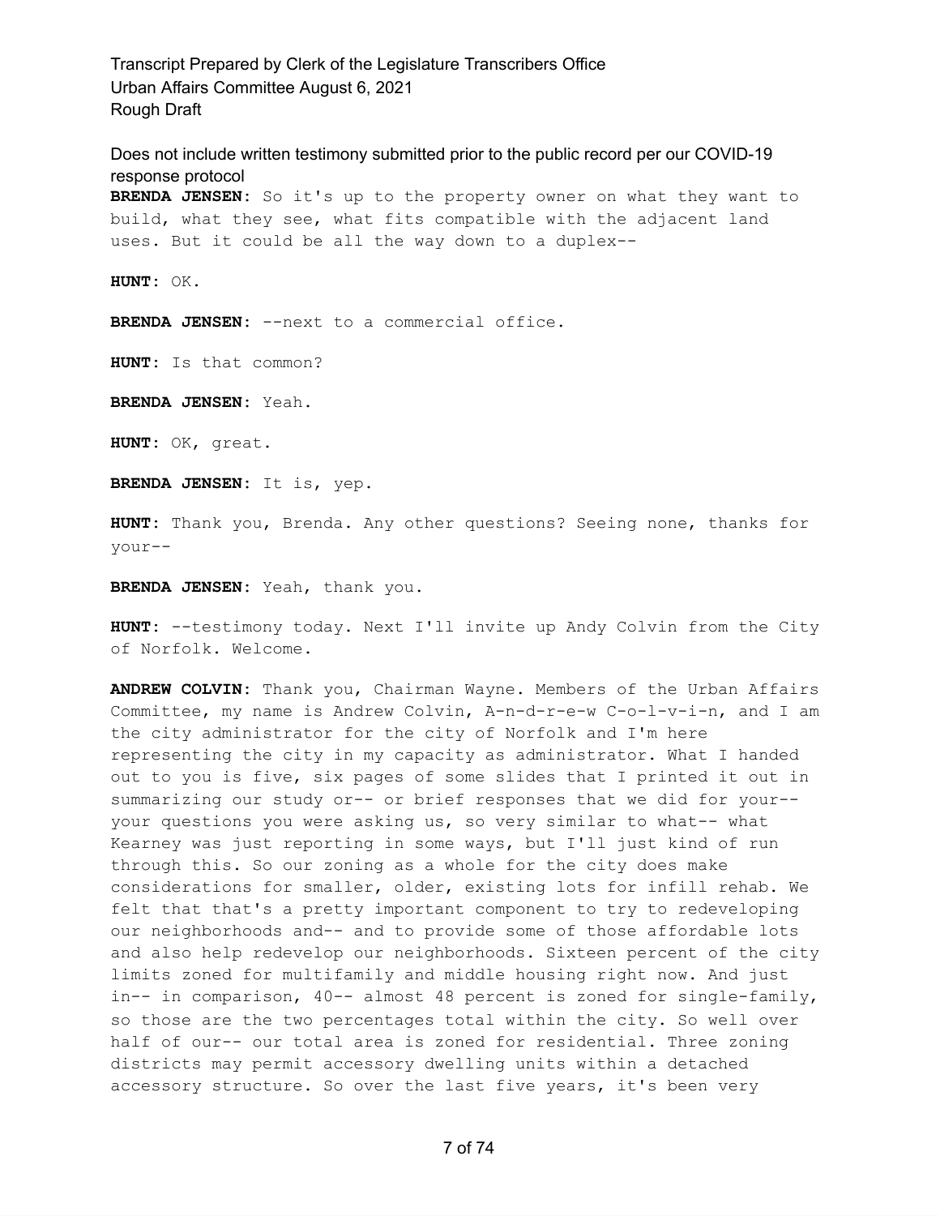Does not include written testimony submitted prior to the public record per our COVID-19 response protocol

**BRENDA JENSEN:** So it's up to the property owner on what they want to build, what they see, what fits compatible with the adjacent land uses. But it could be all the way down to a duplex--

**HUNT:** OK.

**BRENDA JENSEN:** --next to a commercial office.

**HUNT:** Is that common?

**BRENDA JENSEN:** Yeah.

**HUNT:** OK, great.

**BRENDA JENSEN:** It is, yep.

**HUNT:** Thank you, Brenda. Any other questions? Seeing none, thanks for your--

**BRENDA JENSEN:** Yeah, thank you.

**HUNT:** --testimony today. Next I'll invite up Andy Colvin from the City of Norfolk. Welcome.

**ANDREW COLVIN:** Thank you, Chairman Wayne. Members of the Urban Affairs Committee, my name is Andrew Colvin, A-n-d-r-e-w C-o-l-v-i-n, and I am the city administrator for the city of Norfolk and I'm here representing the city in my capacity as administrator. What I handed out to you is five, six pages of some slides that I printed it out in summarizing our study or-- or brief responses that we did for your-- your questions you were asking us, so very similar to what-- what Kearney was just reporting in some ways, but I'll just kind of run through this. So our zoning as a whole for the city does make considerations for smaller, older, existing lots for infill rehab. We felt that that's a pretty important component to try to redeveloping our neighborhoods and-- and to provide some of those affordable lots and also help redevelop our neighborhoods. Sixteen percent of the city limits zoned for multifamily and middle housing right now. And just in-- in comparison, 40-- almost 48 percent is zoned for single-family, so those are the two percentages total within the city. So well over half of our-- our total area is zoned for residential. Three zoning districts may permit accessory dwelling units within a detached accessory structure. So over the last five years, it's been very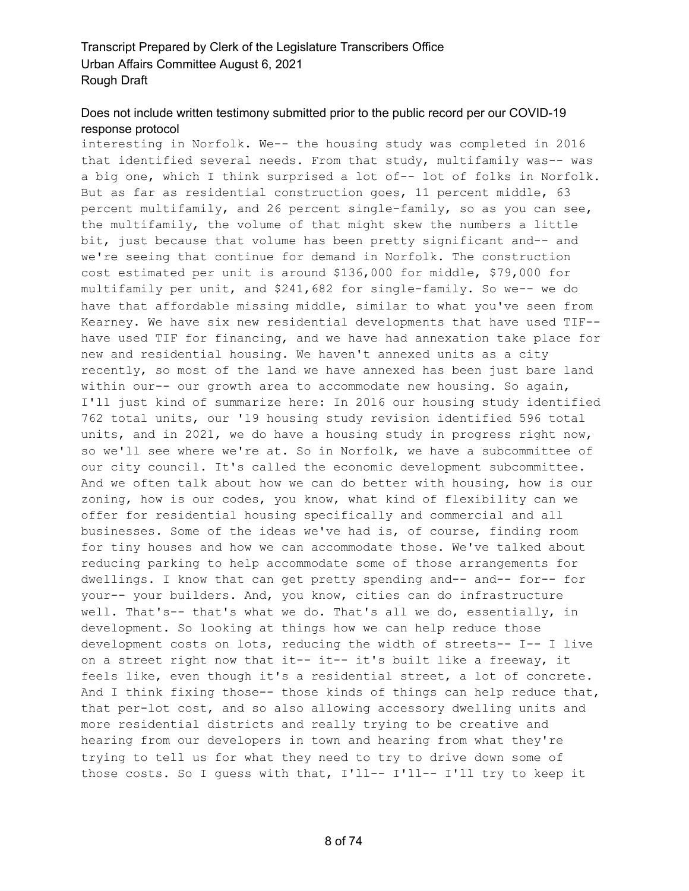interesting in Norfolk. We-- the housing study was completed in 2016 that identified several needs. From that study, multifamily was-- was a big one, which I think surprised a lot of-- lot of folks in Norfolk. But as far as residential construction goes, 11 percent middle, 63 percent multifamily, and 26 percent single-family, so as you can see, the multifamily, the volume of that might skew the numbers a little bit, just because that volume has been pretty significant and-- and we're seeing that continue for demand in Norfolk. The construction cost estimated per unit is around $136,000 for middle, $79,000 for multifamily per unit, and $241,682 for single-family. So we-- we do have that affordable missing middle, similar to what you've seen from Kearney. We have six new residential developments that have used TIF-- have used TIF for financing, and we have had annexation take place for new and residential housing. We haven't annexed units as a city recently, so most of the land we have annexed has been just bare land within our-- our growth area to accommodate new housing. So again, I'll just kind of summarize here: In 2016 our housing study identified 762 total units, our '19 housing study revision identified 596 total units, and in 2021, we do have a housing study in progress right now, so we'll see where we're at. So in Norfolk, we have a subcommittee of our city council. It's called the economic development subcommittee. And we often talk about how we can do better with housing, how is our zoning, how is our codes, you know, what kind of flexibility can we offer for residential housing specifically and commercial and all businesses. Some of the ideas we've had is, of course, finding room for tiny houses and how we can accommodate those. We've talked about reducing parking to help accommodate some of those arrangements for dwellings. I know that can get pretty spending and-- and-- for-- for your-- your builders. And, you know, cities can do infrastructure well. That's-- that's what we do. That's all we do, essentially, in development. So looking at things how we can help reduce those development costs on lots, reducing the width of streets-- I-- I live on a street right now that it-- it-- it's built like a freeway, it feels like, even though it's a residential street, a lot of concrete. And I think fixing those-- those kinds of things can help reduce that, that per-lot cost, and so also allowing accessory dwelling units and more residential districts and really trying to be creative and hearing from our developers in town and hearing from what they're trying to tell us for what they need to try to drive down some of those costs. So I guess with that, I'll-- I'll-- I'll try to keep it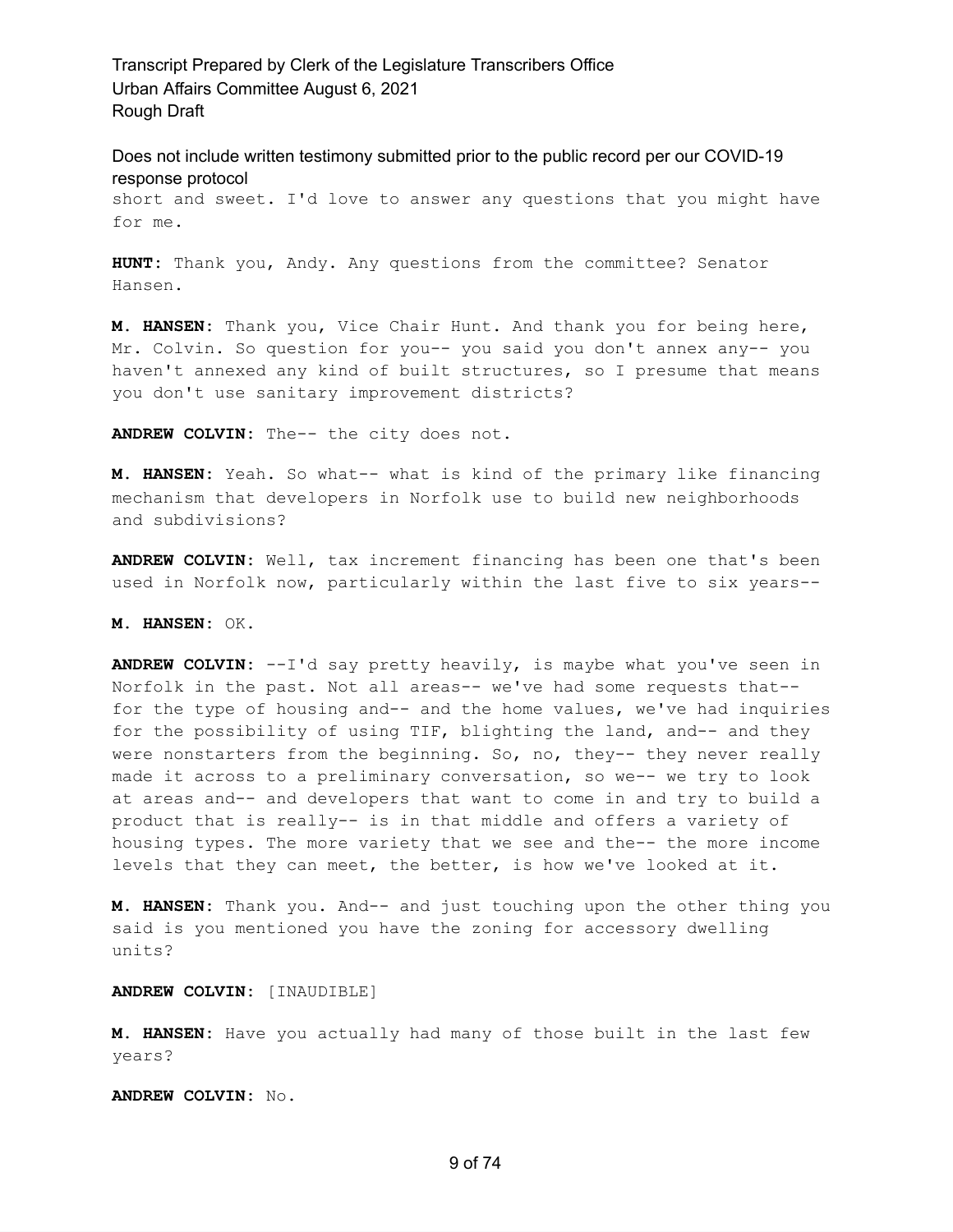short and sweet. I'd love to answer any questions that you might have for me.

**HUNT:** Thank you, Andy. Any questions from the committee? Senator Hansen.

**M. HANSEN:** Thank you, Vice Chair Hunt. And thank you for being here, Mr. Colvin. So question for you-- you said you don't annex any-- you haven't annexed any kind of built structures, so I presume that means you don't use sanitary improvement districts?

**ANDREW COLVIN:** The-- the city does not.

**M. HANSEN:** Yeah. So what-- what is kind of the primary like financing mechanism that developers in Norfolk use to build new neighborhoods and subdivisions?

**ANDREW COLVIN:** Well, tax increment financing has been one that's been used in Norfolk now, particularly within the last five to six years--

**M. HANSEN:** OK.

**ANDREW COLVIN:** --I'd say pretty heavily, is maybe what you've seen in Norfolk in the past. Not all areas-- we've had some requests that-- for the type of housing and-- and the home values, we've had inquiries for the possibility of using TIF, blighting the land, and-- and they were nonstarters from the beginning. So, no, they-- they never really made it across to a preliminary conversation, so we-- we try to look at areas and-- and developers that want to come in and try to build a product that is really-- is in that middle and offers a variety of housing types. The more variety that we see and the-- the more income levels that they can meet, the better, is how we've looked at it.

**M. HANSEN:** Thank you. And-- and just touching upon the other thing you said is you mentioned you have the zoning for accessory dwelling units?

**ANDREW COLVIN:** [INAUDIBLE]

**M. HANSEN:** Have you actually had many of those built in the last few years?

**ANDREW COLVIN:** No.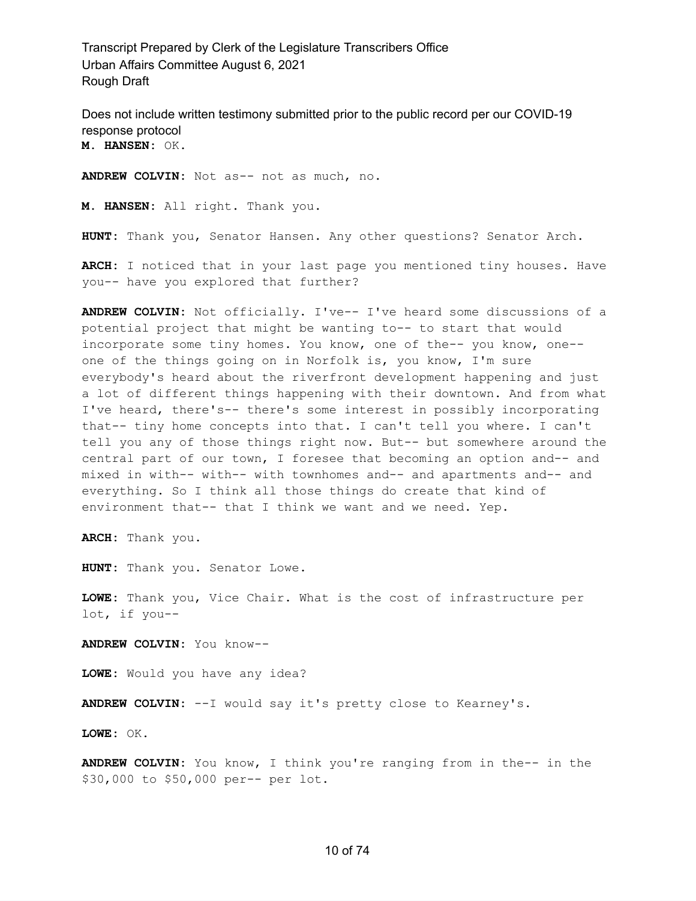**M. HANSEN:** OK.

**ANDREW COLVIN:** Not as-- not as much, no.

**M. HANSEN:** All right. Thank you.

**HUNT:** Thank you, Senator Hansen. Any other questions? Senator Arch.

**ARCH:** I noticed that in your last page you mentioned tiny houses. Have you-- have you explored that further?

**ANDREW COLVIN:** Not officially. I've-- I've heard some discussions of a potential project that might be wanting to-- to start that would incorporate some tiny homes. You know, one of the-- you know, one-- one of the things going on in Norfolk is, you know, I'm sure everybody's heard about the riverfront development happening and just a lot of different things happening with their downtown. And from what I've heard, there's-- there's some interest in possibly incorporating that-- tiny home concepts into that. I can't tell you where. I can't tell you any of those things right now. But-- but somewhere around the central part of our town, I foresee that becoming an option and-- and mixed in with-- with-- with townhomes and-- and apartments and-- and everything. So I think all those things do create that kind of environment that-- that I think we want and we need. Yep.

**ARCH:** Thank you.

**HUNT:** Thank you. Senator Lowe.

**LOWE:** Thank you, Vice Chair. What is the cost of infrastructure per lot, if you--

**ANDREW COLVIN:** You know--

**LOWE:** Would you have any idea?

**ANDREW COLVIN:** --I would say it's pretty close to Kearney's.

**LOWE:** OK.

**ANDREW COLVIN:** You know, I think you're ranging from in the-- in the $30,000 to $50,000 per-- per lot.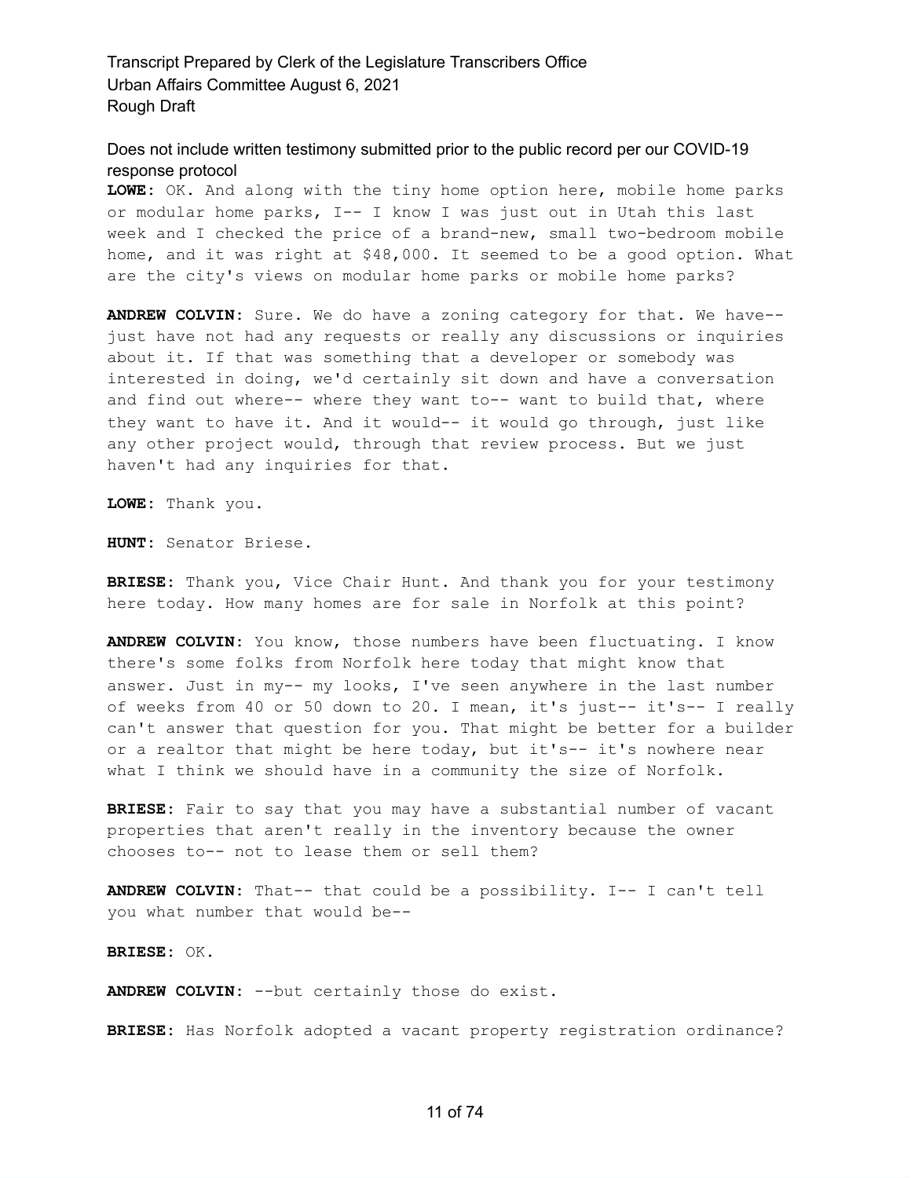**LOWE:** OK. And along with the tiny home option here, mobile home parks or modular home parks, I-- I know I was just out in Utah this last week and I checked the price of a brand-new, small two-bedroom mobile home, and it was right at $48,000. It seemed to be a good option. What are the city's views on modular home parks or mobile home parks?

**ANDREW COLVIN:** Sure. We do have a zoning category for that. We have-- just have not had any requests or really any discussions or inquiries about it. If that was something that a developer or somebody was interested in doing, we'd certainly sit down and have a conversation and find out where-- where they want to-- want to build that, where they want to have it. And it would-- it would go through, just like any other project would, through that review process. But we just haven't had any inquiries for that.

**LOWE:** Thank you.

**HUNT:** Senator Briese.

**BRIESE:** Thank you, Vice Chair Hunt. And thank you for your testimony here today. How many homes are for sale in Norfolk at this point?

**ANDREW COLVIN:** You know, those numbers have been fluctuating. I know there's some folks from Norfolk here today that might know that answer. Just in my-- my looks, I've seen anywhere in the last number of weeks from 40 or 50 down to 20. I mean, it's just-- it's-- I really can't answer that question for you. That might be better for a builder or a realtor that might be here today, but it's-- it's nowhere near what I think we should have in a community the size of Norfolk.

**BRIESE:** Fair to say that you may have a substantial number of vacant properties that aren't really in the inventory because the owner chooses to-- not to lease them or sell them?

**ANDREW COLVIN:** That-- that could be a possibility. I-- I can't tell you what number that would be--

**BRIESE:** OK.

**ANDREW COLVIN:** --but certainly those do exist.

**BRIESE:** Has Norfolk adopted a vacant property registration ordinance?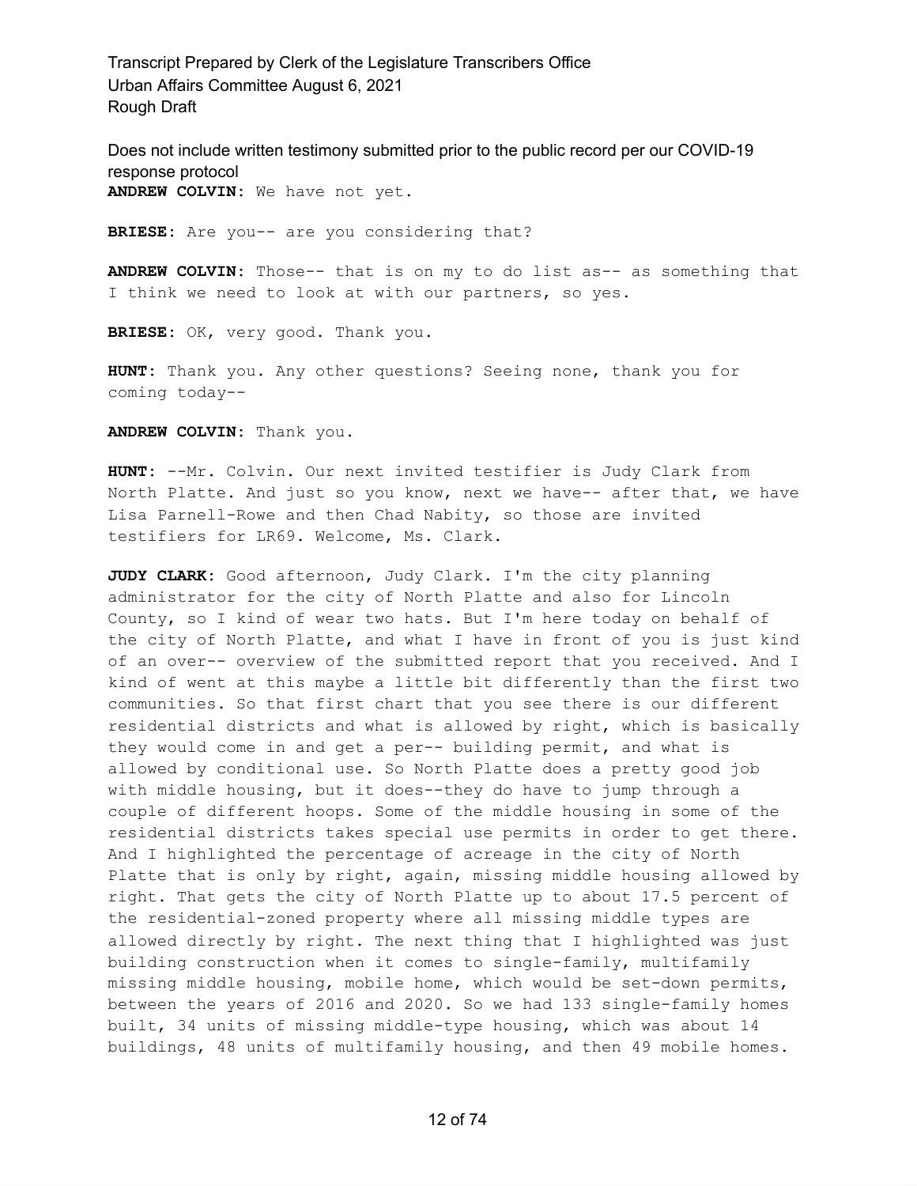**ANDREW COLVIN:** We have not yet.

**BRIESE:** Are you-- are you considering that?

**ANDREW COLVIN:** Those-- that is on my to do list as-- as something that I think we need to look at with our partners, so yes.

**BRIESE:** OK, very good. Thank you.

**HUNT:** Thank you. Any other questions? Seeing none, thank you for coming today--

**ANDREW COLVIN:** Thank you.

**HUNT:** --Mr. Colvin. Our next invited testifier is Judy Clark from North Platte. And just so you know, next we have-- after that, we have Lisa Parnell-Rowe and then Chad Nabity, so those are invited testifiers for LR69. Welcome, Ms. Clark.

**JUDY CLARK:** Good afternoon, Judy Clark. I'm the city planning administrator for the city of North Platte and also for Lincoln County, so I kind of wear two hats. But I'm here today on behalf of the city of North Platte, and what I have in front of you is just kind of an over-- overview of the submitted report that you received. And I kind of went at this maybe a little bit differently than the first two communities. So that first chart that you see there is our different residential districts and what is allowed by right, which is basically they would come in and get a per-- building permit, and what is allowed by conditional use. So North Platte does a pretty good job with middle housing, but it does--they do have to jump through a couple of different hoops. Some of the middle housing in some of the residential districts takes special use permits in order to get there. And I highlighted the percentage of acreage in the city of North Platte that is only by right, again, missing middle housing allowed by right. That gets the city of North Platte up to about 17.5 percent of the residential-zoned property where all missing middle types are allowed directly by right. The next thing that I highlighted was just building construction when it comes to single-family, multifamily missing middle housing, mobile home, which would be set-down permits, between the years of 2016 and 2020. So we had 133 single-family homes built, 34 units of missing middle-type housing, which was about 14 buildings, 48 units of multifamily housing, and then 49 mobile homes.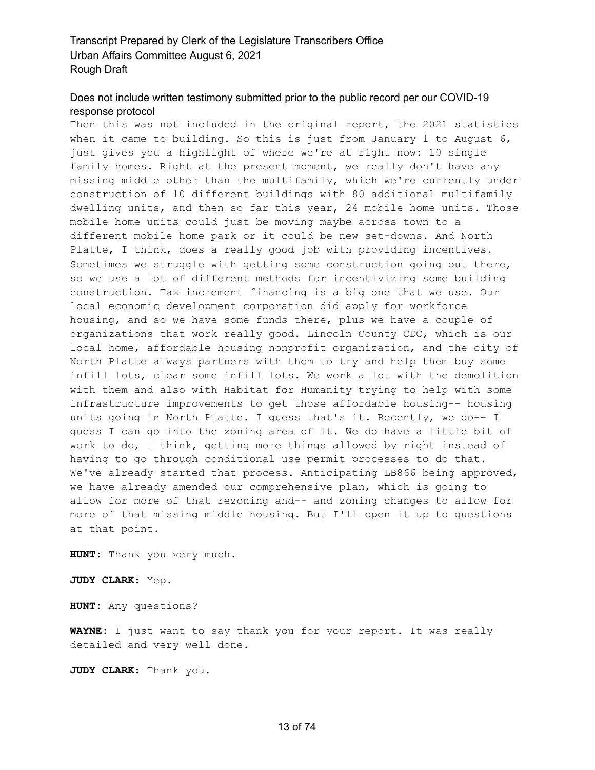Then this was not included in the original report, the 2021 statistics when it came to building. So this is just from January 1 to August 6, just gives you a highlight of where we're at right now: 10 single family homes. Right at the present moment, we really don't have any missing middle other than the multifamily, which we're currently under construction of 10 different buildings with 80 additional multifamily dwelling units, and then so far this year, 24 mobile home units. Those mobile home units could just be moving maybe across town to a different mobile home park or it could be new set-downs. And North Platte, I think, does a really good job with providing incentives. Sometimes we struggle with getting some construction going out there, so we use a lot of different methods for incentivizing some building construction. Tax increment financing is a big one that we use. Our local economic development corporation did apply for workforce housing, and so we have some funds there, plus we have a couple of organizations that work really good. Lincoln County CDC, which is our local home, affordable housing nonprofit organization, and the city of North Platte always partners with them to try and help them buy some infill lots, clear some infill lots. We work a lot with the demolition with them and also with Habitat for Humanity trying to help with some infrastructure improvements to get those affordable housing-- housing units going in North Platte. I guess that's it. Recently, we do-- I guess I can go into the zoning area of it. We do have a little bit of work to do, I think, getting more things allowed by right instead of having to go through conditional use permit processes to do that. We've already started that process. Anticipating LB866 being approved, we have already amended our comprehensive plan, which is going to allow for more of that rezoning and-- and zoning changes to allow for more of that missing middle housing. But I'll open it up to questions at that point.

**HUNT:** Thank you very much.

**JUDY CLARK:** Yep.

**HUNT:** Any questions?

**WAYNE:** I just want to say thank you for your report. It was really detailed and very well done.

**JUDY CLARK:** Thank you.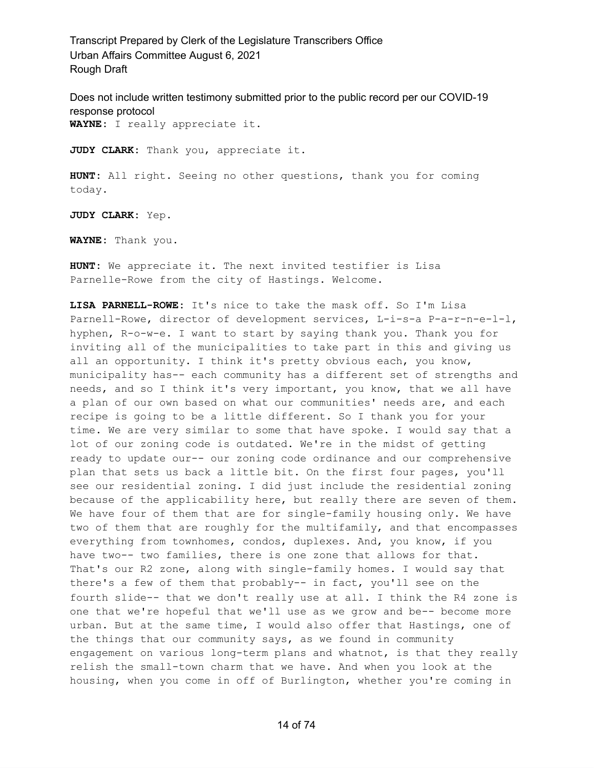**WAYNE:** I really appreciate it.

**JUDY CLARK:** Thank you, appreciate it.

**HUNT:** All right. Seeing no other questions, thank you for coming today.

**JUDY CLARK:** Yep.

**WAYNE:** Thank you.

**HUNT:** We appreciate it. The next invited testifier is Lisa Parnelle-Rowe from the city of Hastings. Welcome.

**LISA PARNELL-ROWE:** It's nice to take the mask off. So I'm Lisa Parnell-Rowe, director of development services, L-i-s-a P-a-r-n-e-l-l, hyphen, R-o-w-e. I want to start by saying thank you. Thank you for inviting all of the municipalities to take part in this and giving us all an opportunity. I think it's pretty obvious each, you know, municipality has-- each community has a different set of strengths and needs, and so I think it's very important, you know, that we all have a plan of our own based on what our communities' needs are, and each recipe is going to be a little different. So I thank you for your time. We are very similar to some that have spoke. I would say that a lot of our zoning code is outdated. We're in the midst of getting ready to update our-- our zoning code ordinance and our comprehensive plan that sets us back a little bit. On the first four pages, you'll see our residential zoning. I did just include the residential zoning because of the applicability here, but really there are seven of them. We have four of them that are for single-family housing only. We have two of them that are roughly for the multifamily, and that encompasses everything from townhomes, condos, duplexes. And, you know, if you have two-- two families, there is one zone that allows for that. That's our R2 zone, along with single-family homes. I would say that there's a few of them that probably-- in fact, you'll see on the fourth slide-- that we don't really use at all. I think the R4 zone is one that we're hopeful that we'll use as we grow and be-- become more urban. But at the same time, I would also offer that Hastings, one of the things that our community says, as we found in community engagement on various long-term plans and whatnot, is that they really relish the small-town charm that we have. And when you look at the housing, when you come in off of Burlington, whether you're coming in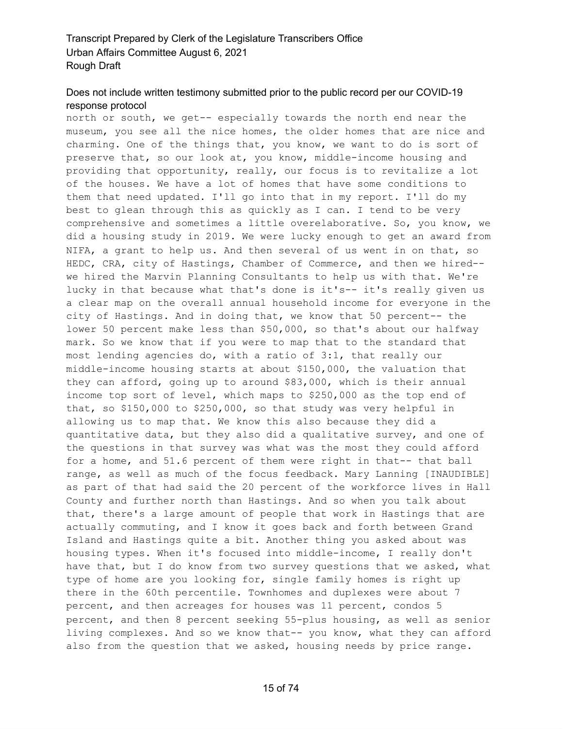north or south, we get-- especially towards the north end near the museum, you see all the nice homes, the older homes that are nice and charming. One of the things that, you know, we want to do is sort of preserve that, so our look at, you know, middle-income housing and providing that opportunity, really, our focus is to revitalize a lot of the houses. We have a lot of homes that have some conditions to them that need updated. I'll go into that in my report. I'll do my best to glean through this as quickly as I can. I tend to be very comprehensive and sometimes a little overelaborative. So, you know, we did a housing study in 2019. We were lucky enough to get an award from NIFA, a grant to help us. And then several of us went in on that, so HEDC, CRA, city of Hastings, Chamber of Commerce, and then we hired-- we hired the Marvin Planning Consultants to help us with that. We're lucky in that because what that's done is it's-- it's really given us a clear map on the overall annual household income for everyone in the city of Hastings. And in doing that, we know that 50 percent-- the lower 50 percent make less than $50,000, so that's about our halfway mark. So we know that if you were to map that to the standard that most lending agencies do, with a ratio of 3:1, that really our middle-income housing starts at about $150,000, the valuation that they can afford, going up to around $83,000, which is their annual income top sort of level, which maps to $250,000 as the top end of that, so $150,000 to $250,000, so that study was very helpful in allowing us to map that. We know this also because they did a quantitative data, but they also did a qualitative survey, and one of the questions in that survey was what was the most they could afford for a home, and 51.6 percent of them were right in that-- that ball range, as well as much of the focus feedback. Mary Lanning [INAUDIBLE] as part of that had said the 20 percent of the workforce lives in Hall County and further north than Hastings. And so when you talk about that, there's a large amount of people that work in Hastings that are actually commuting, and I know it goes back and forth between Grand Island and Hastings quite a bit. Another thing you asked about was housing types. When it's focused into middle-income, I really don't have that, but I do know from two survey questions that we asked, what type of home are you looking for, single family homes is right up there in the 60th percentile. Townhomes and duplexes were about 7 percent, and then acreages for houses was 11 percent, condos 5 percent, and then 8 percent seeking 55-plus housing, as well as senior living complexes. And so we know that-- you know, what they can afford also from the question that we asked, housing needs by price range.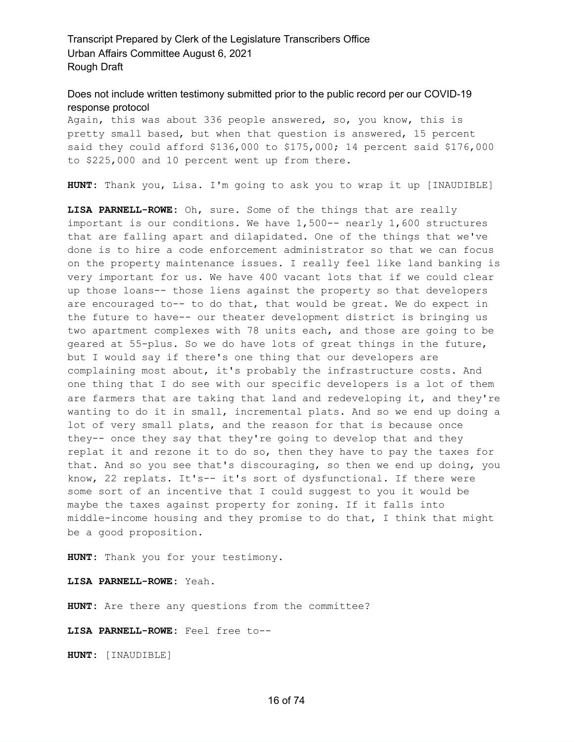Again, this was about 336 people answered, so, you know, this is pretty small based, but when that question is answered, 15 percent said they could afford $136,000 to $175,000; 14 percent said $176,000 to $225,000 and 10 percent went up from there.

**HUNT:** Thank you, Lisa. I'm going to ask you to wrap it up [INAUDIBLE]

**LISA PARNELL-ROWE:** Oh, sure. Some of the things that are really important is our conditions. We have 1,500-- nearly 1,600 structures that are falling apart and dilapidated. One of the things that we've done is to hire a code enforcement administrator so that we can focus on the property maintenance issues. I really feel like land banking is very important for us. We have 400 vacant lots that if we could clear up those loans-- those liens against the property so that developers are encouraged to-- to do that, that would be great. We do expect in the future to have-- our theater development district is bringing us two apartment complexes with 78 units each, and those are going to be geared at 55-plus. So we do have lots of great things in the future, but I would say if there's one thing that our developers are complaining most about, it's probably the infrastructure costs. And one thing that I do see with our specific developers is a lot of them are farmers that are taking that land and redeveloping it, and they're wanting to do it in small, incremental plats. And so we end up doing a lot of very small plats, and the reason for that is because once they-- once they say that they're going to develop that and they replat it and rezone it to do so, then they have to pay the taxes for that. And so you see that's discouraging, so then we end up doing, you know, 22 replats. It's-- it's sort of dysfunctional. If there were some sort of an incentive that I could suggest to you it would be maybe the taxes against property for zoning. If it falls into middle-income housing and they promise to do that, I think that might be a good proposition.

**HUNT:** Thank you for your testimony.

**LISA PARNELL-ROWE:** Yeah.

**HUNT:** Are there any questions from the committee?

**LISA PARNELL-ROWE:** Feel free to--

**HUNT:** [INAUDIBLE]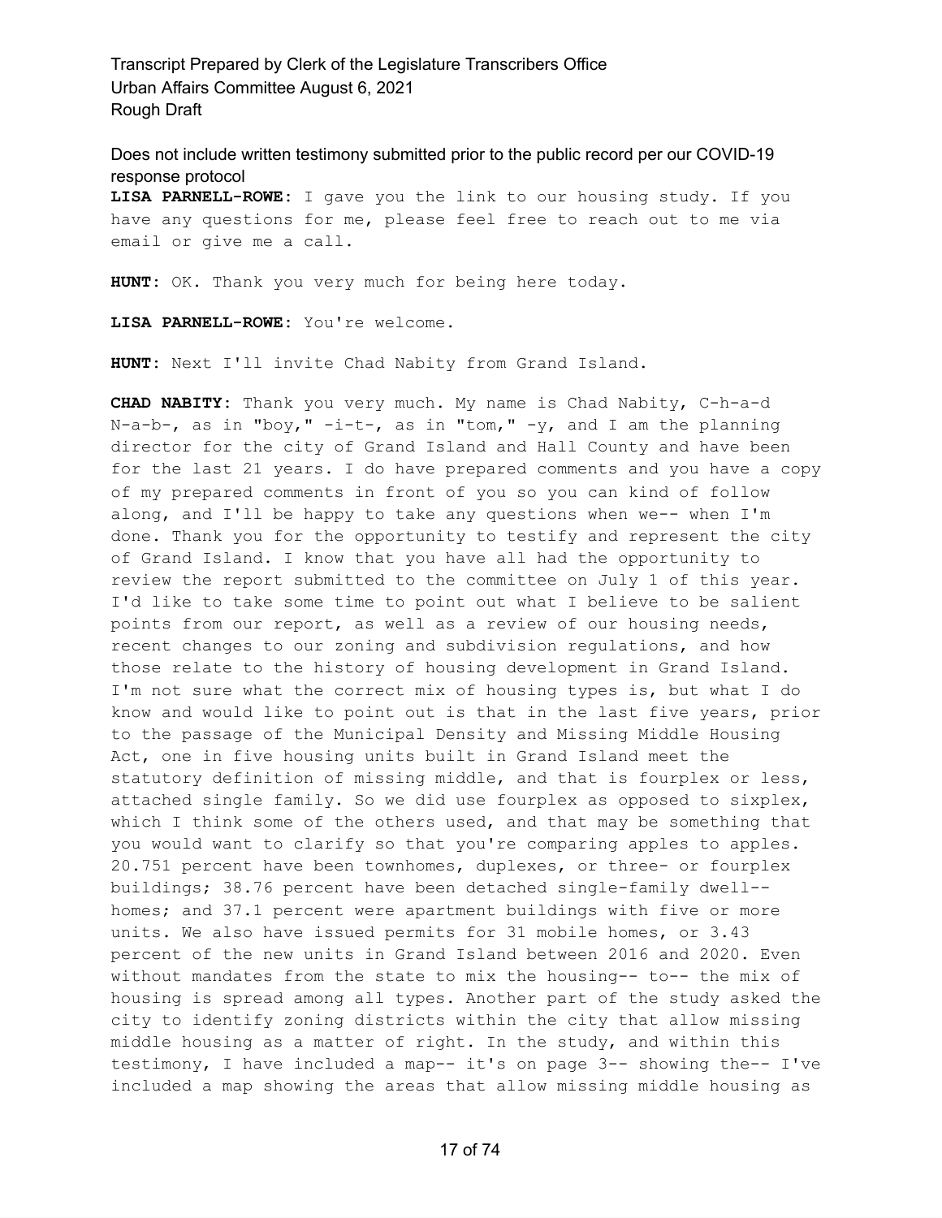Does not include written testimony submitted prior to the public record per our COVID-19 response protocol

**LISA PARNELL-ROWE:** I gave you the link to our housing study. If you have any questions for me, please feel free to reach out to me via email or give me a call.

**HUNT:** OK. Thank you very much for being here today.

**LISA PARNELL-ROWE:** You're welcome.

**HUNT:** Next I'll invite Chad Nabity from Grand Island.

**CHAD NABITY:** Thank you very much. My name is Chad Nabity, C-h-a-d N-a-b-, as in "boy," -i-t-, as in "tom," -y, and I am the planning director for the city of Grand Island and Hall County and have been for the last 21 years. I do have prepared comments and you have a copy of my prepared comments in front of you so you can kind of follow along, and I'll be happy to take any questions when we-- when I'm done. Thank you for the opportunity to testify and represent the city of Grand Island. I know that you have all had the opportunity to review the report submitted to the committee on July 1 of this year. I'd like to take some time to point out what I believe to be salient points from our report, as well as a review of our housing needs, recent changes to our zoning and subdivision regulations, and how those relate to the history of housing development in Grand Island. I'm not sure what the correct mix of housing types is, but what I do know and would like to point out is that in the last five years, prior to the passage of the Municipal Density and Missing Middle Housing Act, one in five housing units built in Grand Island meet the statutory definition of missing middle, and that is fourplex or less, attached single family. So we did use fourplex as opposed to sixplex, which I think some of the others used, and that may be something that you would want to clarify so that you're comparing apples to apples. 20.751 percent have been townhomes, duplexes, or three- or fourplex buildings; 38.76 percent have been detached single-family dwell-- homes; and 37.1 percent were apartment buildings with five or more units. We also have issued permits for 31 mobile homes, or 3.43 percent of the new units in Grand Island between 2016 and 2020. Even without mandates from the state to mix the housing-- to-- the mix of housing is spread among all types. Another part of the study asked the city to identify zoning districts within the city that allow missing middle housing as a matter of right. In the study, and within this testimony, I have included a map-- it's on page 3-- showing the-- I've included a map showing the areas that allow missing middle housing as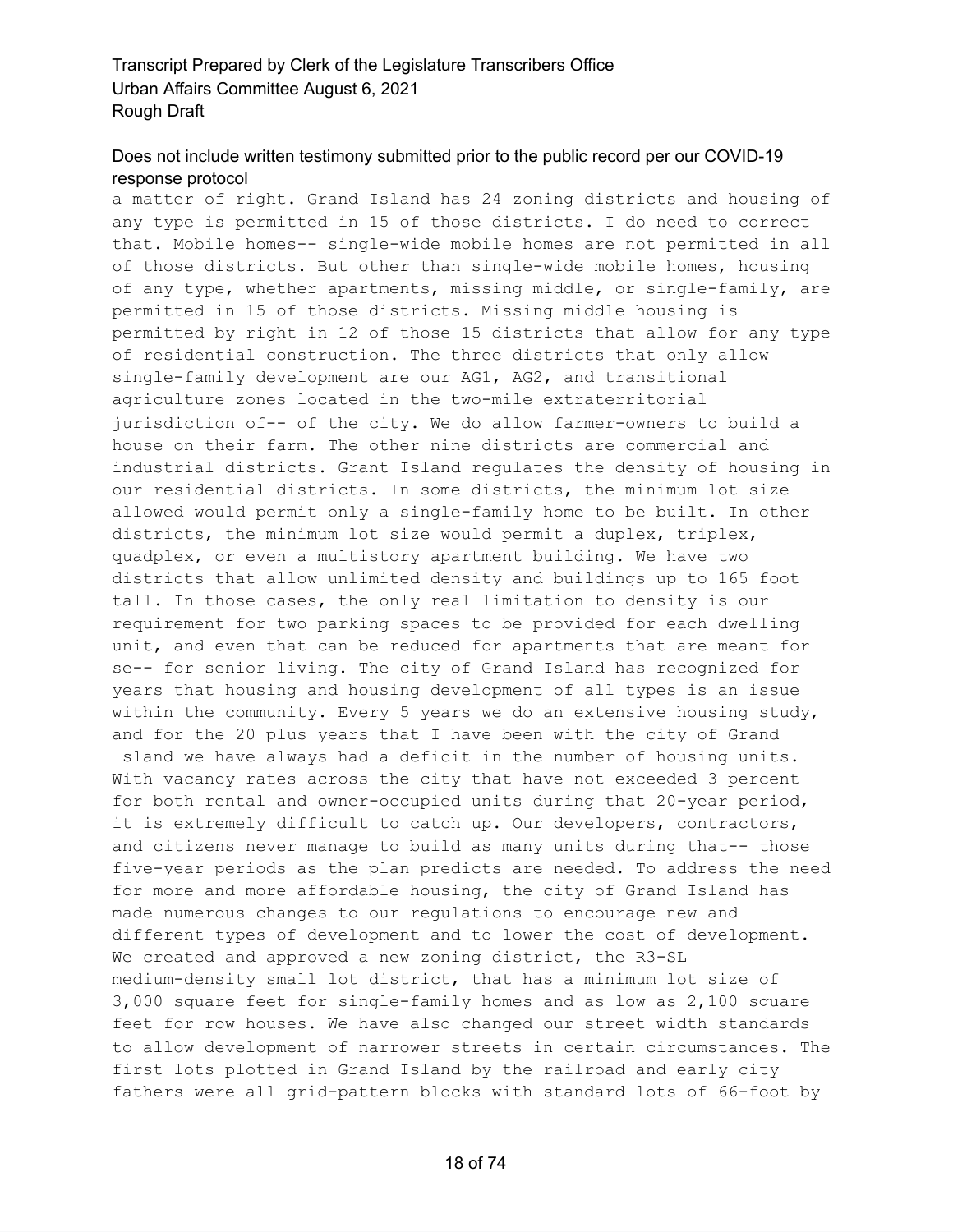a matter of right. Grand Island has 24 zoning districts and housing of any type is permitted in 15 of those districts. I do need to correct that. Mobile homes-- single-wide mobile homes are not permitted in all of those districts. But other than single-wide mobile homes, housing of any type, whether apartments, missing middle, or single-family, are permitted in 15 of those districts. Missing middle housing is permitted by right in 12 of those 15 districts that allow for any type of residential construction. The three districts that only allow single-family development are our AG1, AG2, and transitional agriculture zones located in the two-mile extraterritorial jurisdiction of-- of the city. We do allow farmer-owners to build a house on their farm. The other nine districts are commercial and industrial districts. Grant Island regulates the density of housing in our residential districts. In some districts, the minimum lot size allowed would permit only a single-family home to be built. In other districts, the minimum lot size would permit a duplex, triplex, quadplex, or even a multistory apartment building. We have two districts that allow unlimited density and buildings up to 165 foot tall. In those cases, the only real limitation to density is our requirement for two parking spaces to be provided for each dwelling unit, and even that can be reduced for apartments that are meant for se-- for senior living. The city of Grand Island has recognized for years that housing and housing development of all types is an issue within the community. Every 5 years we do an extensive housing study, and for the 20 plus years that I have been with the city of Grand Island we have always had a deficit in the number of housing units. With vacancy rates across the city that have not exceeded 3 percent for both rental and owner-occupied units during that 20-year period, it is extremely difficult to catch up. Our developers, contractors, and citizens never manage to build as many units during that-- those five-year periods as the plan predicts are needed. To address the need for more and more affordable housing, the city of Grand Island has made numerous changes to our regulations to encourage new and different types of development and to lower the cost of development. We created and approved a new zoning district, the R3-SL medium-density small lot district, that has a minimum lot size of 3,000 square feet for single-family homes and as low as 2,100 square feet for row houses. We have also changed our street width standards to allow development of narrower streets in certain circumstances. The first lots plotted in Grand Island by the railroad and early city fathers were all grid-pattern blocks with standard lots of 66-foot by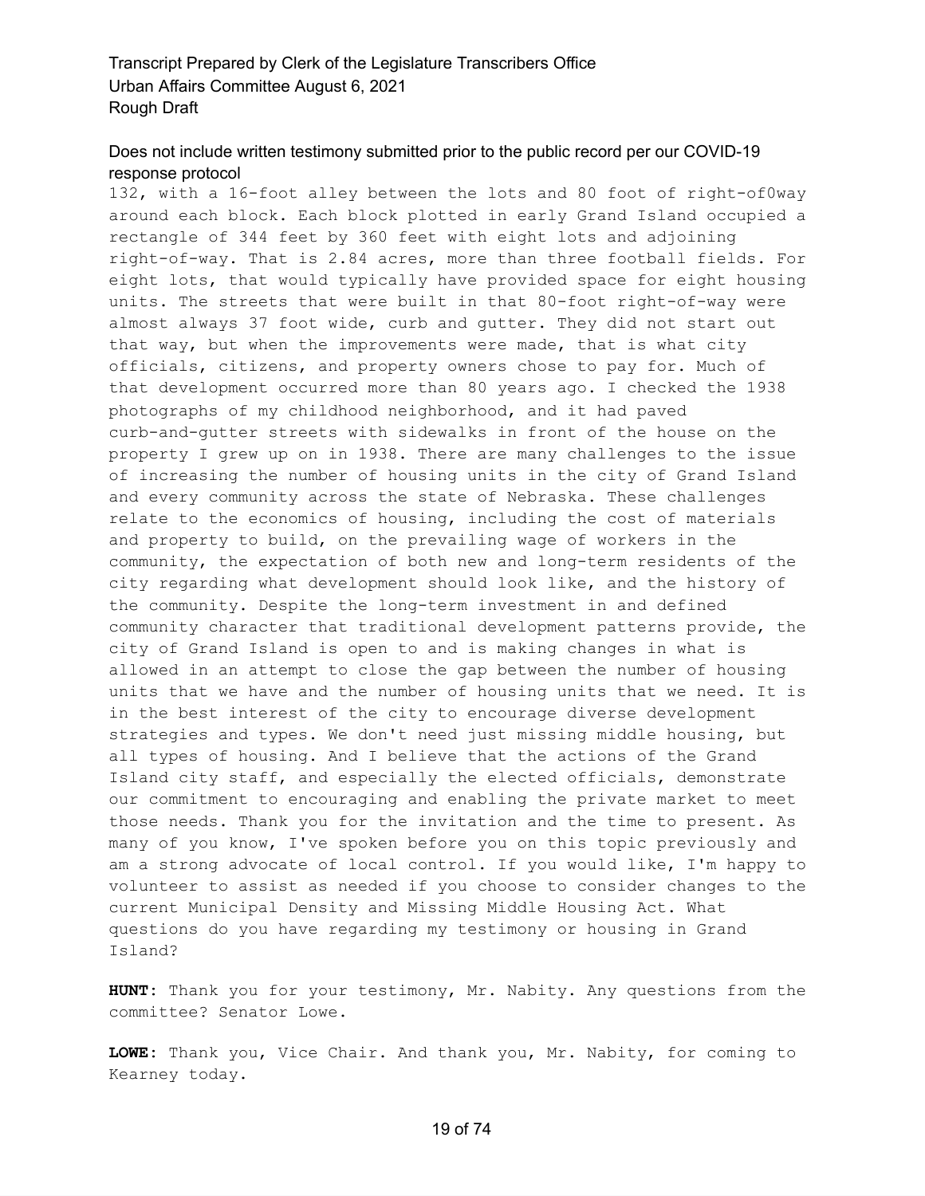Does not include written testimony submitted prior to the public record per our COVID-19 response protocol

132, with a 16-foot alley between the lots and 80 foot of right-of0way around each block. Each block plotted in early Grand Island occupied a rectangle of 344 feet by 360 feet with eight lots and adjoining right-of-way. That is 2.84 acres, more than three football fields. For eight lots, that would typically have provided space for eight housing units. The streets that were built in that 80-foot right-of-way were almost always 37 foot wide, curb and gutter. They did not start out that way, but when the improvements were made, that is what city officials, citizens, and property owners chose to pay for. Much of that development occurred more than 80 years ago. I checked the 1938 photographs of my childhood neighborhood, and it had paved curb-and-gutter streets with sidewalks in front of the house on the property I grew up on in 1938. There are many challenges to the issue of increasing the number of housing units in the city of Grand Island and every community across the state of Nebraska. These challenges relate to the economics of housing, including the cost of materials and property to build, on the prevailing wage of workers in the community, the expectation of both new and long-term residents of the city regarding what development should look like, and the history of the community. Despite the long-term investment in and defined community character that traditional development patterns provide, the city of Grand Island is open to and is making changes in what is allowed in an attempt to close the gap between the number of housing units that we have and the number of housing units that we need. It is in the best interest of the city to encourage diverse development strategies and types. We don't need just missing middle housing, but all types of housing. And I believe that the actions of the Grand Island city staff, and especially the elected officials, demonstrate our commitment to encouraging and enabling the private market to meet those needs. Thank you for the invitation and the time to present. As many of you know, I've spoken before you on this topic previously and am a strong advocate of local control. If you would like, I'm happy to volunteer to assist as needed if you choose to consider changes to the current Municipal Density and Missing Middle Housing Act. What questions do you have regarding my testimony or housing in Grand Island?

**HUNT:** Thank you for your testimony, Mr. Nabity. Any questions from the committee? Senator Lowe.

**LOWE:** Thank you, Vice Chair. And thank you, Mr. Nabity, for coming to Kearney today.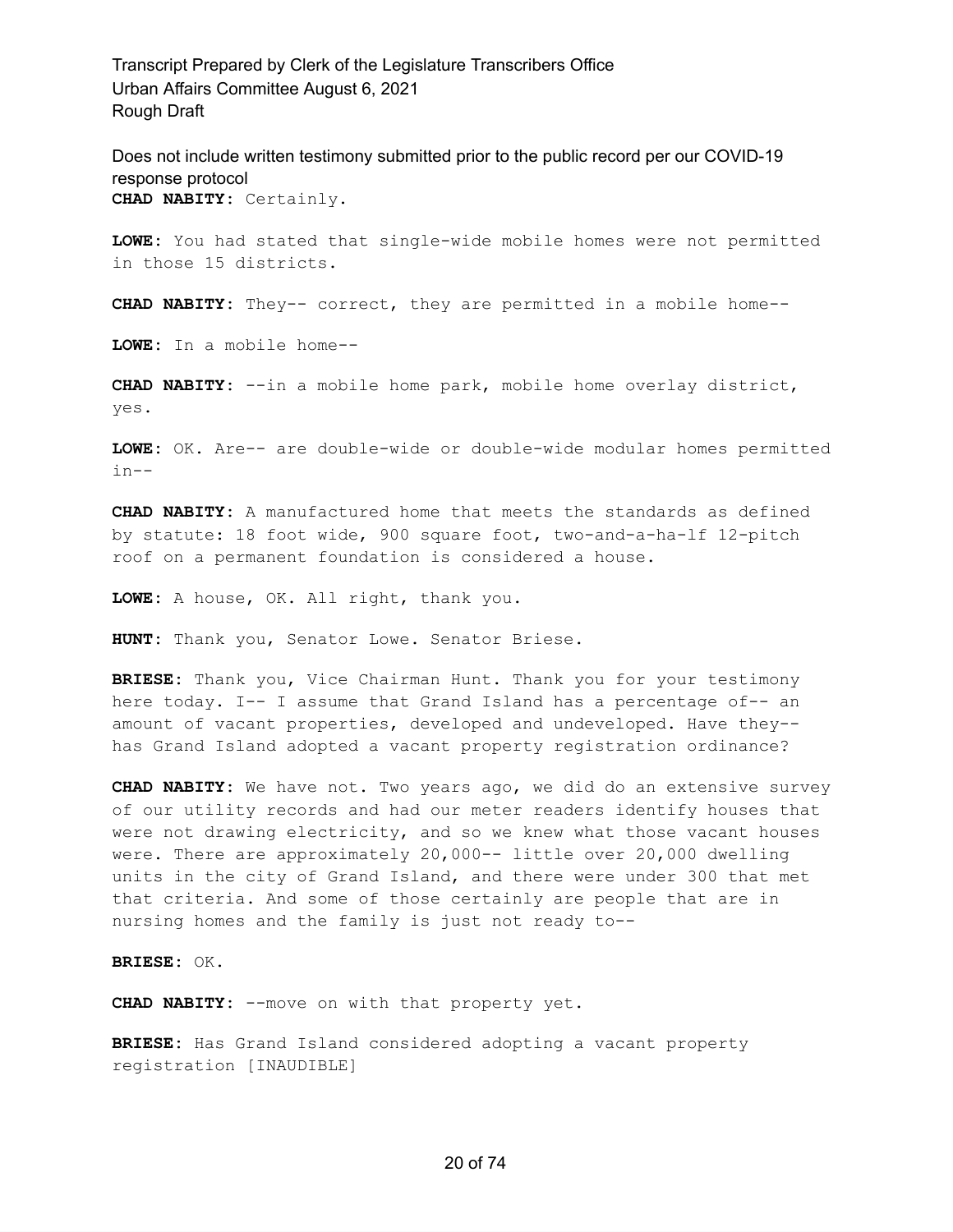**CHAD NABITY:** Certainly.

**LOWE:** You had stated that single-wide mobile homes were not permitted in those 15 districts.

**CHAD NABITY:** They-- correct, they are permitted in a mobile home--

**LOWE:** In a mobile home--

**CHAD NABITY:** --in a mobile home park, mobile home overlay district, yes.

**LOWE:** OK. Are-- are double-wide or double-wide modular homes permitted in--

**CHAD NABITY:** A manufactured home that meets the standards as defined by statute: 18 foot wide, 900 square foot, two-and-a-ha-lf 12-pitch roof on a permanent foundation is considered a house.

**LOWE:** A house, OK. All right, thank you.

**HUNT:** Thank you, Senator Lowe. Senator Briese.

**BRIESE:** Thank you, Vice Chairman Hunt. Thank you for your testimony here today. I-- I assume that Grand Island has a percentage of-- an amount of vacant properties, developed and undeveloped. Have they-- has Grand Island adopted a vacant property registration ordinance?

**CHAD NABITY:** We have not. Two years ago, we did do an extensive survey of our utility records and had our meter readers identify houses that were not drawing electricity, and so we knew what those vacant houses were. There are approximately 20,000-- little over 20,000 dwelling units in the city of Grand Island, and there were under 300 that met that criteria. And some of those certainly are people that are in nursing homes and the family is just not ready to--

**BRIESE:** OK.

**CHAD NABITY:** --move on with that property yet.

**BRIESE:** Has Grand Island considered adopting a vacant property registration [INAUDIBLE]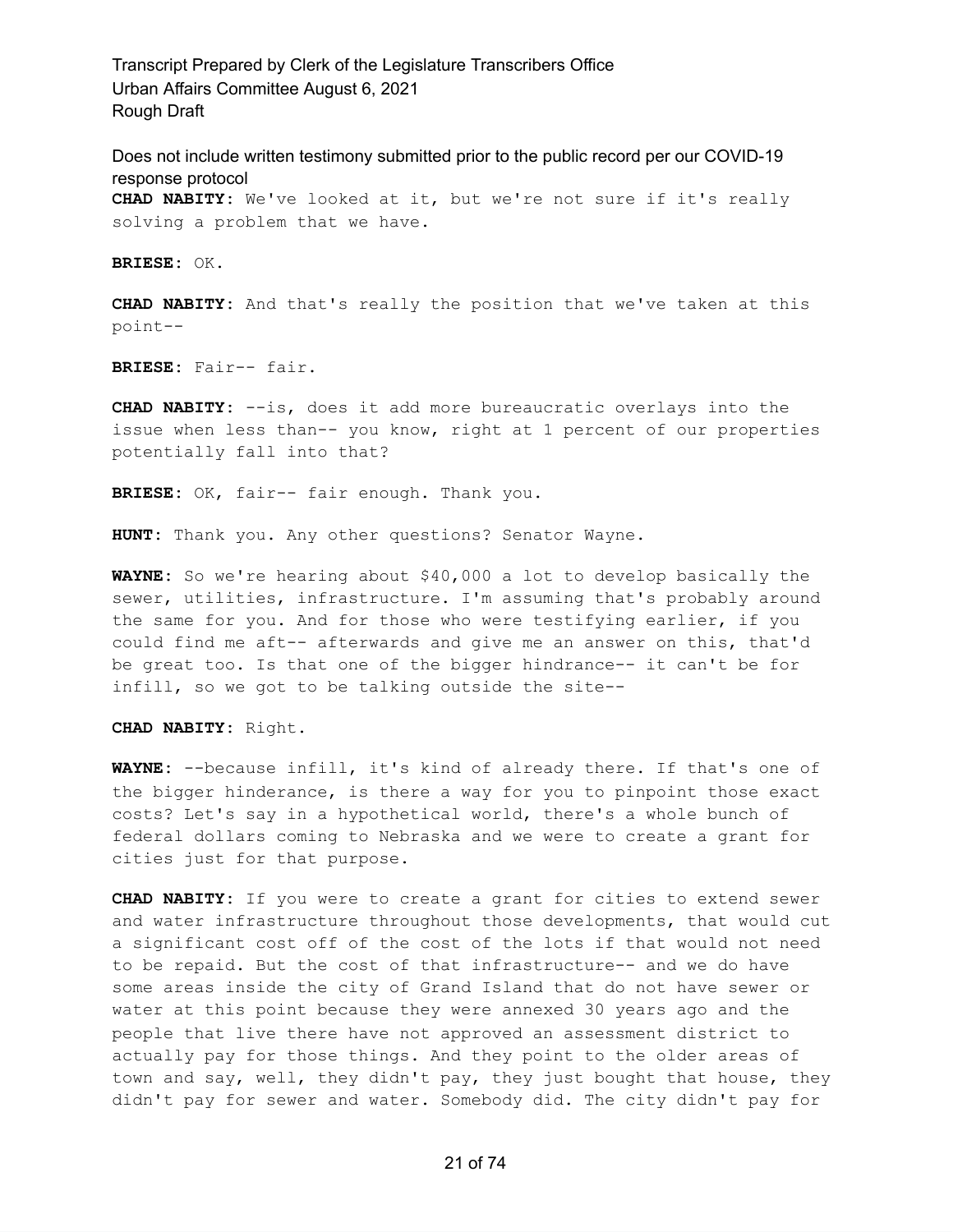**CHAD NABITY:** We've looked at it, but we're not sure if it's really solving a problem that we have.

**BRIESE:** OK.

**CHAD NABITY:** And that's really the position that we've taken at this point--

**BRIESE:** Fair-- fair.

**CHAD NABITY:** --is, does it add more bureaucratic overlays into the issue when less than-- you know, right at 1 percent of our properties potentially fall into that?

**BRIESE:** OK, fair-- fair enough. Thank you.

**HUNT:** Thank you. Any other questions? Senator Wayne.

**WAYNE:** So we're hearing about $40,000 a lot to develop basically the sewer, utilities, infrastructure. I'm assuming that's probably around the same for you. And for those who were testifying earlier, if you could find me aft-- afterwards and give me an answer on this, that'd be great too. Is that one of the bigger hindrance-- it can't be for infill, so we got to be talking outside the site--

**CHAD NABITY:** Right.

**WAYNE:** --because infill, it's kind of already there. If that's one of the bigger hinderance, is there a way for you to pinpoint those exact costs? Let's say in a hypothetical world, there's a whole bunch of federal dollars coming to Nebraska and we were to create a grant for cities just for that purpose.

**CHAD NABITY:** If you were to create a grant for cities to extend sewer and water infrastructure throughout those developments, that would cut a significant cost off of the cost of the lots if that would not need to be repaid. But the cost of that infrastructure-- and we do have some areas inside the city of Grand Island that do not have sewer or water at this point because they were annexed 30 years ago and the people that live there have not approved an assessment district to actually pay for those things. And they point to the older areas of town and say, well, they didn't pay, they just bought that house, they didn't pay for sewer and water. Somebody did. The city didn't pay for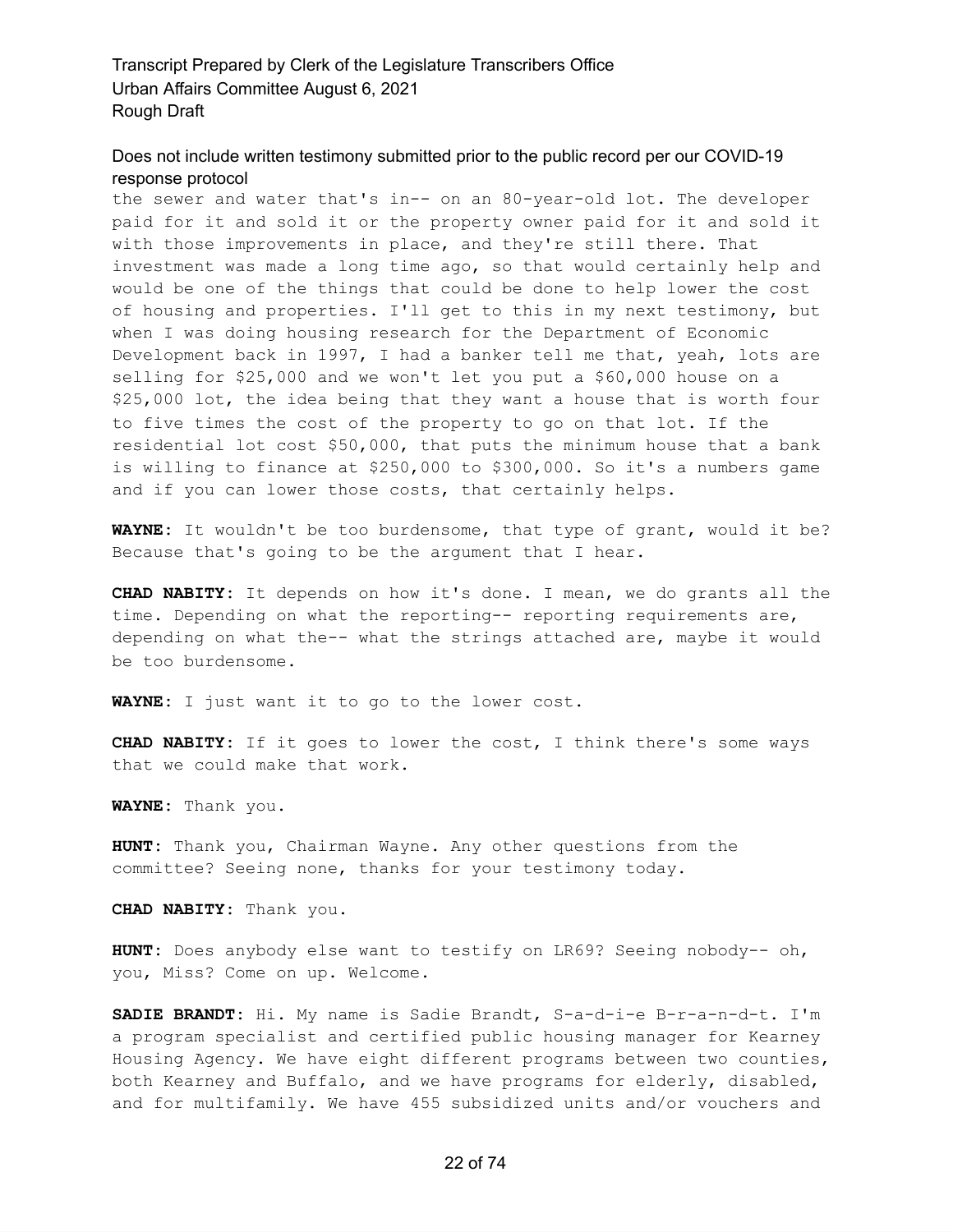the sewer and water that's in-- on an 80-year-old lot. The developer paid for it and sold it or the property owner paid for it and sold it with those improvements in place, and they're still there. That investment was made a long time ago, so that would certainly help and would be one of the things that could be done to help lower the cost of housing and properties. I'll get to this in my next testimony, but when I was doing housing research for the Department of Economic Development back in 1997, I had a banker tell me that, yeah, lots are selling for $25,000 and we won't let you put a $60,000 house on a $25,000 lot, the idea being that they want a house that is worth four to five times the cost of the property to go on that lot. If the residential lot cost $50,000, that puts the minimum house that a bank is willing to finance at $250,000 to $300,000. So it's a numbers game and if you can lower those costs, that certainly helps.

**WAYNE:** It wouldn't be too burdensome, that type of grant, would it be? Because that's going to be the argument that I hear.

**CHAD NABITY:** It depends on how it's done. I mean, we do grants all the time. Depending on what the reporting-- reporting requirements are, depending on what the-- what the strings attached are, maybe it would be too burdensome.

**WAYNE:** I just want it to go to the lower cost.

**CHAD NABITY:** If it goes to lower the cost, I think there's some ways that we could make that work.

**WAYNE:** Thank you.

**HUNT:** Thank you, Chairman Wayne. Any other questions from the committee? Seeing none, thanks for your testimony today.

**CHAD NABITY:** Thank you.

**HUNT:** Does anybody else want to testify on LR69? Seeing nobody-- oh, you, Miss? Come on up. Welcome.

**SADIE BRANDT:** Hi. My name is Sadie Brandt, S-a-d-i-e B-r-a-n-d-t. I'm a program specialist and certified public housing manager for Kearney Housing Agency. We have eight different programs between two counties, both Kearney and Buffalo, and we have programs for elderly, disabled, and for multifamily. We have 455 subsidized units and/or vouchers and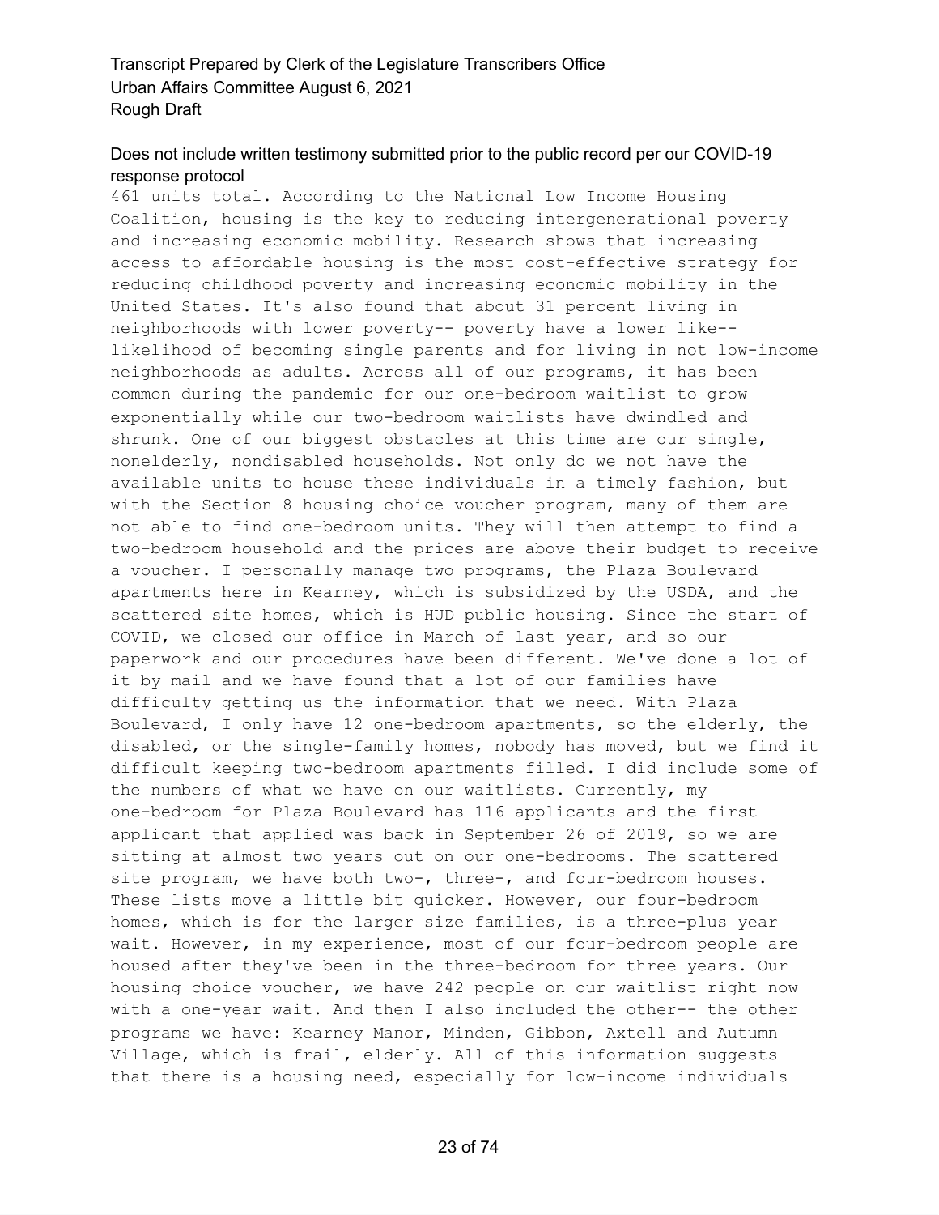461 units total. According to the National Low Income Housing Coalition, housing is the key to reducing intergenerational poverty and increasing economic mobility. Research shows that increasing access to affordable housing is the most cost-effective strategy for reducing childhood poverty and increasing economic mobility in the United States. It's also found that about 31 percent living in neighborhoods with lower poverty-- poverty have a lower like-- likelihood of becoming single parents and for living in not low-income neighborhoods as adults. Across all of our programs, it has been common during the pandemic for our one-bedroom waitlist to grow exponentially while our two-bedroom waitlists have dwindled and shrunk. One of our biggest obstacles at this time are our single, nonelderly, nondisabled households. Not only do we not have the available units to house these individuals in a timely fashion, but with the Section 8 housing choice voucher program, many of them are not able to find one-bedroom units. They will then attempt to find a two-bedroom household and the prices are above their budget to receive a voucher. I personally manage two programs, the Plaza Boulevard apartments here in Kearney, which is subsidized by the USDA, and the scattered site homes, which is HUD public housing. Since the start of COVID, we closed our office in March of last year, and so our paperwork and our procedures have been different. We've done a lot of it by mail and we have found that a lot of our families have difficulty getting us the information that we need. With Plaza Boulevard, I only have 12 one-bedroom apartments, so the elderly, the disabled, or the single-family homes, nobody has moved, but we find it difficult keeping two-bedroom apartments filled. I did include some of the numbers of what we have on our waitlists. Currently, my one-bedroom for Plaza Boulevard has 116 applicants and the first applicant that applied was back in September 26 of 2019, so we are sitting at almost two years out on our one-bedrooms. The scattered site program, we have both two-, three-, and four-bedroom houses. These lists move a little bit quicker. However, our four-bedroom homes, which is for the larger size families, is a three-plus year wait. However, in my experience, most of our four-bedroom people are housed after they've been in the three-bedroom for three years. Our housing choice voucher, we have 242 people on our waitlist right now with a one-year wait. And then I also included the other-- the other programs we have: Kearney Manor, Minden, Gibbon, Axtell and Autumn Village, which is frail, elderly. All of this information suggests that there is a housing need, especially for low-income individuals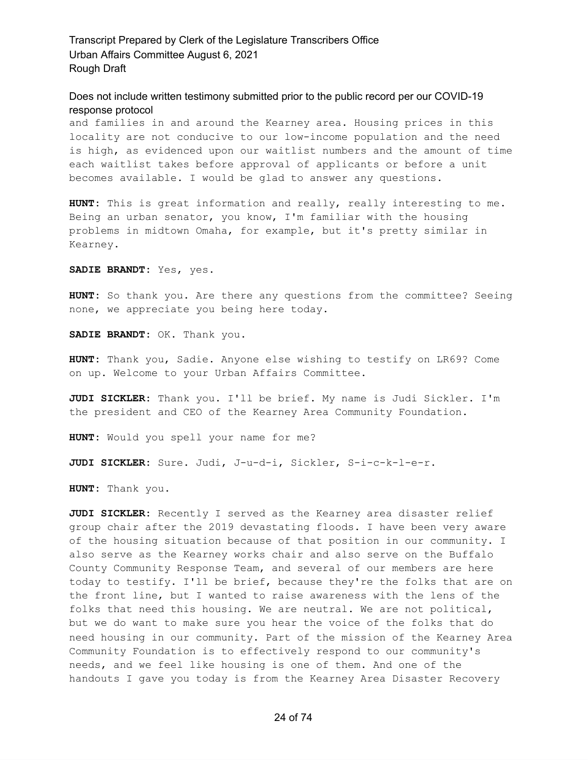and families in and around the Kearney area. Housing prices in this locality are not conducive to our low-income population and the need is high, as evidenced upon our waitlist numbers and the amount of time each waitlist takes before approval of applicants or before a unit becomes available. I would be glad to answer any questions.

**HUNT:** This is great information and really, really interesting to me. Being an urban senator, you know, I'm familiar with the housing problems in midtown Omaha, for example, but it's pretty similar in Kearney.

**SADIE BRANDT:** Yes, yes.

**HUNT:** So thank you. Are there any questions from the committee? Seeing none, we appreciate you being here today.

**SADIE BRANDT:** OK. Thank you.

**HUNT:** Thank you, Sadie. Anyone else wishing to testify on LR69? Come on up. Welcome to your Urban Affairs Committee.

**JUDI SICKLER:** Thank you. I'll be brief. My name is Judi Sickler. I'm the president and CEO of the Kearney Area Community Foundation.

**HUNT:** Would you spell your name for me?

**JUDI SICKLER:** Sure. Judi, J-u-d-i, Sickler, S-i-c-k-l-e-r.

**HUNT:** Thank you.

**JUDI SICKLER:** Recently I served as the Kearney area disaster relief group chair after the 2019 devastating floods. I have been very aware of the housing situation because of that position in our community. I also serve as the Kearney works chair and also serve on the Buffalo County Community Response Team, and several of our members are here today to testify. I'll be brief, because they're the folks that are on the front line, but I wanted to raise awareness with the lens of the folks that need this housing. We are neutral. We are not political, but we do want to make sure you hear the voice of the folks that do need housing in our community. Part of the mission of the Kearney Area Community Foundation is to effectively respond to our community's needs, and we feel like housing is one of them. And one of the handouts I gave you today is from the Kearney Area Disaster Recovery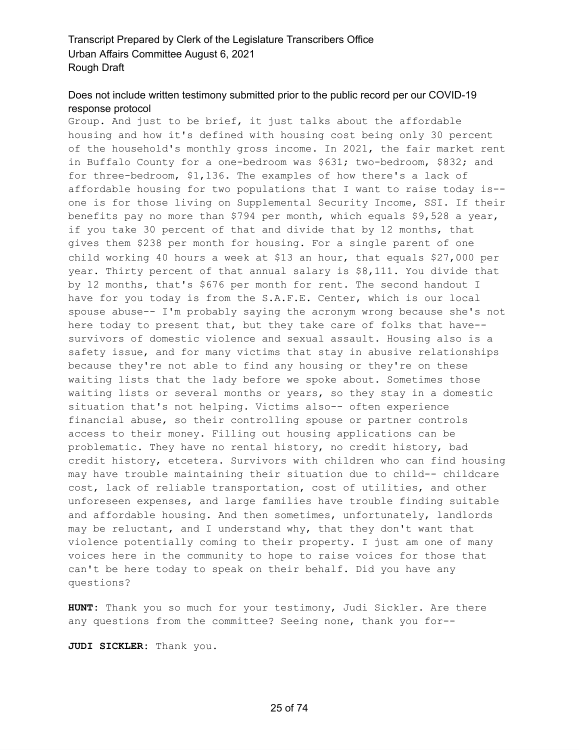Group. And just to be brief, it just talks about the affordable housing and how it's defined with housing cost being only 30 percent of the household's monthly gross income. In 2021, the fair market rent in Buffalo County for a one-bedroom was $631; two-bedroom, $832; and for three-bedroom, $1,136. The examples of how there's a lack of affordable housing for two populations that I want to raise today is-- one is for those living on Supplemental Security Income, SSI. If their benefits pay no more than $794 per month, which equals $9,528 a year, if you take 30 percent of that and divide that by 12 months, that gives them $238 per month for housing. For a single parent of one child working 40 hours a week at $13 an hour, that equals $27,000 per year. Thirty percent of that annual salary is $8,111. You divide that by 12 months, that's $676 per month for rent. The second handout I have for you today is from the S.A.F.E. Center, which is our local spouse abuse-- I'm probably saying the acronym wrong because she's not here today to present that, but they take care of folks that have-- survivors of domestic violence and sexual assault. Housing also is a safety issue, and for many victims that stay in abusive relationships because they're not able to find any housing or they're on these waiting lists that the lady before we spoke about. Sometimes those waiting lists or several months or years, so they stay in a domestic situation that's not helping. Victims also-- often experience financial abuse, so their controlling spouse or partner controls access to their money. Filling out housing applications can be problematic. They have no rental history, no credit history, bad credit history, etcetera. Survivors with children who can find housing may have trouble maintaining their situation due to child-- childcare cost, lack of reliable transportation, cost of utilities, and other unforeseen expenses, and large families have trouble finding suitable and affordable housing. And then sometimes, unfortunately, landlords may be reluctant, and I understand why, that they don't want that violence potentially coming to their property. I just am one of many voices here in the community to hope to raise voices for those that can't be here today to speak on their behalf. Did you have any questions?

**HUNT:** Thank you so much for your testimony, Judi Sickler. Are there any questions from the committee? Seeing none, thank you for--

**JUDI SICKLER:** Thank you.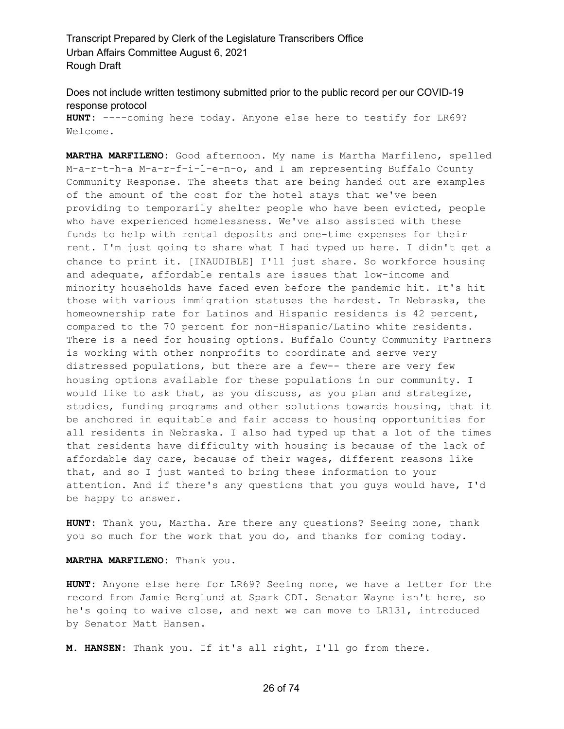Does not include written testimony submitted prior to the public record per our COVID-19 response protocol

**HUNT:** ----coming here today. Anyone else here to testify for LR69? Welcome.

**MARTHA MARFILENO:** Good afternoon. My name is Martha Marfileno, spelled M-a-r-t-h-a M-a-r-f-i-l-e-n-o, and I am representing Buffalo County Community Response. The sheets that are being handed out are examples of the amount of the cost for the hotel stays that we've been providing to temporarily shelter people who have been evicted, people who have experienced homelessness. We've also assisted with these funds to help with rental deposits and one-time expenses for their rent. I'm just going to share what I had typed up here. I didn't get a chance to print it. [INAUDIBLE] I'll just share. So workforce housing and adequate, affordable rentals are issues that low-income and minority households have faced even before the pandemic hit. It's hit those with various immigration statuses the hardest. In Nebraska, the homeownership rate for Latinos and Hispanic residents is 42 percent, compared to the 70 percent for non-Hispanic/Latino white residents. There is a need for housing options. Buffalo County Community Partners is working with other nonprofits to coordinate and serve very distressed populations, but there are a few-- there are very few housing options available for these populations in our community. I would like to ask that, as you discuss, as you plan and strategize, studies, funding programs and other solutions towards housing, that it be anchored in equitable and fair access to housing opportunities for all residents in Nebraska. I also had typed up that a lot of the times that residents have difficulty with housing is because of the lack of affordable day care, because of their wages, different reasons like that, and so I just wanted to bring these information to your attention. And if there's any questions that you guys would have, I'd be happy to answer.

**HUNT:** Thank you, Martha. Are there any questions? Seeing none, thank you so much for the work that you do, and thanks for coming today.

**MARTHA MARFILENO:** Thank you.

**HUNT:** Anyone else here for LR69? Seeing none, we have a letter for the record from Jamie Berglund at Spark CDI. Senator Wayne isn't here, so he's going to waive close, and next we can move to LR131, introduced by Senator Matt Hansen.

**M. HANSEN:** Thank you. If it's all right, I'll go from there.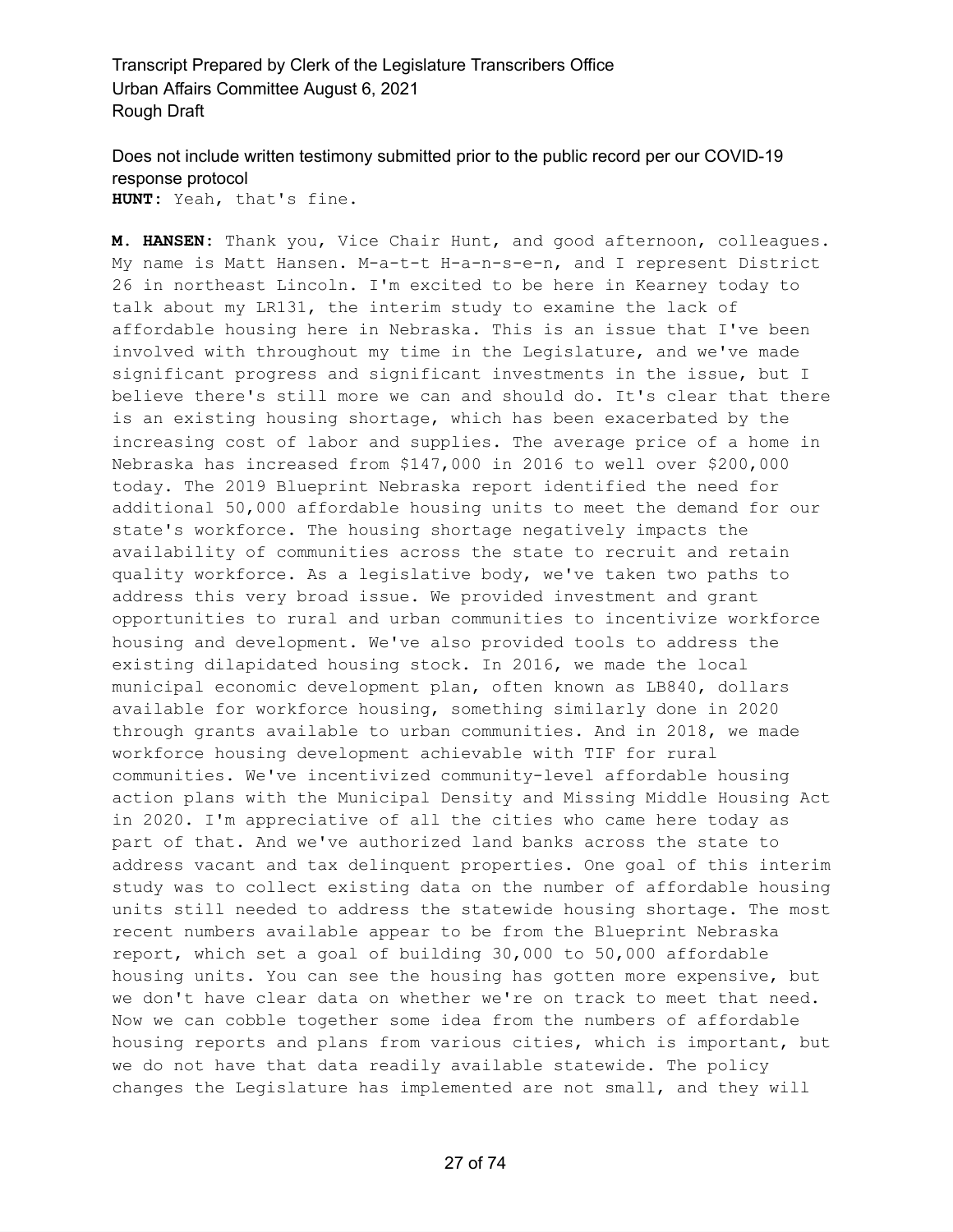**HUNT:** Yeah, that's fine.

**M. HANSEN:** Thank you, Vice Chair Hunt, and good afternoon, colleagues. My name is Matt Hansen. M-a-t-t H-a-n-s-e-n, and I represent District 26 in northeast Lincoln. I'm excited to be here in Kearney today to talk about my LR131, the interim study to examine the lack of affordable housing here in Nebraska. This is an issue that I've been involved with throughout my time in the Legislature, and we've made significant progress and significant investments in the issue, but I believe there's still more we can and should do. It's clear that there is an existing housing shortage, which has been exacerbated by the increasing cost of labor and supplies. The average price of a home in Nebraska has increased from $147,000 in 2016 to well over $200,000 today. The 2019 Blueprint Nebraska report identified the need for additional 50,000 affordable housing units to meet the demand for our state's workforce. The housing shortage negatively impacts the availability of communities across the state to recruit and retain quality workforce. As a legislative body, we've taken two paths to address this very broad issue. We provided investment and grant opportunities to rural and urban communities to incentivize workforce housing and development. We've also provided tools to address the existing dilapidated housing stock. In 2016, we made the local municipal economic development plan, often known as LB840, dollars available for workforce housing, something similarly done in 2020 through grants available to urban communities. And in 2018, we made workforce housing development achievable with TIF for rural communities. We've incentivized community-level affordable housing action plans with the Municipal Density and Missing Middle Housing Act in 2020. I'm appreciative of all the cities who came here today as part of that. And we've authorized land banks across the state to address vacant and tax delinquent properties. One goal of this interim study was to collect existing data on the number of affordable housing units still needed to address the statewide housing shortage. The most recent numbers available appear to be from the Blueprint Nebraska report, which set a goal of building 30,000 to 50,000 affordable housing units. You can see the housing has gotten more expensive, but we don't have clear data on whether we're on track to meet that need. Now we can cobble together some idea from the numbers of affordable housing reports and plans from various cities, which is important, but we do not have that data readily available statewide. The policy changes the Legislature has implemented are not small, and they will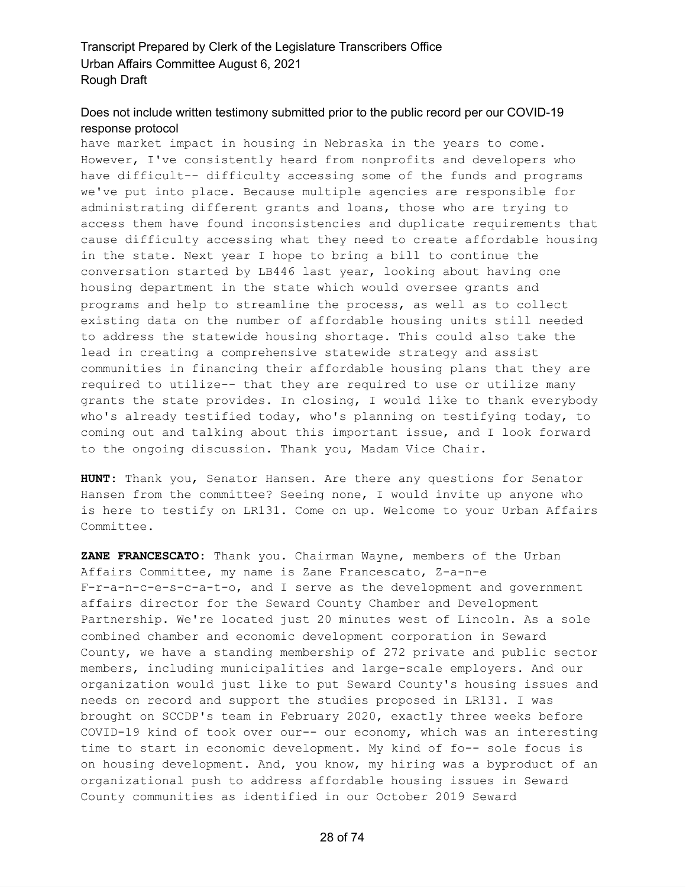have market impact in housing in Nebraska in the years to come. However, I've consistently heard from nonprofits and developers who have difficult-- difficulty accessing some of the funds and programs we've put into place. Because multiple agencies are responsible for administrating different grants and loans, those who are trying to access them have found inconsistencies and duplicate requirements that cause difficulty accessing what they need to create affordable housing in the state. Next year I hope to bring a bill to continue the conversation started by LB446 last year, looking about having one housing department in the state which would oversee grants and programs and help to streamline the process, as well as to collect existing data on the number of affordable housing units still needed to address the statewide housing shortage. This could also take the lead in creating a comprehensive statewide strategy and assist communities in financing their affordable housing plans that they are required to utilize-- that they are required to use or utilize many grants the state provides. In closing, I would like to thank everybody who's already testified today, who's planning on testifying today, to coming out and talking about this important issue, and I look forward to the ongoing discussion. Thank you, Madam Vice Chair.

**HUNT:** Thank you, Senator Hansen. Are there any questions for Senator Hansen from the committee? Seeing none, I would invite up anyone who is here to testify on LR131. Come on up. Welcome to your Urban Affairs Committee.

**ZANE FRANCESCATO:** Thank you. Chairman Wayne, members of the Urban Affairs Committee, my name is Zane Francescato, Z-a-n-e F-r-a-n-c-e-s-c-a-t-o, and I serve as the development and government affairs director for the Seward County Chamber and Development Partnership. We're located just 20 minutes west of Lincoln. As a sole combined chamber and economic development corporation in Seward County, we have a standing membership of 272 private and public sector members, including municipalities and large-scale employers. And our organization would just like to put Seward County's housing issues and needs on record and support the studies proposed in LR131. I was brought on SCCDP's team in February 2020, exactly three weeks before COVID-19 kind of took over our-- our economy, which was an interesting time to start in economic development. My kind of fo-- sole focus is on housing development. And, you know, my hiring was a byproduct of an organizational push to address affordable housing issues in Seward County communities as identified in our October 2019 Seward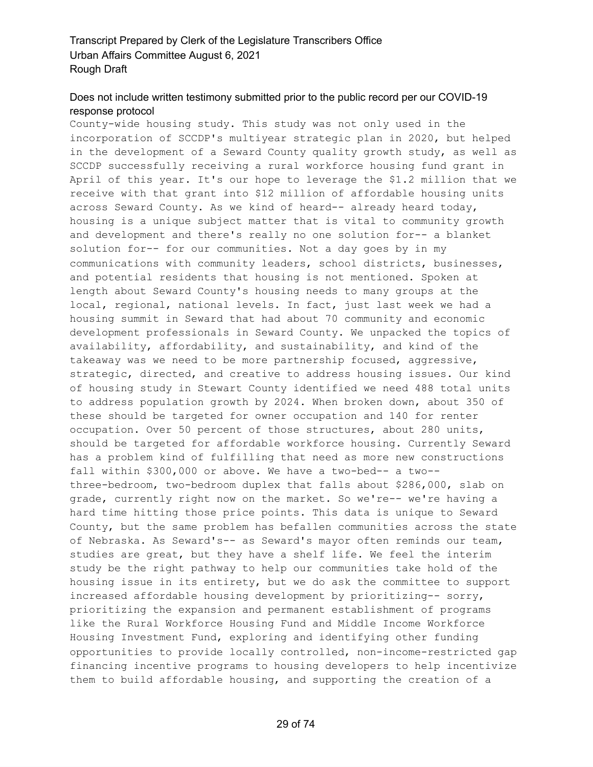County-wide housing study. This study was not only used in the incorporation of SCCDP's multiyear strategic plan in 2020, but helped in the development of a Seward County quality growth study, as well as SCCDP successfully receiving a rural workforce housing fund grant in April of this year. It's our hope to leverage the $1.2 million that we receive with that grant into $12 million of affordable housing units across Seward County. As we kind of heard-- already heard today, housing is a unique subject matter that is vital to community growth and development and there's really no one solution for-- a blanket solution for-- for our communities. Not a day goes by in my communications with community leaders, school districts, businesses, and potential residents that housing is not mentioned. Spoken at length about Seward County's housing needs to many groups at the local, regional, national levels. In fact, just last week we had a housing summit in Seward that had about 70 community and economic development professionals in Seward County. We unpacked the topics of availability, affordability, and sustainability, and kind of the takeaway was we need to be more partnership focused, aggressive, strategic, directed, and creative to address housing issues. Our kind of housing study in Stewart County identified we need 488 total units to address population growth by 2024. When broken down, about 350 of these should be targeted for owner occupation and 140 for renter occupation. Over 50 percent of those structures, about 280 units, should be targeted for affordable workforce housing. Currently Seward has a problem kind of fulfilling that need as more new constructions fall within $300,000 or above. We have a two-bed-- a two-- three-bedroom, two-bedroom duplex that falls about $286,000, slab on grade, currently right now on the market. So we're-- we're having a hard time hitting those price points. This data is unique to Seward County, but the same problem has befallen communities across the state of Nebraska. As Seward's-- as Seward's mayor often reminds our team, studies are great, but they have a shelf life. We feel the interim study be the right pathway to help our communities take hold of the housing issue in its entirety, but we do ask the committee to support increased affordable housing development by prioritizing-- sorry, prioritizing the expansion and permanent establishment of programs like the Rural Workforce Housing Fund and Middle Income Workforce Housing Investment Fund, exploring and identifying other funding opportunities to provide locally controlled, non-income-restricted gap financing incentive programs to housing developers to help incentivize them to build affordable housing, and supporting the creation of a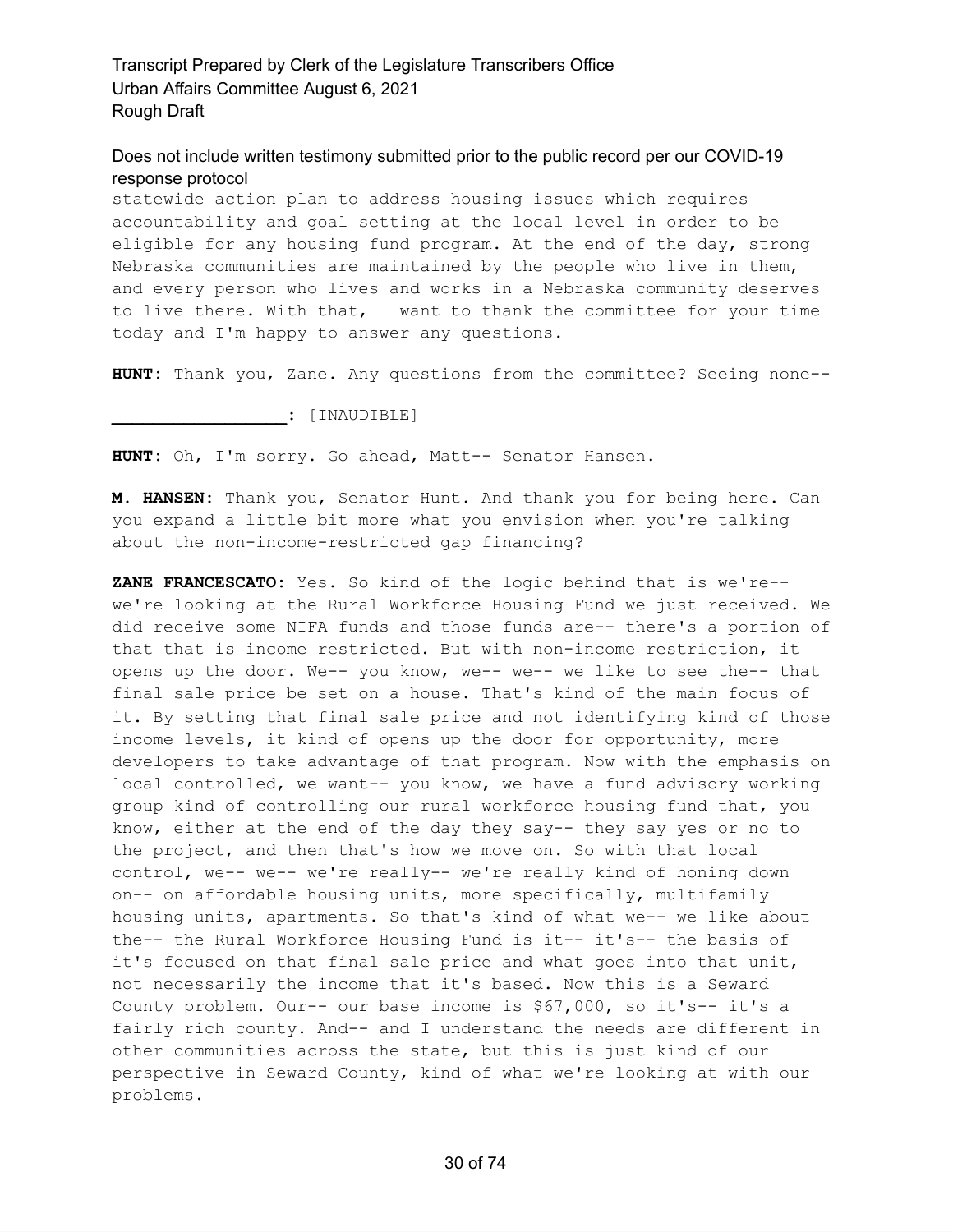statewide action plan to address housing issues which requires accountability and goal setting at the local level in order to be eligible for any housing fund program. At the end of the day, strong Nebraska communities are maintained by the people who live in them, and every person who lives and works in a Nebraska community deserves to live there. With that, I want to thank the committee for your time today and I'm happy to answer any questions.

**HUNT:** Thank you, Zane. Any questions from the committee? Seeing none--

**_________________:** [INAUDIBLE]

**HUNT:** Oh, I'm sorry. Go ahead, Matt-- Senator Hansen.

**M. HANSEN:** Thank you, Senator Hunt. And thank you for being here. Can you expand a little bit more what you envision when you're talking about the non-income-restricted gap financing?

**ZANE FRANCESCATO:** Yes. So kind of the logic behind that is we're-- we're looking at the Rural Workforce Housing Fund we just received. We did receive some NIFA funds and those funds are-- there's a portion of that that is income restricted. But with non-income restriction, it opens up the door. We-- you know, we-- we-- we like to see the-- that final sale price be set on a house. That's kind of the main focus of it. By setting that final sale price and not identifying kind of those income levels, it kind of opens up the door for opportunity, more developers to take advantage of that program. Now with the emphasis on local controlled, we want-- you know, we have a fund advisory working group kind of controlling our rural workforce housing fund that, you know, either at the end of the day they say-- they say yes or no to the project, and then that's how we move on. So with that local control, we-- we-- we're really-- we're really kind of honing down on-- on affordable housing units, more specifically, multifamily housing units, apartments. So that's kind of what we-- we like about the-- the Rural Workforce Housing Fund is it-- it's-- the basis of it's focused on that final sale price and what goes into that unit, not necessarily the income that it's based. Now this is a Seward County problem. Our-- our base income is $67,000, so it's-- it's a fairly rich county. And-- and I understand the needs are different in other communities across the state, but this is just kind of our perspective in Seward County, kind of what we're looking at with our problems.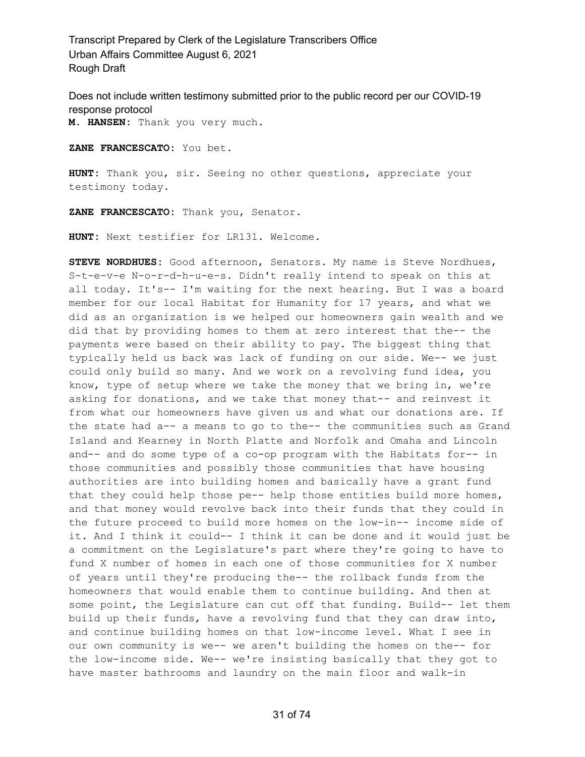**M. HANSEN:** Thank you very much.

**ZANE FRANCESCATO:** You bet.

**HUNT:** Thank you, sir. Seeing no other questions, appreciate your testimony today.

**ZANE FRANCESCATO:** Thank you, Senator.

**HUNT:** Next testifier for LR131. Welcome.

**STEVE NORDHUES:** Good afternoon, Senators. My name is Steve Nordhues, S-t-e-v-e N-o-r-d-h-u-e-s. Didn't really intend to speak on this at all today. It's-- I'm waiting for the next hearing. But I was a board member for our local Habitat for Humanity for 17 years, and what we did as an organization is we helped our homeowners gain wealth and we did that by providing homes to them at zero interest that the-- the payments were based on their ability to pay. The biggest thing that typically held us back was lack of funding on our side. We-- we just could only build so many. And we work on a revolving fund idea, you know, type of setup where we take the money that we bring in, we're asking for donations, and we take that money that-- and reinvest it from what our homeowners have given us and what our donations are. If the state had a-- a means to go to the-- the communities such as Grand Island and Kearney in North Platte and Norfolk and Omaha and Lincoln and-- and do some type of a co-op program with the Habitats for-- in those communities and possibly those communities that have housing authorities are into building homes and basically have a grant fund that they could help those pe-- help those entities build more homes, and that money would revolve back into their funds that they could in the future proceed to build more homes on the low-in-- income side of it. And I think it could-- I think it can be done and it would just be a commitment on the Legislature's part where they're going to have to fund X number of homes in each one of those communities for X number of years until they're producing the-- the rollback funds from the homeowners that would enable them to continue building. And then at some point, the Legislature can cut off that funding. Build-- let them build up their funds, have a revolving fund that they can draw into, and continue building homes on that low-income level. What I see in our own community is we-- we aren't building the homes on the-- for the low-income side. We-- we're insisting basically that they got to have master bathrooms and laundry on the main floor and walk-in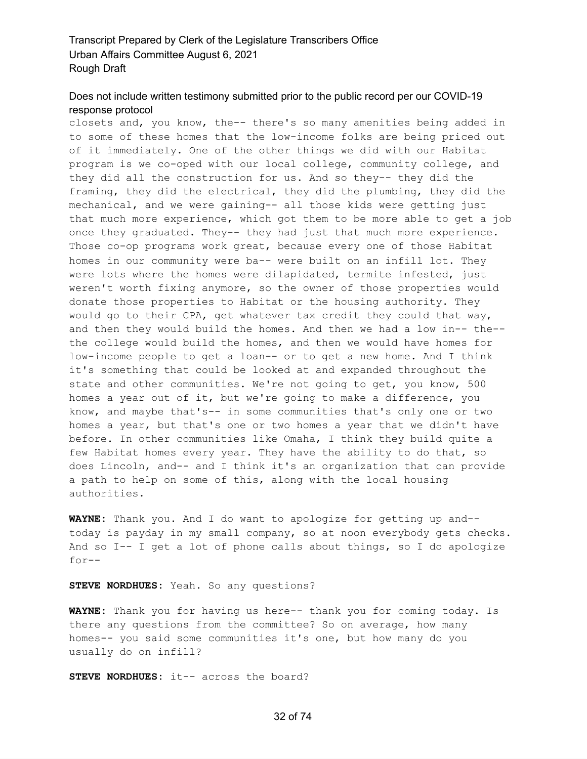closets and, you know, the-- there's so many amenities being added in to some of these homes that the low-income folks are being priced out of it immediately. One of the other things we did with our Habitat program is we co-oped with our local college, community college, and they did all the construction for us. And so they-- they did the framing, they did the electrical, they did the plumbing, they did the mechanical, and we were gaining-- all those kids were getting just that much more experience, which got them to be more able to get a job once they graduated. They-- they had just that much more experience. Those co-op programs work great, because every one of those Habitat homes in our community were ba-- were built on an infill lot. They were lots where the homes were dilapidated, termite infested, just weren't worth fixing anymore, so the owner of those properties would donate those properties to Habitat or the housing authority. They would go to their CPA, get whatever tax credit they could that way, and then they would build the homes. And then we had a low in-- the-- the college would build the homes, and then we would have homes for low-income people to get a loan-- or to get a new home. And I think it's something that could be looked at and expanded throughout the state and other communities. We're not going to get, you know, 500 homes a year out of it, but we're going to make a difference, you know, and maybe that's-- in some communities that's only one or two homes a year, but that's one or two homes a year that we didn't have before. In other communities like Omaha, I think they build quite a few Habitat homes every year. They have the ability to do that, so does Lincoln, and-- and I think it's an organization that can provide a path to help on some of this, along with the local housing authorities.

**WAYNE:** Thank you. And I do want to apologize for getting up and-- today is payday in my small company, so at noon everybody gets checks. And so I-- I get a lot of phone calls about things, so I do apologize for--

**STEVE NORDHUES:** Yeah. So any questions?

**WAYNE:** Thank you for having us here-- thank you for coming today. Is there any questions from the committee? So on average, how many homes-- you said some communities it's one, but how many do you usually do on infill?

**STEVE NORDHUES:** it-- across the board?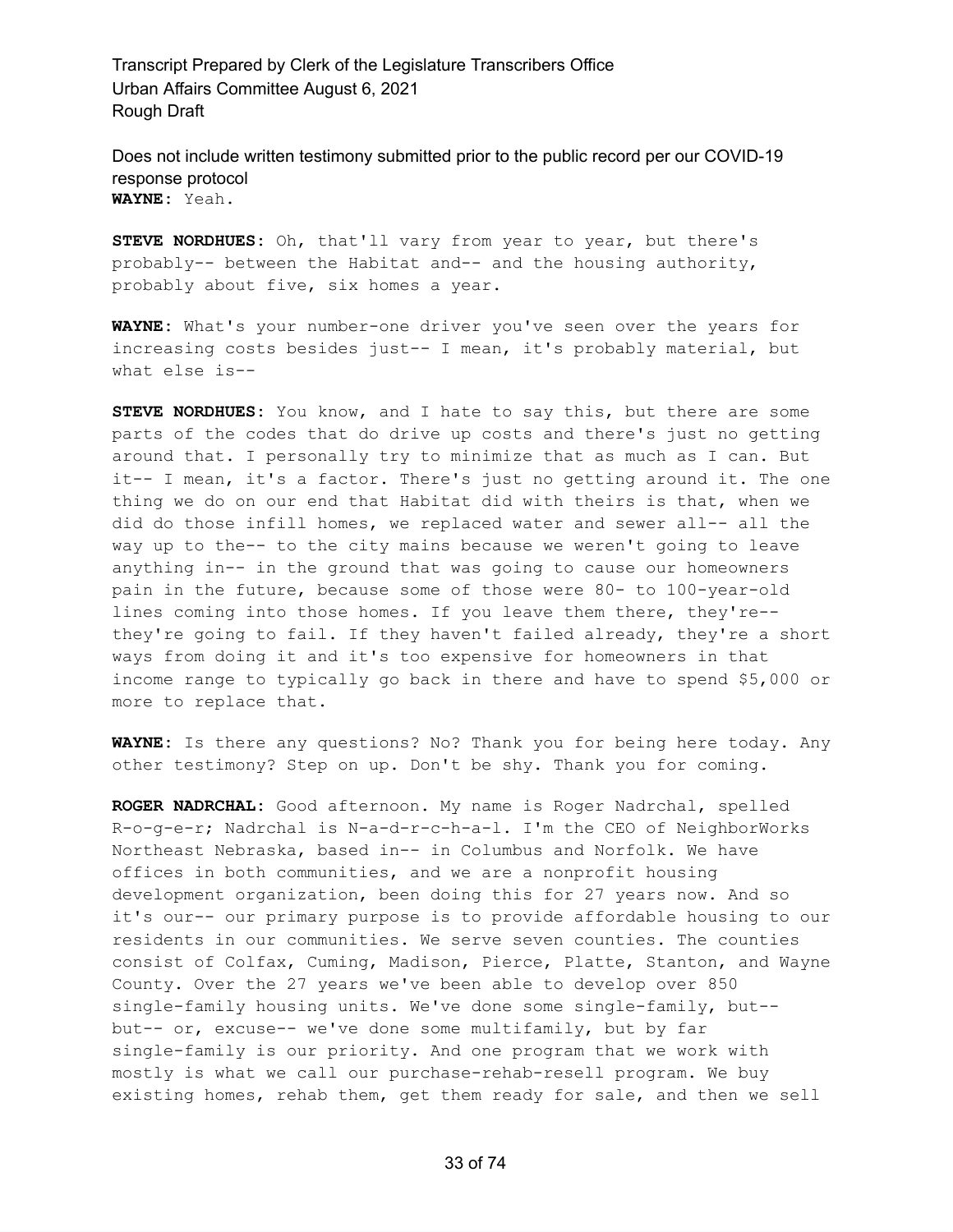**WAYNE:** Yeah.

**STEVE NORDHUES:** Oh, that'll vary from year to year, but there's probably-- between the Habitat and-- and the housing authority, probably about five, six homes a year.

**WAYNE:** What's your number-one driver you've seen over the years for increasing costs besides just-- I mean, it's probably material, but what else is--

**STEVE NORDHUES:** You know, and I hate to say this, but there are some parts of the codes that do drive up costs and there's just no getting around that. I personally try to minimize that as much as I can. But it-- I mean, it's a factor. There's just no getting around it. The one thing we do on our end that Habitat did with theirs is that, when we did do those infill homes, we replaced water and sewer all-- all the way up to the-- to the city mains because we weren't going to leave anything in-- in the ground that was going to cause our homeowners pain in the future, because some of those were 80- to 100-year-old lines coming into those homes. If you leave them there, they're-- they're going to fail. If they haven't failed already, they're a short ways from doing it and it's too expensive for homeowners in that income range to typically go back in there and have to spend $5,000 or more to replace that.

**WAYNE:** Is there any questions? No? Thank you for being here today. Any other testimony? Step on up. Don't be shy. Thank you for coming.

**ROGER NADRCHAL:** Good afternoon. My name is Roger Nadrchal, spelled R-o-g-e-r; Nadrchal is N-a-d-r-c-h-a-l. I'm the CEO of NeighborWorks Northeast Nebraska, based in-- in Columbus and Norfolk. We have offices in both communities, and we are a nonprofit housing development organization, been doing this for 27 years now. And so it's our-- our primary purpose is to provide affordable housing to our residents in our communities. We serve seven counties. The counties consist of Colfax, Cuming, Madison, Pierce, Platte, Stanton, and Wayne County. Over the 27 years we've been able to develop over 850 single-family housing units. We've done some single-family, but-- but-- or, excuse-- we've done some multifamily, but by far single-family is our priority. And one program that we work with mostly is what we call our purchase-rehab-resell program. We buy existing homes, rehab them, get them ready for sale, and then we sell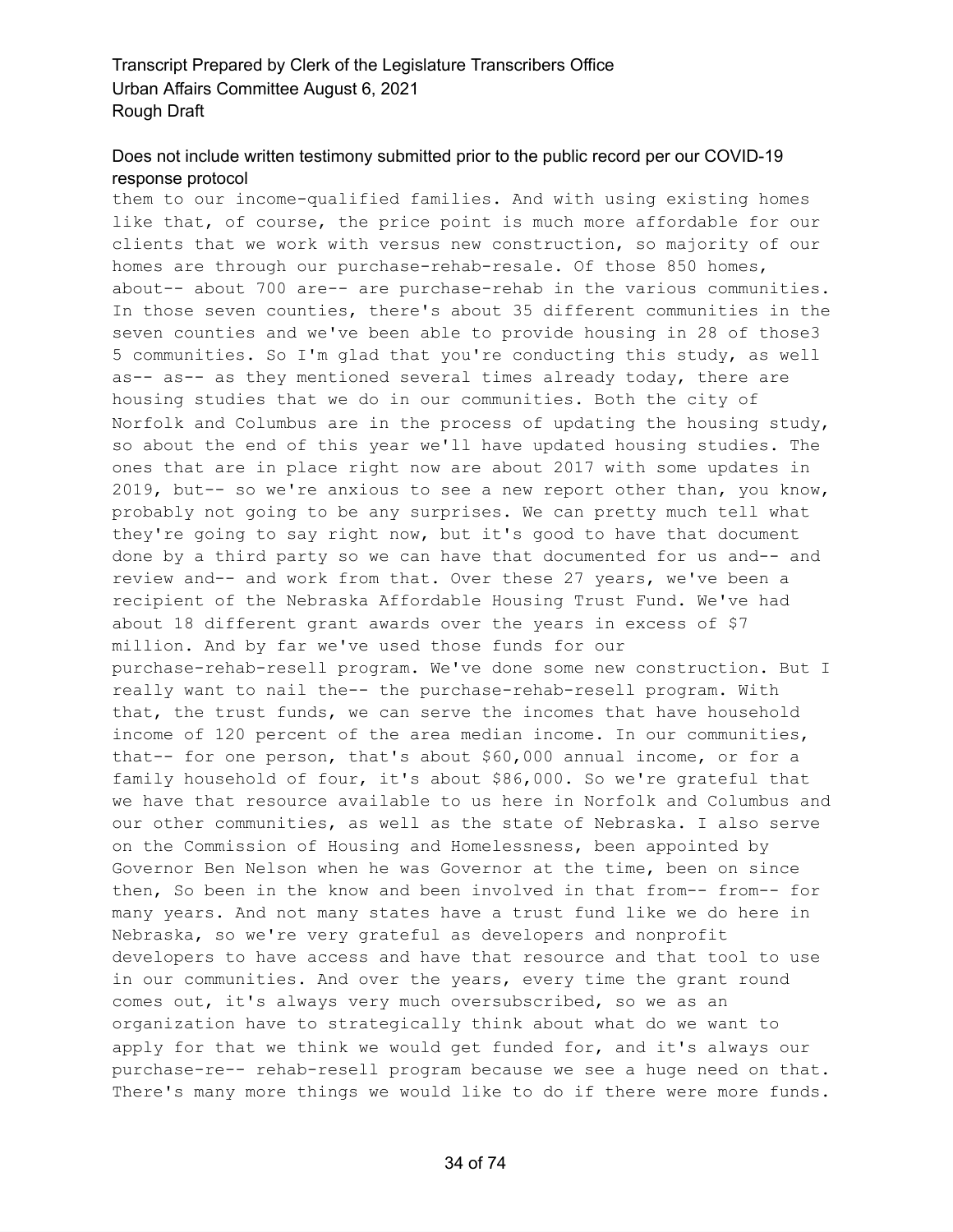them to our income-qualified families. And with using existing homes like that, of course, the price point is much more affordable for our clients that we work with versus new construction, so majority of our homes are through our purchase-rehab-resale. Of those 850 homes, about-- about 700 are-- are purchase-rehab in the various communities. In those seven counties, there's about 35 different communities in the seven counties and we've been able to provide housing in 28 of those3 5 communities. So I'm glad that you're conducting this study, as well as-- as-- as they mentioned several times already today, there are housing studies that we do in our communities. Both the city of Norfolk and Columbus are in the process of updating the housing study, so about the end of this year we'll have updated housing studies. The ones that are in place right now are about 2017 with some updates in 2019, but-- so we're anxious to see a new report other than, you know, probably not going to be any surprises. We can pretty much tell what they're going to say right now, but it's good to have that document done by a third party so we can have that documented for us and-- and review and-- and work from that. Over these 27 years, we've been a recipient of the Nebraska Affordable Housing Trust Fund. We've had about 18 different grant awards over the years in excess of $7 million. And by far we've used those funds for our purchase-rehab-resell program. We've done some new construction. But I really want to nail the-- the purchase-rehab-resell program. With that, the trust funds, we can serve the incomes that have household income of 120 percent of the area median income. In our communities, that-- for one person, that's about $60,000 annual income, or for a family household of four, it's about $86,000. So we're grateful that we have that resource available to us here in Norfolk and Columbus and our other communities, as well as the state of Nebraska. I also serve on the Commission of Housing and Homelessness, been appointed by Governor Ben Nelson when he was Governor at the time, been on since then, So been in the know and been involved in that from-- from-- for many years. And not many states have a trust fund like we do here in Nebraska, so we're very grateful as developers and nonprofit developers to have access and have that resource and that tool to use in our communities. And over the years, every time the grant round comes out, it's always very much oversubscribed, so we as an organization have to strategically think about what do we want to apply for that we think we would get funded for, and it's always our purchase-re-- rehab-resell program because we see a huge need on that. There's many more things we would like to do if there were more funds.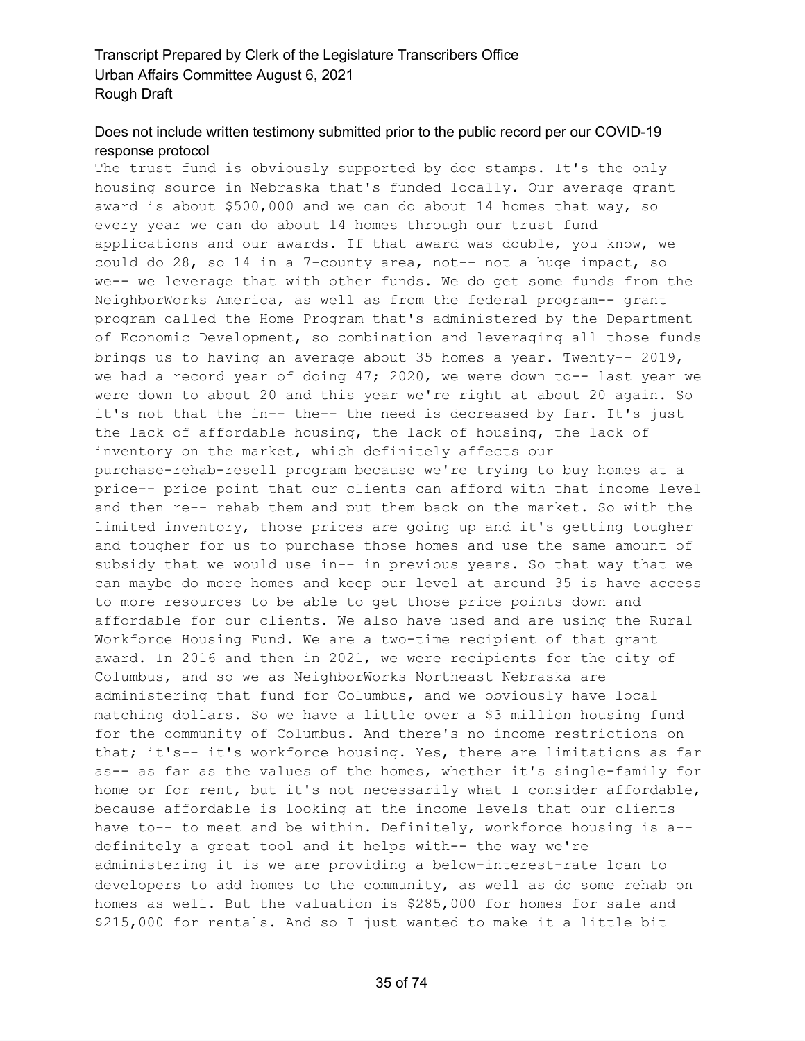The trust fund is obviously supported by doc stamps. It's the only housing source in Nebraska that's funded locally. Our average grant award is about $500,000 and we can do about 14 homes that way, so every year we can do about 14 homes through our trust fund applications and our awards. If that award was double, you know, we could do 28, so 14 in a 7-county area, not-- not a huge impact, so we-- we leverage that with other funds. We do get some funds from the NeighborWorks America, as well as from the federal program-- grant program called the Home Program that's administered by the Department of Economic Development, so combination and leveraging all those funds brings us to having an average about 35 homes a year. Twenty-- 2019, we had a record year of doing 47; 2020, we were down to-- last year we were down to about 20 and this year we're right at about 20 again. So it's not that the in-- the-- the need is decreased by far. It's just the lack of affordable housing, the lack of housing, the lack of inventory on the market, which definitely affects our purchase-rehab-resell program because we're trying to buy homes at a price-- price point that our clients can afford with that income level and then re-- rehab them and put them back on the market. So with the limited inventory, those prices are going up and it's getting tougher and tougher for us to purchase those homes and use the same amount of subsidy that we would use in-- in previous years. So that way that we can maybe do more homes and keep our level at around 35 is have access to more resources to be able to get those price points down and affordable for our clients. We also have used and are using the Rural Workforce Housing Fund. We are a two-time recipient of that grant award. In 2016 and then in 2021, we were recipients for the city of Columbus, and so we as NeighborWorks Northeast Nebraska are administering that fund for Columbus, and we obviously have local matching dollars. So we have a little over a $3 million housing fund for the community of Columbus. And there's no income restrictions on that; it's-- it's workforce housing. Yes, there are limitations as far as-- as far as the values of the homes, whether it's single-family for home or for rent, but it's not necessarily what I consider affordable, because affordable is looking at the income levels that our clients have to-- to meet and be within. Definitely, workforce housing is a-- definitely a great tool and it helps with-- the way we're administering it is we are providing a below-interest-rate loan to developers to add homes to the community, as well as do some rehab on homes as well. But the valuation is $285,000 for homes for sale and $215,000 for rentals. And so I just wanted to make it a little bit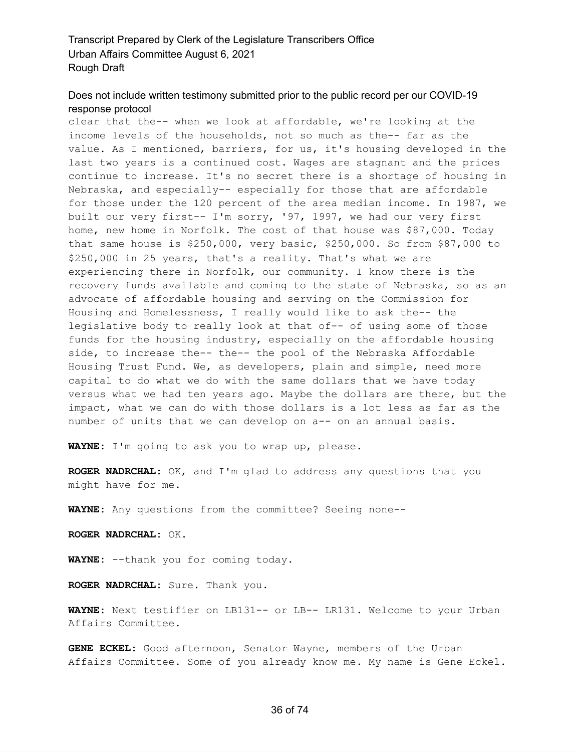clear that the-- when we look at affordable, we're looking at the income levels of the households, not so much as the-- far as the value. As I mentioned, barriers, for us, it's housing developed in the last two years is a continued cost. Wages are stagnant and the prices continue to increase. It's no secret there is a shortage of housing in Nebraska, and especially-- especially for those that are affordable for those under the 120 percent of the area median income. In 1987, we built our very first-- I'm sorry, '97, 1997, we had our very first home, new home in Norfolk. The cost of that house was $87,000. Today that same house is $250,000, very basic, $250,000. So from $87,000 to $250,000 in 25 years, that's a reality. That's what we are experiencing there in Norfolk, our community. I know there is the recovery funds available and coming to the state of Nebraska, so as an advocate of affordable housing and serving on the Commission for Housing and Homelessness, I really would like to ask the-- the legislative body to really look at that of-- of using some of those funds for the housing industry, especially on the affordable housing side, to increase the-- the-- the pool of the Nebraska Affordable Housing Trust Fund. We, as developers, plain and simple, need more capital to do what we do with the same dollars that we have today versus what we had ten years ago. Maybe the dollars are there, but the impact, what we can do with those dollars is a lot less as far as the number of units that we can develop on a-- on an annual basis.

**WAYNE:** I'm going to ask you to wrap up, please.

**ROGER NADRCHAL:** OK, and I'm glad to address any questions that you might have for me.

**WAYNE:** Any questions from the committee? Seeing none--

**ROGER NADRCHAL:** OK.

**WAYNE:** --thank you for coming today.

**ROGER NADRCHAL:** Sure. Thank you.

**WAYNE:** Next testifier on LB131-- or LB-- LR131. Welcome to your Urban Affairs Committee.

**GENE ECKEL:** Good afternoon, Senator Wayne, members of the Urban Affairs Committee. Some of you already know me. My name is Gene Eckel.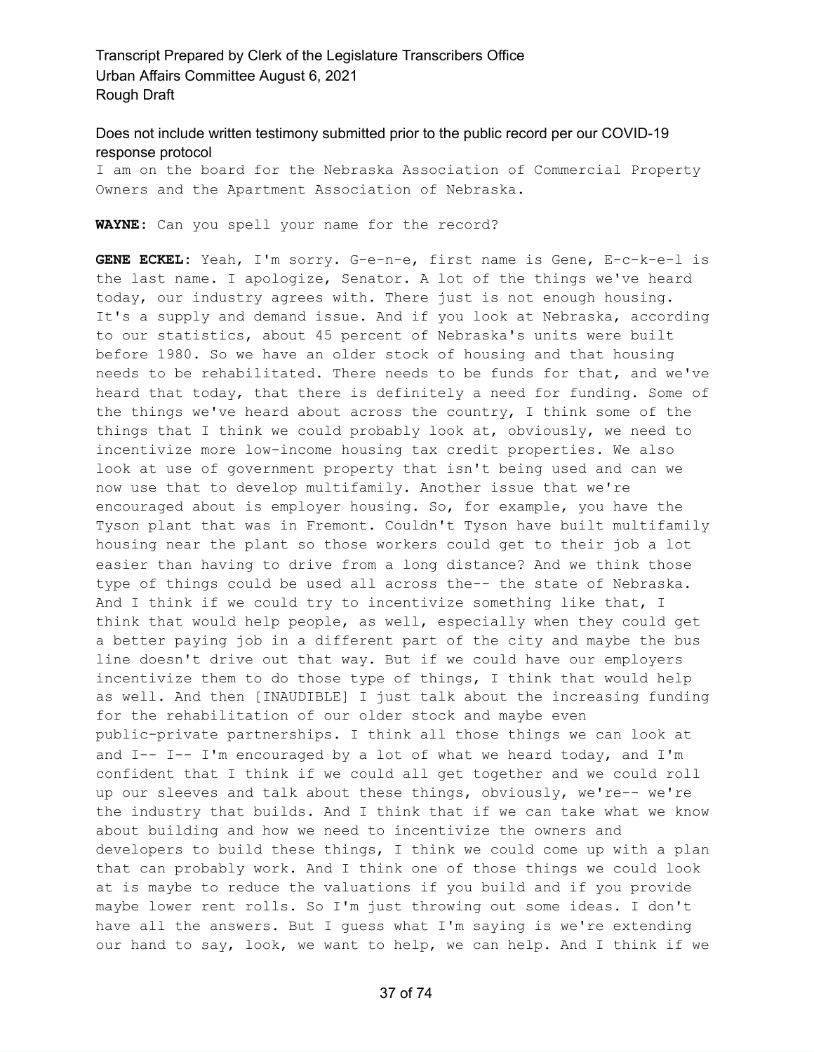I am on the board for the Nebraska Association of Commercial Property Owners and the Apartment Association of Nebraska.

**WAYNE:** Can you spell your name for the record?

**GENE ECKEL:** Yeah, I'm sorry. G-e-n-e, first name is Gene, E-c-k-e-l is the last name. I apologize, Senator. A lot of the things we've heard today, our industry agrees with. There just is not enough housing. It's a supply and demand issue. And if you look at Nebraska, according to our statistics, about 45 percent of Nebraska's units were built before 1980. So we have an older stock of housing and that housing needs to be rehabilitated. There needs to be funds for that, and we've heard that today, that there is definitely a need for funding. Some of the things we've heard about across the country, I think some of the things that I think we could probably look at, obviously, we need to incentivize more low-income housing tax credit properties. We also look at use of government property that isn't being used and can we now use that to develop multifamily. Another issue that we're encouraged about is employer housing. So, for example, you have the Tyson plant that was in Fremont. Couldn't Tyson have built multifamily housing near the plant so those workers could get to their job a lot easier than having to drive from a long distance? And we think those type of things could be used all across the-- the state of Nebraska. And I think if we could try to incentivize something like that, I think that would help people, as well, especially when they could get a better paying job in a different part of the city and maybe the bus line doesn't drive out that way. But if we could have our employers incentivize them to do those type of things, I think that would help as well. And then [INAUDIBLE] I just talk about the increasing funding for the rehabilitation of our older stock and maybe even public-private partnerships. I think all those things we can look at and I-- I-- I'm encouraged by a lot of what we heard today, and I'm confident that I think if we could all get together and we could roll up our sleeves and talk about these things, obviously, we're-- we're the industry that builds. And I think that if we can take what we know about building and how we need to incentivize the owners and developers to build these things, I think we could come up with a plan that can probably work. And I think one of those things we could look at is maybe to reduce the valuations if you build and if you provide maybe lower rent rolls. So I'm just throwing out some ideas. I don't have all the answers. But I guess what I'm saying is we're extending our hand to say, look, we want to help, we can help. And I think if we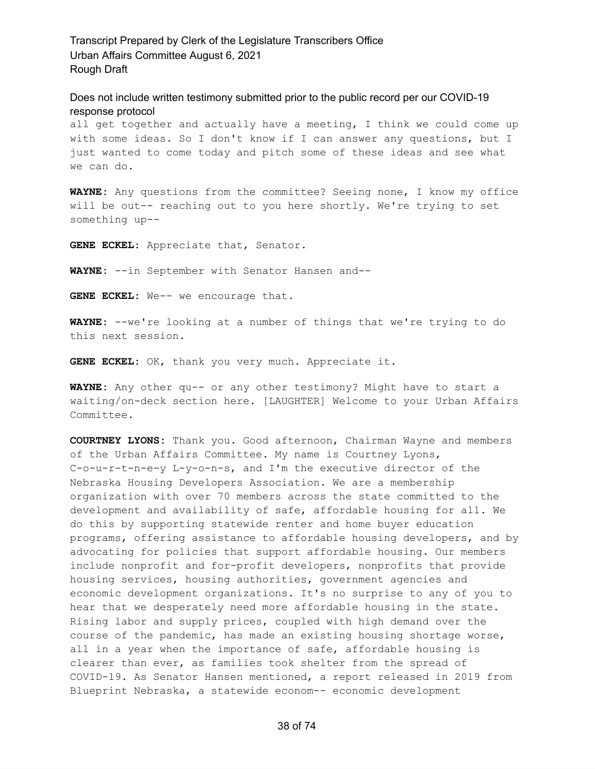all get together and actually have a meeting, I think we could come up with some ideas. So I don't know if I can answer any questions, but I just wanted to come today and pitch some of these ideas and see what we can do.

**WAYNE:** Any questions from the committee? Seeing none, I know my office will be out-- reaching out to you here shortly. We're trying to set something up--

**GENE ECKEL:** Appreciate that, Senator.

**WAYNE:** --in September with Senator Hansen and--

**GENE ECKEL:** We-- we encourage that.

**WAYNE:** --we're looking at a number of things that we're trying to do this next session.

**GENE ECKEL:** OK, thank you very much. Appreciate it.

**WAYNE:** Any other qu-- or any other testimony? Might have to start a waiting/on-deck section here. [LAUGHTER] Welcome to your Urban Affairs Committee.

**COURTNEY LYONS:** Thank you. Good afternoon, Chairman Wayne and members of the Urban Affairs Committee. My name is Courtney Lyons, C-o-u-r-t-n-e-y L-y-o-n-s, and I'm the executive director of the Nebraska Housing Developers Association. We are a membership organization with over 70 members across the state committed to the development and availability of safe, affordable housing for all. We do this by supporting statewide renter and home buyer education programs, offering assistance to affordable housing developers, and by advocating for policies that support affordable housing. Our members include nonprofit and for-profit developers, nonprofits that provide housing services, housing authorities, government agencies and economic development organizations. It's no surprise to any of you to hear that we desperately need more affordable housing in the state. Rising labor and supply prices, coupled with high demand over the course of the pandemic, has made an existing housing shortage worse, all in a year when the importance of safe, affordable housing is clearer than ever, as families took shelter from the spread of COVID-19. As Senator Hansen mentioned, a report released in 2019 from Blueprint Nebraska, a statewide econom-- economic development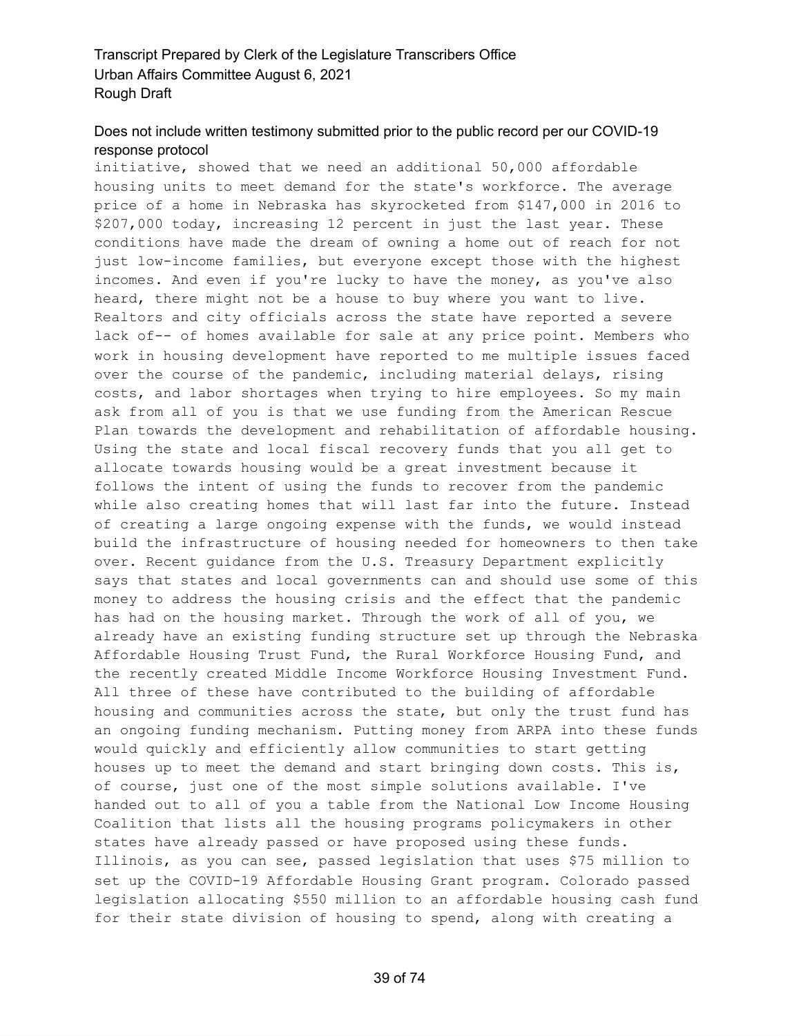initiative, showed that we need an additional 50,000 affordable housing units to meet demand for the state's workforce. The average price of a home in Nebraska has skyrocketed from $147,000 in 2016 to $207,000 today, increasing 12 percent in just the last year. These conditions have made the dream of owning a home out of reach for not just low-income families, but everyone except those with the highest incomes. And even if you're lucky to have the money, as you've also heard, there might not be a house to buy where you want to live. Realtors and city officials across the state have reported a severe lack of-- of homes available for sale at any price point. Members who work in housing development have reported to me multiple issues faced over the course of the pandemic, including material delays, rising costs, and labor shortages when trying to hire employees. So my main ask from all of you is that we use funding from the American Rescue Plan towards the development and rehabilitation of affordable housing. Using the state and local fiscal recovery funds that you all get to allocate towards housing would be a great investment because it follows the intent of using the funds to recover from the pandemic while also creating homes that will last far into the future. Instead of creating a large ongoing expense with the funds, we would instead build the infrastructure of housing needed for homeowners to then take over. Recent guidance from the U.S. Treasury Department explicitly says that states and local governments can and should use some of this money to address the housing crisis and the effect that the pandemic has had on the housing market. Through the work of all of you, we already have an existing funding structure set up through the Nebraska Affordable Housing Trust Fund, the Rural Workforce Housing Fund, and the recently created Middle Income Workforce Housing Investment Fund. All three of these have contributed to the building of affordable housing and communities across the state, but only the trust fund has an ongoing funding mechanism. Putting money from ARPA into these funds would quickly and efficiently allow communities to start getting houses up to meet the demand and start bringing down costs. This is, of course, just one of the most simple solutions available. I've handed out to all of you a table from the National Low Income Housing Coalition that lists all the housing programs policymakers in other states have already passed or have proposed using these funds. Illinois, as you can see, passed legislation that uses $75 million to set up the COVID-19 Affordable Housing Grant program. Colorado passed legislation allocating $550 million to an affordable housing cash fund for their state division of housing to spend, along with creating a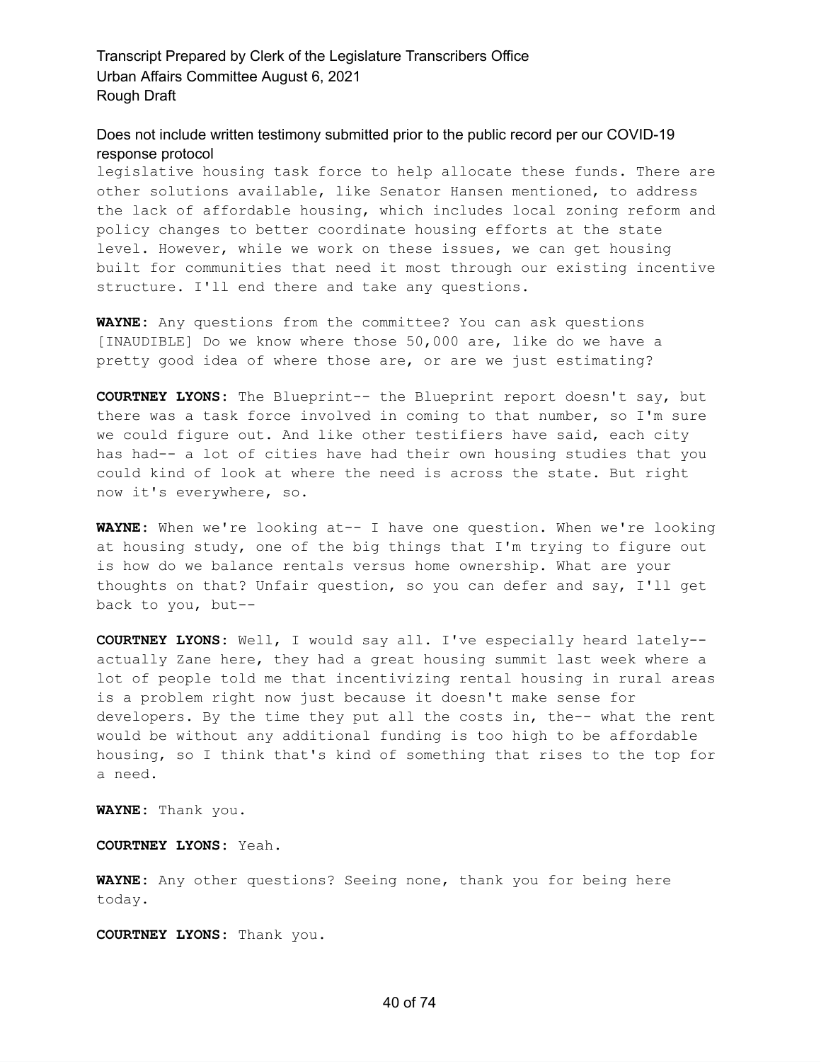legislative housing task force to help allocate these funds. There are other solutions available, like Senator Hansen mentioned, to address the lack of affordable housing, which includes local zoning reform and policy changes to better coordinate housing efforts at the state level. However, while we work on these issues, we can get housing built for communities that need it most through our existing incentive structure. I'll end there and take any questions.

**WAYNE:** Any questions from the committee? You can ask questions [INAUDIBLE] Do we know where those 50,000 are, like do we have a pretty good idea of where those are, or are we just estimating?

**COURTNEY LYONS:** The Blueprint-- the Blueprint report doesn't say, but there was a task force involved in coming to that number, so I'm sure we could figure out. And like other testifiers have said, each city has had-- a lot of cities have had their own housing studies that you could kind of look at where the need is across the state. But right now it's everywhere, so.

**WAYNE:** When we're looking at-- I have one question. When we're looking at housing study, one of the big things that I'm trying to figure out is how do we balance rentals versus home ownership. What are your thoughts on that? Unfair question, so you can defer and say, I'll get back to you, but--

**COURTNEY LYONS:** Well, I would say all. I've especially heard lately-- actually Zane here, they had a great housing summit last week where a lot of people told me that incentivizing rental housing in rural areas is a problem right now just because it doesn't make sense for developers. By the time they put all the costs in, the-- what the rent would be without any additional funding is too high to be affordable housing, so I think that's kind of something that rises to the top for a need.

**WAYNE:** Thank you.

**COURTNEY LYONS:** Yeah.

**WAYNE:** Any other questions? Seeing none, thank you for being here today.

**COURTNEY LYONS:** Thank you.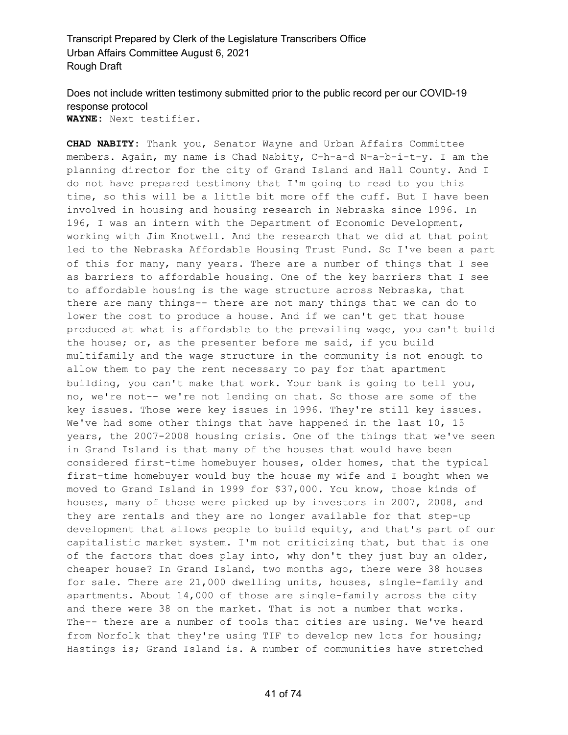Does not include written testimony submitted prior to the public record per our COVID-19 response protocol

**WAYNE:** Next testifier.

**CHAD NABITY:** Thank you, Senator Wayne and Urban Affairs Committee members. Again, my name is Chad Nabity, C-h-a-d N-a-b-i-t-y. I am the planning director for the city of Grand Island and Hall County. And I do not have prepared testimony that I'm going to read to you this time, so this will be a little bit more off the cuff. But I have been involved in housing and housing research in Nebraska since 1996. In 196, I was an intern with the Department of Economic Development, working with Jim Knotwell. And the research that we did at that point led to the Nebraska Affordable Housing Trust Fund. So I've been a part of this for many, many years. There are a number of things that I see as barriers to affordable housing. One of the key barriers that I see to affordable housing is the wage structure across Nebraska, that there are many things-- there are not many things that we can do to lower the cost to produce a house. And if we can't get that house produced at what is affordable to the prevailing wage, you can't build the house; or, as the presenter before me said, if you build multifamily and the wage structure in the community is not enough to allow them to pay the rent necessary to pay for that apartment building, you can't make that work. Your bank is going to tell you, no, we're not-- we're not lending on that. So those are some of the key issues. Those were key issues in 1996. They're still key issues. We've had some other things that have happened in the last 10, 15 years, the 2007-2008 housing crisis. One of the things that we've seen in Grand Island is that many of the houses that would have been considered first-time homebuyer houses, older homes, that the typical first-time homebuyer would buy the house my wife and I bought when we moved to Grand Island in 1999 for $37,000. You know, those kinds of houses, many of those were picked up by investors in 2007, 2008, and they are rentals and they are no longer available for that step-up development that allows people to build equity, and that's part of our capitalistic market system. I'm not criticizing that, but that is one of the factors that does play into, why don't they just buy an older, cheaper house? In Grand Island, two months ago, there were 38 houses for sale. There are 21,000 dwelling units, houses, single-family and apartments. About 14,000 of those are single-family across the city and there were 38 on the market. That is not a number that works. The-- there are a number of tools that cities are using. We've heard from Norfolk that they're using TIF to develop new lots for housing; Hastings is; Grand Island is. A number of communities have stretched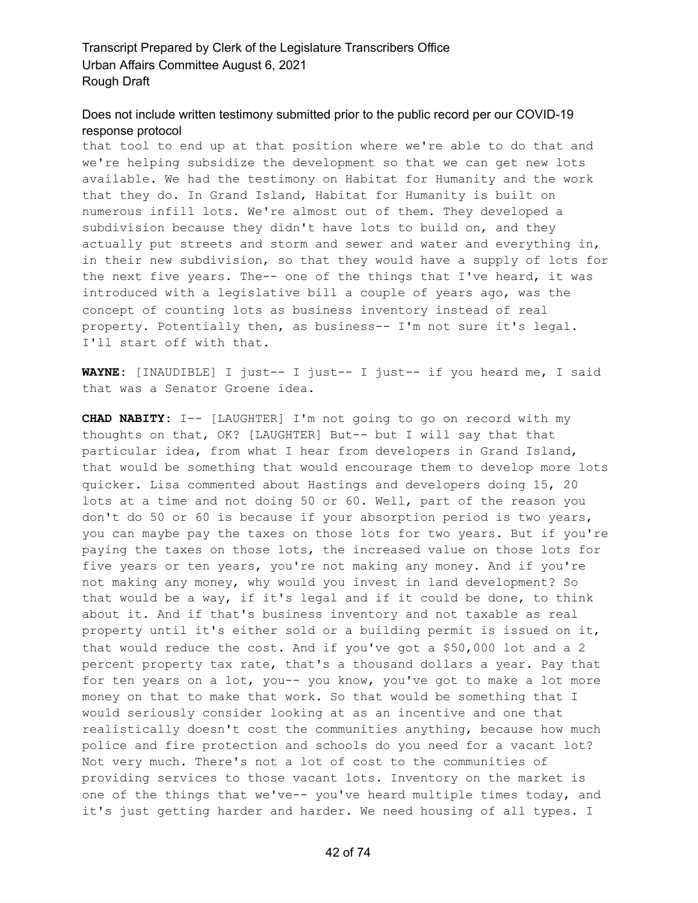that tool to end up at that position where we're able to do that and we're helping subsidize the development so that we can get new lots available. We had the testimony on Habitat for Humanity and the work that they do. In Grand Island, Habitat for Humanity is built on numerous infill lots. We're almost out of them. They developed a subdivision because they didn't have lots to build on, and they actually put streets and storm and sewer and water and everything in, in their new subdivision, so that they would have a supply of lots for the next five years. The-- one of the things that I've heard, it was introduced with a legislative bill a couple of years ago, was the concept of counting lots as business inventory instead of real property. Potentially then, as business-- I'm not sure it's legal. I'll start off with that.

**WAYNE:** [INAUDIBLE] I just-- I just-- I just-- if you heard me, I said that was a Senator Groene idea.

**CHAD NABITY:** I-- [LAUGHTER] I'm not going to go on record with my thoughts on that, OK? [LAUGHTER] But-- but I will say that that particular idea, from what I hear from developers in Grand Island, that would be something that would encourage them to develop more lots quicker. Lisa commented about Hastings and developers doing 15, 20 lots at a time and not doing 50 or 60. Well, part of the reason you don't do 50 or 60 is because if your absorption period is two years, you can maybe pay the taxes on those lots for two years. But if you're paying the taxes on those lots, the increased value on those lots for five years or ten years, you're not making any money. And if you're not making any money, why would you invest in land development? So that would be a way, if it's legal and if it could be done, to think about it. And if that's business inventory and not taxable as real property until it's either sold or a building permit is issued on it, that would reduce the cost. And if you've got a $50,000 lot and a 2 percent property tax rate, that's a thousand dollars a year. Pay that for ten years on a lot, you-- you know, you've got to make a lot more money on that to make that work. So that would be something that I would seriously consider looking at as an incentive and one that realistically doesn't cost the communities anything, because how much police and fire protection and schools do you need for a vacant lot? Not very much. There's not a lot of cost to the communities of providing services to those vacant lots. Inventory on the market is one of the things that we've-- you've heard multiple times today, and it's just getting harder and harder. We need housing of all types. I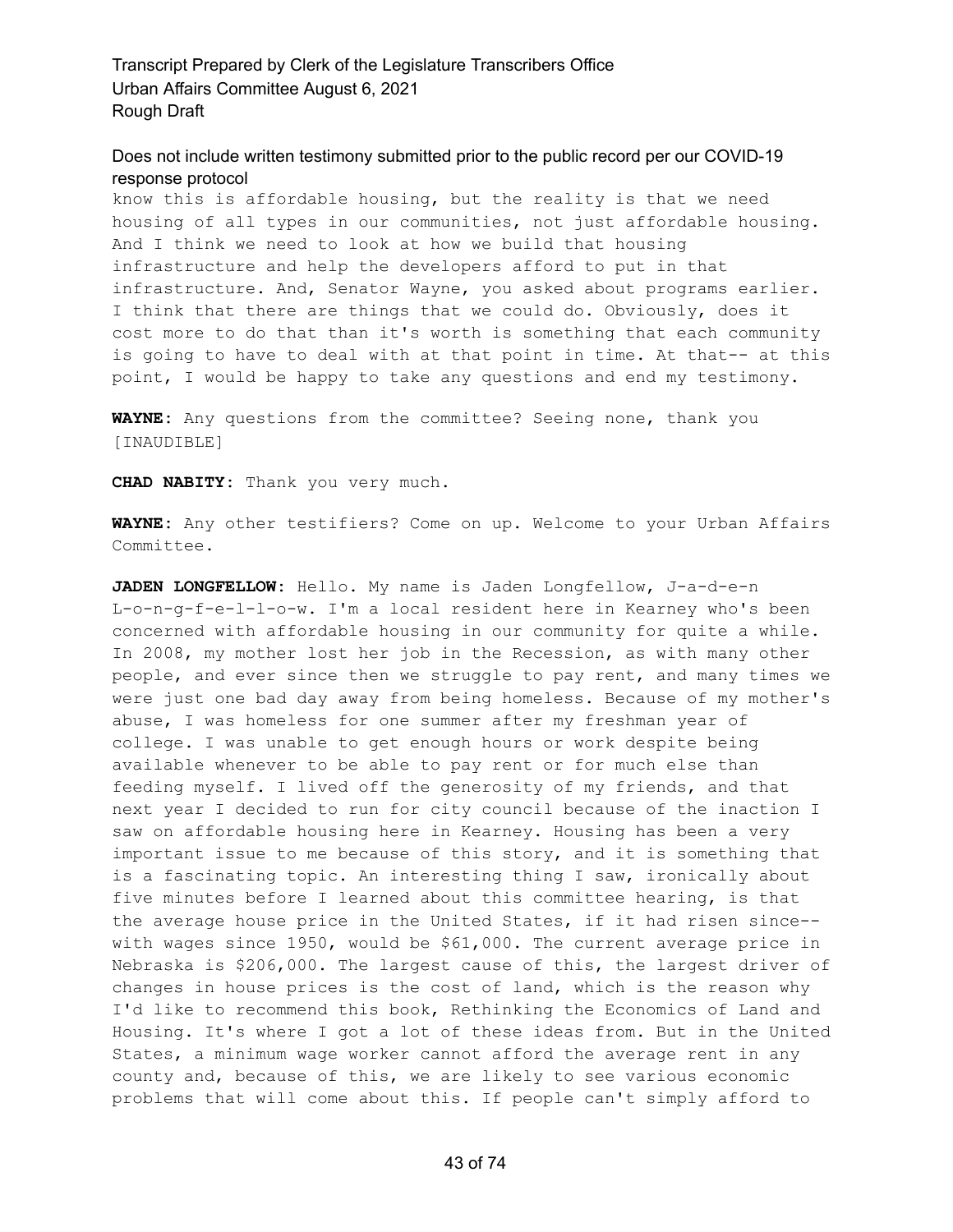know this is affordable housing, but the reality is that we need housing of all types in our communities, not just affordable housing. And I think we need to look at how we build that housing infrastructure and help the developers afford to put in that infrastructure. And, Senator Wayne, you asked about programs earlier. I think that there are things that we could do. Obviously, does it cost more to do that than it's worth is something that each community is going to have to deal with at that point in time. At that-- at this point, I would be happy to take any questions and end my testimony.

**WAYNE:** Any questions from the committee? Seeing none, thank you [INAUDIBLE]

**CHAD NABITY:** Thank you very much.

**WAYNE:** Any other testifiers? Come on up. Welcome to your Urban Affairs Committee.

**JADEN LONGFELLOW:** Hello. My name is Jaden Longfellow, J-a-d-e-n L-o-n-g-f-e-l-l-o-w. I'm a local resident here in Kearney who's been concerned with affordable housing in our community for quite a while. In 2008, my mother lost her job in the Recession, as with many other people, and ever since then we struggle to pay rent, and many times we were just one bad day away from being homeless. Because of my mother's abuse, I was homeless for one summer after my freshman year of college. I was unable to get enough hours or work despite being available whenever to be able to pay rent or for much else than feeding myself. I lived off the generosity of my friends, and that next year I decided to run for city council because of the inaction I saw on affordable housing here in Kearney. Housing has been a very important issue to me because of this story, and it is something that is a fascinating topic. An interesting thing I saw, ironically about five minutes before I learned about this committee hearing, is that the average house price in the United States, if it had risen since-- with wages since 1950, would be $61,000. The current average price in Nebraska is $206,000. The largest cause of this, the largest driver of changes in house prices is the cost of land, which is the reason why I'd like to recommend this book, Rethinking the Economics of Land and Housing. It's where I got a lot of these ideas from. But in the United States, a minimum wage worker cannot afford the average rent in any county and, because of this, we are likely to see various economic problems that will come about this. If people can't simply afford to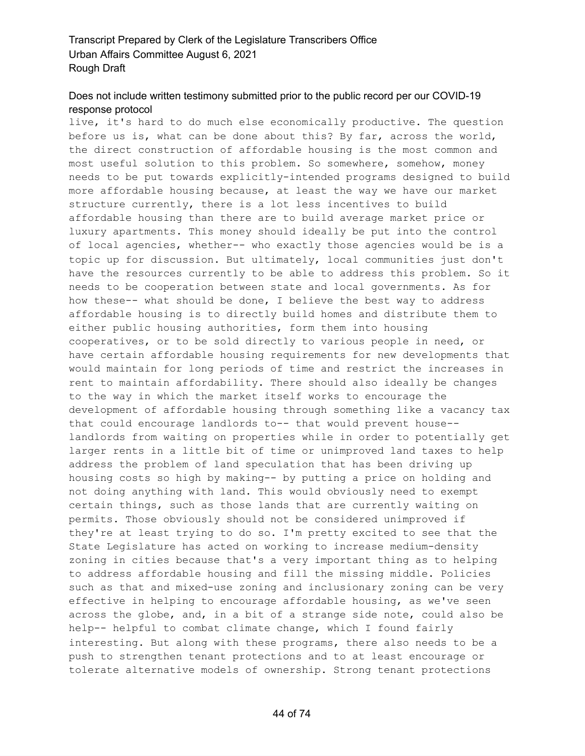live, it's hard to do much else economically productive. The question before us is, what can be done about this? By far, across the world, the direct construction of affordable housing is the most common and most useful solution to this problem. So somewhere, somehow, money needs to be put towards explicitly-intended programs designed to build more affordable housing because, at least the way we have our market structure currently, there is a lot less incentives to build affordable housing than there are to build average market price or luxury apartments. This money should ideally be put into the control of local agencies, whether-- who exactly those agencies would be is a topic up for discussion. But ultimately, local communities just don't have the resources currently to be able to address this problem. So it needs to be cooperation between state and local governments. As for how these-- what should be done, I believe the best way to address affordable housing is to directly build homes and distribute them to either public housing authorities, form them into housing cooperatives, or to be sold directly to various people in need, or have certain affordable housing requirements for new developments that would maintain for long periods of time and restrict the increases in rent to maintain affordability. There should also ideally be changes to the way in which the market itself works to encourage the development of affordable housing through something like a vacancy tax that could encourage landlords to-- that would prevent house-- landlords from waiting on properties while in order to potentially get larger rents in a little bit of time or unimproved land taxes to help address the problem of land speculation that has been driving up housing costs so high by making-- by putting a price on holding and not doing anything with land. This would obviously need to exempt certain things, such as those lands that are currently waiting on permits. Those obviously should not be considered unimproved if they're at least trying to do so. I'm pretty excited to see that the State Legislature has acted on working to increase medium-density zoning in cities because that's a very important thing as to helping to address affordable housing and fill the missing middle. Policies such as that and mixed-use zoning and inclusionary zoning can be very effective in helping to encourage affordable housing, as we've seen across the globe, and, in a bit of a strange side note, could also be help-- helpful to combat climate change, which I found fairly interesting. But along with these programs, there also needs to be a push to strengthen tenant protections and to at least encourage or tolerate alternative models of ownership. Strong tenant protections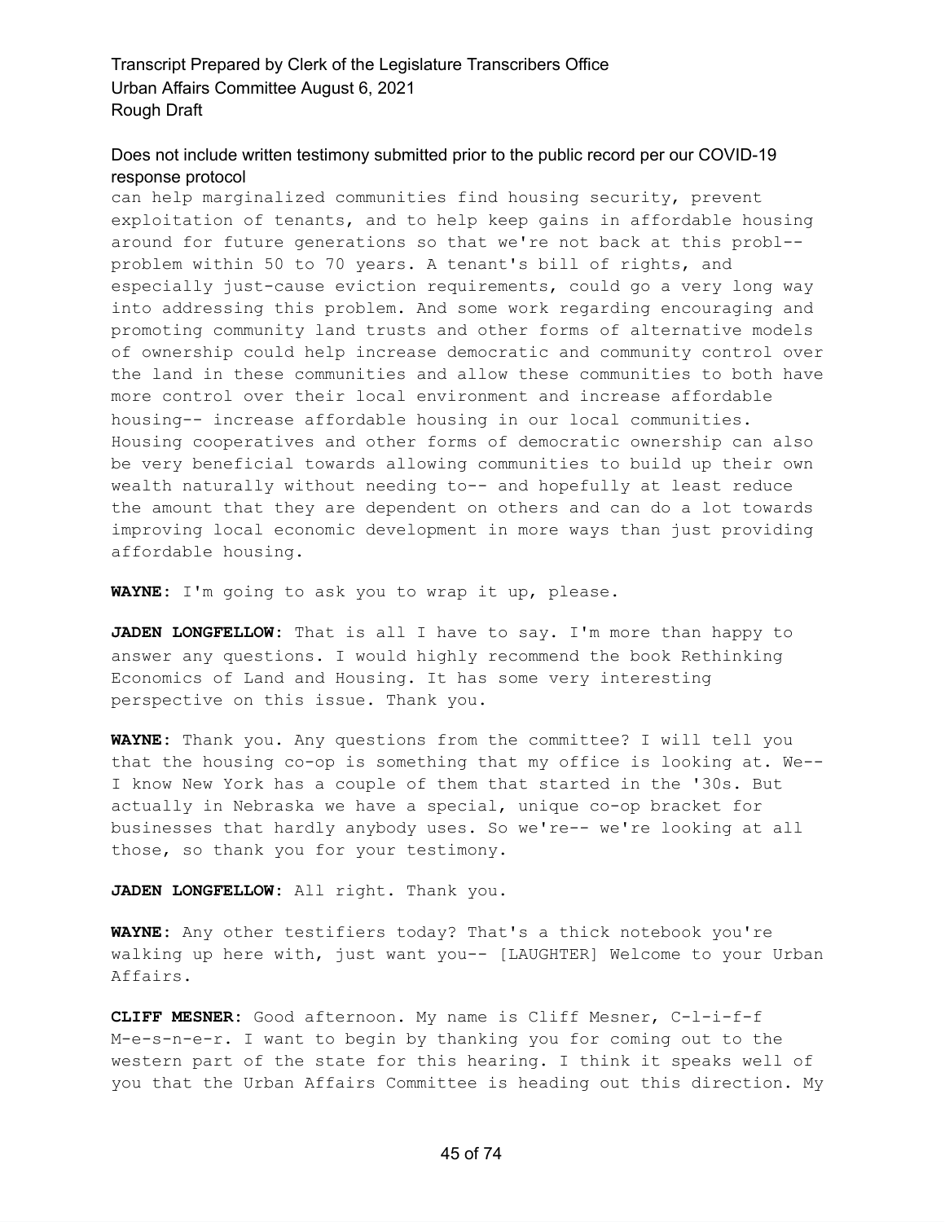can help marginalized communities find housing security, prevent exploitation of tenants, and to help keep gains in affordable housing around for future generations so that we're not back at this probl-- problem within 50 to 70 years. A tenant's bill of rights, and especially just-cause eviction requirements, could go a very long way into addressing this problem. And some work regarding encouraging and promoting community land trusts and other forms of alternative models of ownership could help increase democratic and community control over the land in these communities and allow these communities to both have more control over their local environment and increase affordable housing-- increase affordable housing in our local communities. Housing cooperatives and other forms of democratic ownership can also be very beneficial towards allowing communities to build up their own wealth naturally without needing to-- and hopefully at least reduce the amount that they are dependent on others and can do a lot towards improving local economic development in more ways than just providing affordable housing.

**WAYNE:** I'm going to ask you to wrap it up, please.

**JADEN LONGFELLOW:** That is all I have to say. I'm more than happy to answer any questions. I would highly recommend the book Rethinking Economics of Land and Housing. It has some very interesting perspective on this issue. Thank you.

**WAYNE:** Thank you. Any questions from the committee? I will tell you that the housing co-op is something that my office is looking at. We-- I know New York has a couple of them that started in the '30s. But actually in Nebraska we have a special, unique co-op bracket for businesses that hardly anybody uses. So we're-- we're looking at all those, so thank you for your testimony.

**JADEN LONGFELLOW:** All right. Thank you.

**WAYNE:** Any other testifiers today? That's a thick notebook you're walking up here with, just want you-- [LAUGHTER] Welcome to your Urban Affairs.

**CLIFF MESNER:** Good afternoon. My name is Cliff Mesner, C-l-i-f-f M-e-s-n-e-r. I want to begin by thanking you for coming out to the western part of the state for this hearing. I think it speaks well of you that the Urban Affairs Committee is heading out this direction. My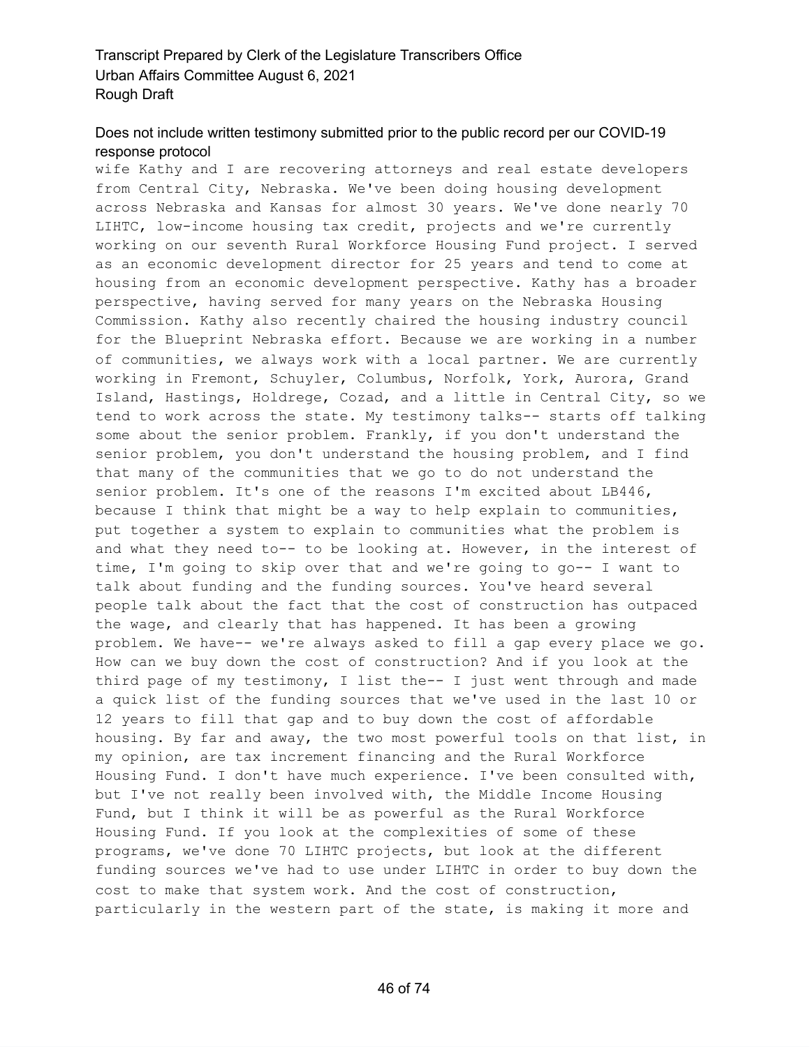wife Kathy and I are recovering attorneys and real estate developers from Central City, Nebraska. We've been doing housing development across Nebraska and Kansas for almost 30 years. We've done nearly 70 LIHTC, low-income housing tax credit, projects and we're currently working on our seventh Rural Workforce Housing Fund project. I served as an economic development director for 25 years and tend to come at housing from an economic development perspective. Kathy has a broader perspective, having served for many years on the Nebraska Housing Commission. Kathy also recently chaired the housing industry council for the Blueprint Nebraska effort. Because we are working in a number of communities, we always work with a local partner. We are currently working in Fremont, Schuyler, Columbus, Norfolk, York, Aurora, Grand Island, Hastings, Holdrege, Cozad, and a little in Central City, so we tend to work across the state. My testimony talks-- starts off talking some about the senior problem. Frankly, if you don't understand the senior problem, you don't understand the housing problem, and I find that many of the communities that we go to do not understand the senior problem. It's one of the reasons I'm excited about LB446, because I think that might be a way to help explain to communities, put together a system to explain to communities what the problem is and what they need to-- to be looking at. However, in the interest of time, I'm going to skip over that and we're going to go-- I want to talk about funding and the funding sources. You've heard several people talk about the fact that the cost of construction has outpaced the wage, and clearly that has happened. It has been a growing problem. We have-- we're always asked to fill a gap every place we go. How can we buy down the cost of construction? And if you look at the third page of my testimony, I list the-- I just went through and made a quick list of the funding sources that we've used in the last 10 or 12 years to fill that gap and to buy down the cost of affordable housing. By far and away, the two most powerful tools on that list, in my opinion, are tax increment financing and the Rural Workforce Housing Fund. I don't have much experience. I've been consulted with, but I've not really been involved with, the Middle Income Housing Fund, but I think it will be as powerful as the Rural Workforce Housing Fund. If you look at the complexities of some of these programs, we've done 70 LIHTC projects, but look at the different funding sources we've had to use under LIHTC in order to buy down the cost to make that system work. And the cost of construction, particularly in the western part of the state, is making it more and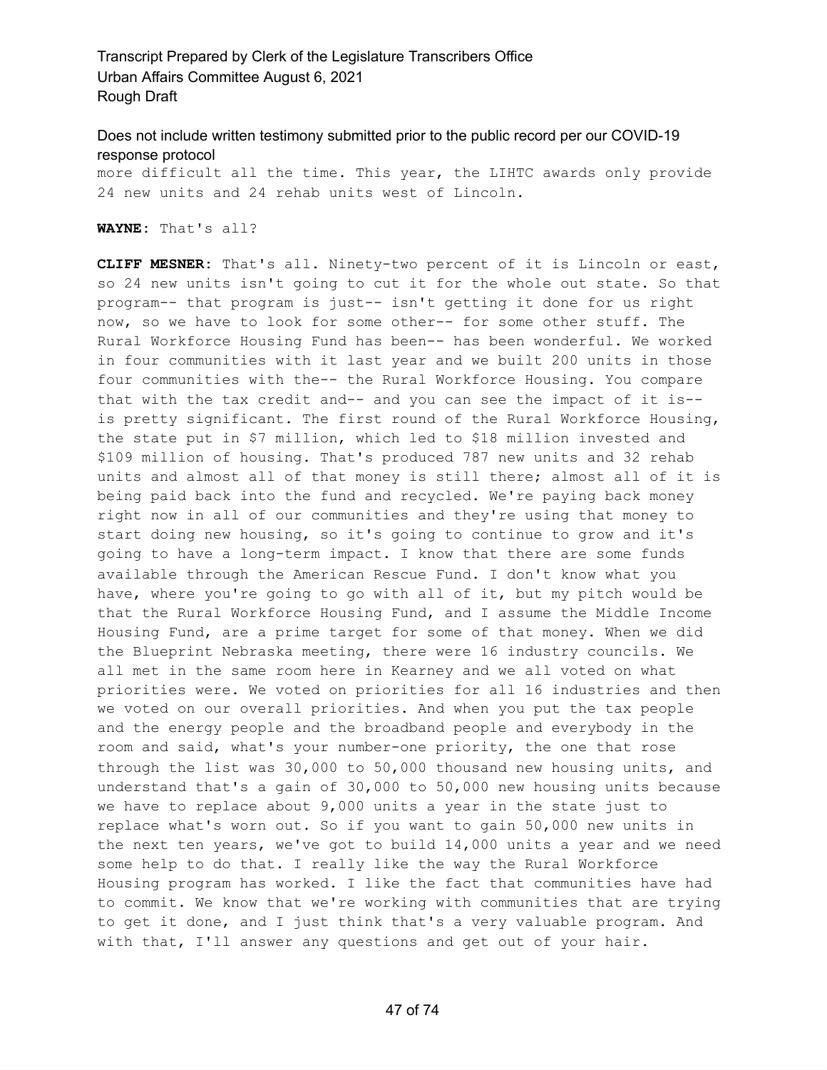more difficult all the time. This year, the LIHTC awards only provide 24 new units and 24 rehab units west of Lincoln.

**WAYNE:** That's all?

**CLIFF MESNER:** That's all. Ninety-two percent of it is Lincoln or east, so 24 new units isn't going to cut it for the whole out state. So that program-- that program is just-- isn't getting it done for us right now, so we have to look for some other-- for some other stuff. The Rural Workforce Housing Fund has been-- has been wonderful. We worked in four communities with it last year and we built 200 units in those four communities with the-- the Rural Workforce Housing. You compare that with the tax credit and-- and you can see the impact of it is-- is pretty significant. The first round of the Rural Workforce Housing, the state put in $7 million, which led to $18 million invested and $109 million of housing. That's produced 787 new units and 32 rehab units and almost all of that money is still there; almost all of it is being paid back into the fund and recycled. We're paying back money right now in all of our communities and they're using that money to start doing new housing, so it's going to continue to grow and it's going to have a long-term impact. I know that there are some funds available through the American Rescue Fund. I don't know what you have, where you're going to go with all of it, but my pitch would be that the Rural Workforce Housing Fund, and I assume the Middle Income Housing Fund, are a prime target for some of that money. When we did the Blueprint Nebraska meeting, there were 16 industry councils. We all met in the same room here in Kearney and we all voted on what priorities were. We voted on priorities for all 16 industries and then we voted on our overall priorities. And when you put the tax people and the energy people and the broadband people and everybody in the room and said, what's your number-one priority, the one that rose through the list was 30,000 to 50,000 thousand new housing units, and understand that's a gain of 30,000 to 50,000 new housing units because we have to replace about 9,000 units a year in the state just to replace what's worn out. So if you want to gain 50,000 new units in the next ten years, we've got to build 14,000 units a year and we need some help to do that. I really like the way the Rural Workforce Housing program has worked. I like the fact that communities have had to commit. We know that we're working with communities that are trying to get it done, and I just think that's a very valuable program. And with that, I'll answer any questions and get out of your hair.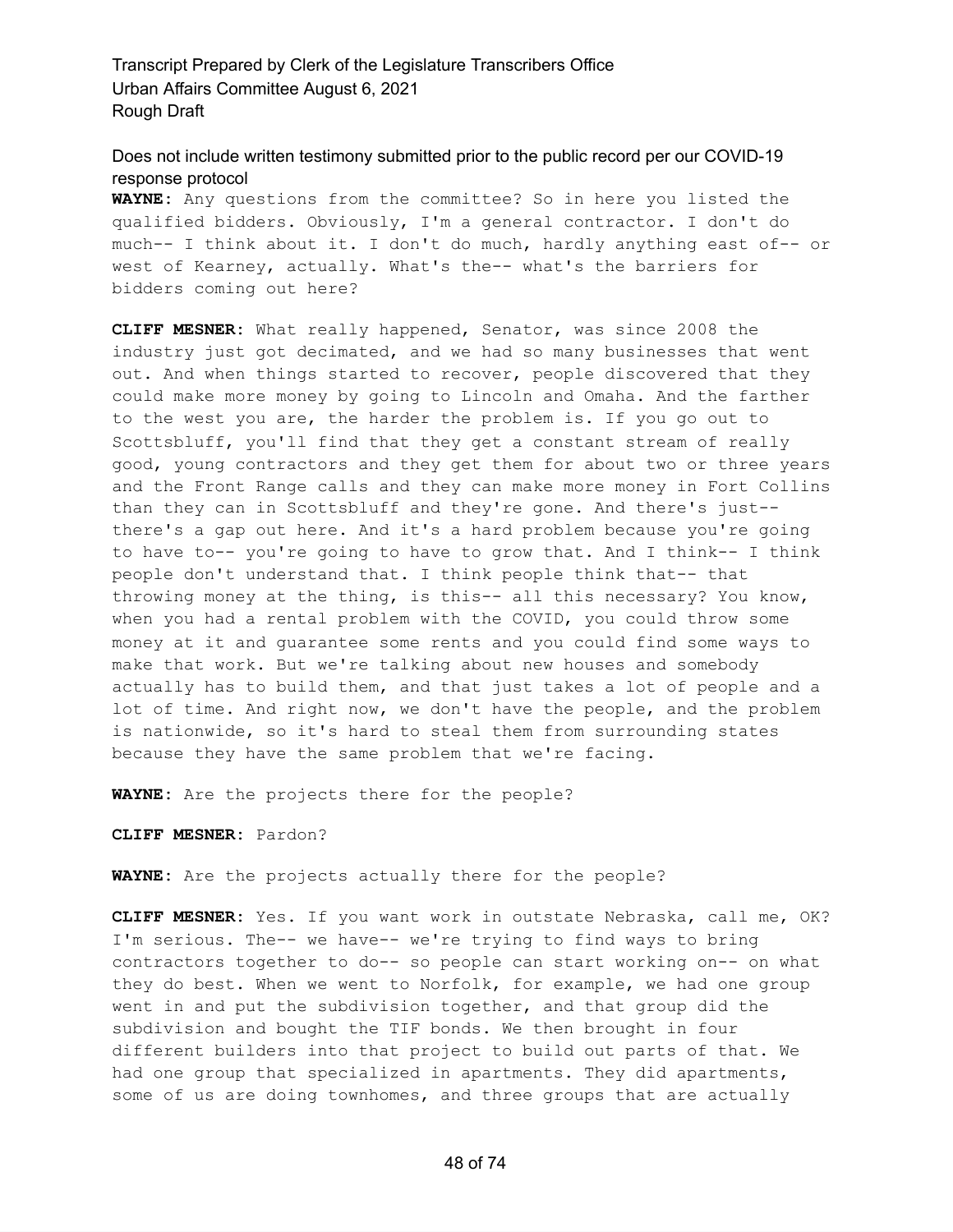**WAYNE:** Any questions from the committee? So in here you listed the qualified bidders. Obviously, I'm a general contractor. I don't do much-- I think about it. I don't do much, hardly anything east of-- or west of Kearney, actually. What's the-- what's the barriers for bidders coming out here?

**CLIFF MESNER:** What really happened, Senator, was since 2008 the industry just got decimated, and we had so many businesses that went out. And when things started to recover, people discovered that they could make more money by going to Lincoln and Omaha. And the farther to the west you are, the harder the problem is. If you go out to Scottsbluff, you'll find that they get a constant stream of really good, young contractors and they get them for about two or three years and the Front Range calls and they can make more money in Fort Collins than they can in Scottsbluff and they're gone. And there's just-- there's a gap out here. And it's a hard problem because you're going to have to-- you're going to have to grow that. And I think-- I think people don't understand that. I think people think that-- that throwing money at the thing, is this-- all this necessary? You know, when you had a rental problem with the COVID, you could throw some money at it and guarantee some rents and you could find some ways to make that work. But we're talking about new houses and somebody actually has to build them, and that just takes a lot of people and a lot of time. And right now, we don't have the people, and the problem is nationwide, so it's hard to steal them from surrounding states because they have the same problem that we're facing.

**WAYNE:** Are the projects there for the people?

**CLIFF MESNER:** Pardon?

**WAYNE:** Are the projects actually there for the people?

**CLIFF MESNER:** Yes. If you want work in outstate Nebraska, call me, OK? I'm serious. The-- we have-- we're trying to find ways to bring contractors together to do-- so people can start working on-- on what they do best. When we went to Norfolk, for example, we had one group went in and put the subdivision together, and that group did the subdivision and bought the TIF bonds. We then brought in four different builders into that project to build out parts of that. We had one group that specialized in apartments. They did apartments, some of us are doing townhomes, and three groups that are actually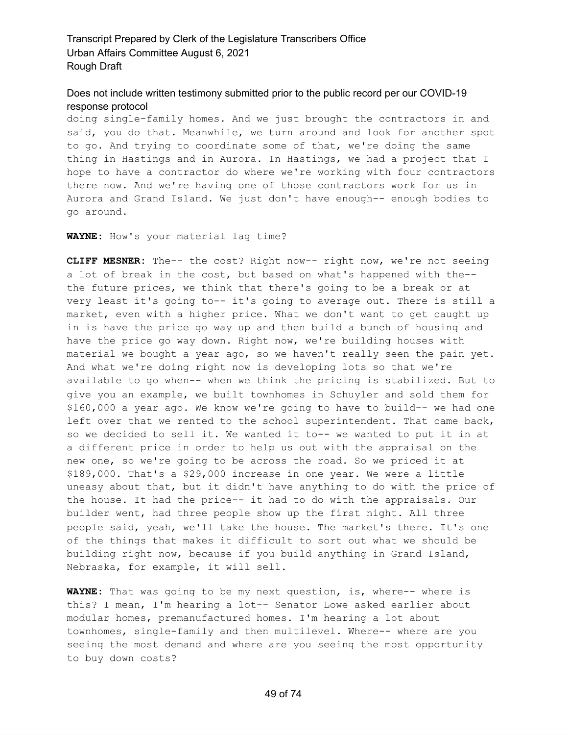doing single-family homes. And we just brought the contractors in and said, you do that. Meanwhile, we turn around and look for another spot to go. And trying to coordinate some of that, we're doing the same thing in Hastings and in Aurora. In Hastings, we had a project that I hope to have a contractor do where we're working with four contractors there now. And we're having one of those contractors work for us in Aurora and Grand Island. We just don't have enough-- enough bodies to go around.

**WAYNE:** How's your material lag time?

**CLIFF MESNER:** The-- the cost? Right now-- right now, we're not seeing a lot of break in the cost, but based on what's happened with the-- the future prices, we think that there's going to be a break or at very least it's going to-- it's going to average out. There is still a market, even with a higher price. What we don't want to get caught up in is have the price go way up and then build a bunch of housing and have the price go way down. Right now, we're building houses with material we bought a year ago, so we haven't really seen the pain yet. And what we're doing right now is developing lots so that we're available to go when-- when we think the pricing is stabilized. But to give you an example, we built townhomes in Schuyler and sold them for $160,000 a year ago. We know we're going to have to build-- we had one left over that we rented to the school superintendent. That came back, so we decided to sell it. We wanted it to-- we wanted to put it in at a different price in order to help us out with the appraisal on the new one, so we're going to be across the road. So we priced it at $189,000. That's a $29,000 increase in one year. We were a little uneasy about that, but it didn't have anything to do with the price of the house. It had the price-- it had to do with the appraisals. Our builder went, had three people show up the first night. All three people said, yeah, we'll take the house. The market's there. It's one of the things that makes it difficult to sort out what we should be building right now, because if you build anything in Grand Island, Nebraska, for example, it will sell.

**WAYNE:** That was going to be my next question, is, where-- where is this? I mean, I'm hearing a lot-- Senator Lowe asked earlier about modular homes, premanufactured homes. I'm hearing a lot about townhomes, single-family and then multilevel. Where-- where are you seeing the most demand and where are you seeing the most opportunity to buy down costs?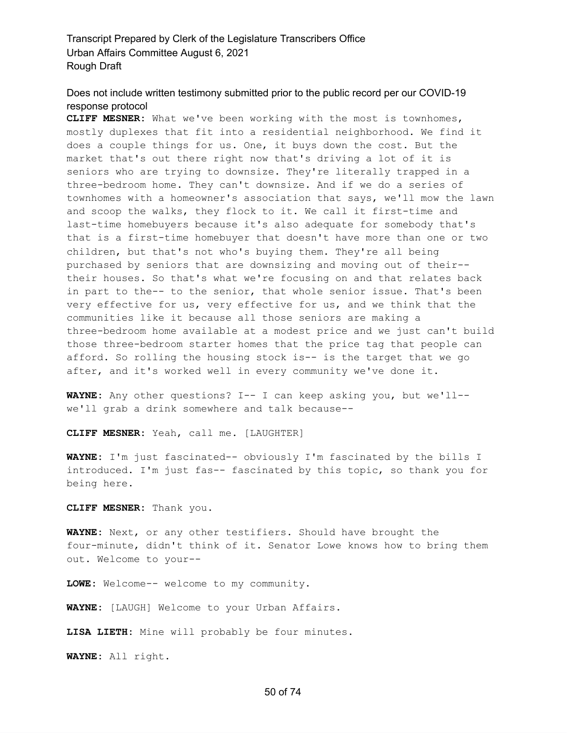**CLIFF MESNER:** What we've been working with the most is townhomes, mostly duplexes that fit into a residential neighborhood. We find it does a couple things for us. One, it buys down the cost. But the market that's out there right now that's driving a lot of it is seniors who are trying to downsize. They're literally trapped in a three-bedroom home. They can't downsize. And if we do a series of townhomes with a homeowner's association that says, we'll mow the lawn and scoop the walks, they flock to it. We call it first-time and last-time homebuyers because it's also adequate for somebody that's that is a first-time homebuyer that doesn't have more than one or two children, but that's not who's buying them. They're all being purchased by seniors that are downsizing and moving out of their-- their houses. So that's what we're focusing on and that relates back in part to the-- to the senior, that whole senior issue. That's been very effective for us, very effective for us, and we think that the communities like it because all those seniors are making a three-bedroom home available at a modest price and we just can't build those three-bedroom starter homes that the price tag that people can afford. So rolling the housing stock is-- is the target that we go after, and it's worked well in every community we've done it.

**WAYNE:** Any other questions? I-- I can keep asking you, but we'll-- we'll grab a drink somewhere and talk because--

**CLIFF MESNER:** Yeah, call me. [LAUGHTER]

**WAYNE:** I'm just fascinated-- obviously I'm fascinated by the bills I introduced. I'm just fas-- fascinated by this topic, so thank you for being here.

**CLIFF MESNER:** Thank you.

**WAYNE:** Next, or any other testifiers. Should have brought the four-minute, didn't think of it. Senator Lowe knows how to bring them out. Welcome to your--

**LOWE:** Welcome-- welcome to my community.

**WAYNE:** [LAUGH] Welcome to your Urban Affairs.

**LISA LIETH:** Mine will probably be four minutes.

**WAYNE:** All right.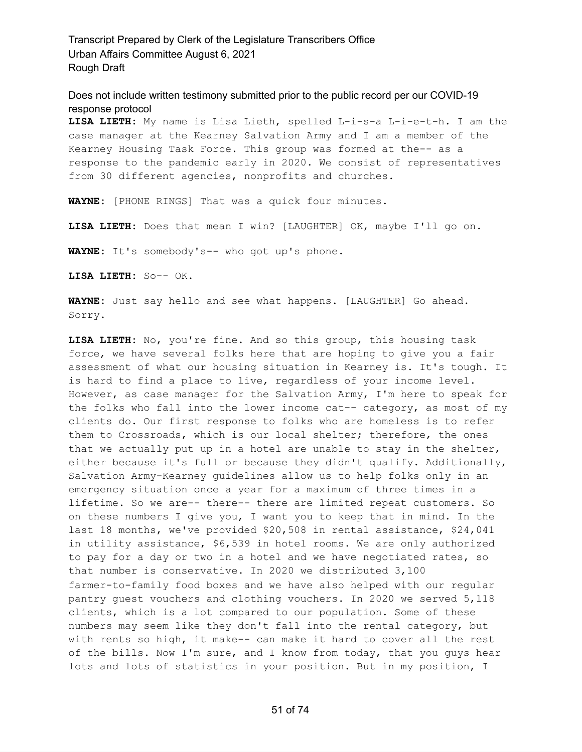Does not include written testimony submitted prior to the public record per our COVID-19 response protocol

**LISA LIETH:** My name is Lisa Lieth, spelled L-i-s-a L-i-e-t-h. I am the case manager at the Kearney Salvation Army and I am a member of the Kearney Housing Task Force. This group was formed at the-- as a response to the pandemic early in 2020. We consist of representatives from 30 different agencies, nonprofits and churches.

**WAYNE:** [PHONE RINGS] That was a quick four minutes.

**LISA LIETH:** Does that mean I win? [LAUGHTER] OK, maybe I'll go on.

**WAYNE:** It's somebody's-- who got up's phone.

**LISA LIETH:** So-- OK.

**WAYNE:** Just say hello and see what happens. [LAUGHTER] Go ahead. Sorry.

**LISA LIETH:** No, you're fine. And so this group, this housing task force, we have several folks here that are hoping to give you a fair assessment of what our housing situation in Kearney is. It's tough. It is hard to find a place to live, regardless of your income level. However, as case manager for the Salvation Army, I'm here to speak for the folks who fall into the lower income cat-- category, as most of my clients do. Our first response to folks who are homeless is to refer them to Crossroads, which is our local shelter; therefore, the ones that we actually put up in a hotel are unable to stay in the shelter, either because it's full or because they didn't qualify. Additionally, Salvation Army-Kearney guidelines allow us to help folks only in an emergency situation once a year for a maximum of three times in a lifetime. So we are-- there-- there are limited repeat customers. So on these numbers I give you, I want you to keep that in mind. In the last 18 months, we've provided $20,508 in rental assistance, $24,041 in utility assistance, $6,539 in hotel rooms. We are only authorized to pay for a day or two in a hotel and we have negotiated rates, so that number is conservative. In 2020 we distributed 3,100 farmer-to-family food boxes and we have also helped with our regular pantry guest vouchers and clothing vouchers. In 2020 we served 5,118 clients, which is a lot compared to our population. Some of these numbers may seem like they don't fall into the rental category, but with rents so high, it make-- can make it hard to cover all the rest of the bills. Now I'm sure, and I know from today, that you guys hear lots and lots of statistics in your position. But in my position, I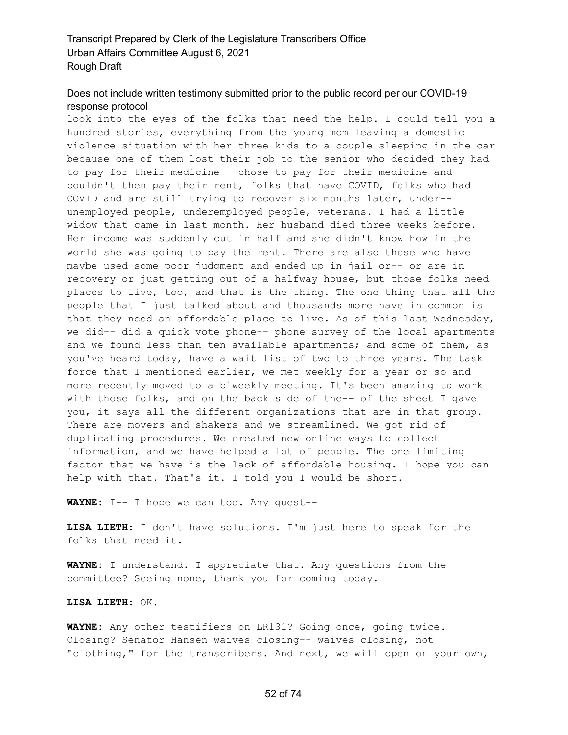look into the eyes of the folks that need the help. I could tell you a hundred stories, everything from the young mom leaving a domestic violence situation with her three kids to a couple sleeping in the car because one of them lost their job to the senior who decided they had to pay for their medicine-- chose to pay for their medicine and couldn't then pay their rent, folks that have COVID, folks who had COVID and are still trying to recover six months later, under-- unemployed people, underemployed people, veterans. I had a little widow that came in last month. Her husband died three weeks before. Her income was suddenly cut in half and she didn't know how in the world she was going to pay the rent. There are also those who have maybe used some poor judgment and ended up in jail or-- or are in recovery or just getting out of a halfway house, but those folks need places to live, too, and that is the thing. The one thing that all the people that I just talked about and thousands more have in common is that they need an affordable place to live. As of this last Wednesday, we did-- did a quick vote phone-- phone survey of the local apartments and we found less than ten available apartments; and some of them, as you've heard today, have a wait list of two to three years. The task force that I mentioned earlier, we met weekly for a year or so and more recently moved to a biweekly meeting. It's been amazing to work with those folks, and on the back side of the-- of the sheet I gave you, it says all the different organizations that are in that group. There are movers and shakers and we streamlined. We got rid of duplicating procedures. We created new online ways to collect information, and we have helped a lot of people. The one limiting factor that we have is the lack of affordable housing. I hope you can help with that. That's it. I told you I would be short.

**WAYNE:** I-- I hope we can too. Any quest--

**LISA LIETH:** I don't have solutions. I'm just here to speak for the folks that need it.

**WAYNE:** I understand. I appreciate that. Any questions from the committee? Seeing none, thank you for coming today.

**LISA LIETH:** OK.

**WAYNE:** Any other testifiers on LR131? Going once, going twice. Closing? Senator Hansen waives closing-- waives closing, not "clothing," for the transcribers. And next, we will open on your own,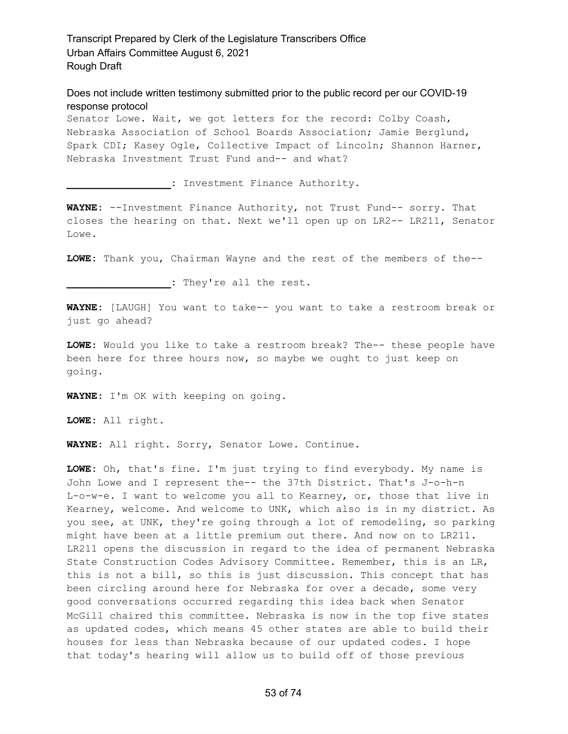Senator Lowe. Wait, we got letters for the record: Colby Coash, Nebraska Association of School Boards Association; Jamie Berglund, Spark CDI; Kasey Ogle, Collective Impact of Lincoln; Shannon Harner, Nebraska Investment Trust Fund and-- and what?

**_________________**: Investment Finance Authority.

**WAYNE**: --Investment Finance Authority, not Trust Fund-- sorry. That closes the hearing on that. Next we'll open up on LR2-- LR211, Senator Lowe.

**LOWE**: Thank you, Chairman Wayne and the rest of the members of the--

**_________________**: They're all the rest.

**WAYNE**: [LAUGH] You want to take-- you want to take a restroom break or just go ahead?

**LOWE**: Would you like to take a restroom break? The-- these people have been here for three hours now, so maybe we ought to just keep on going.

**WAYNE**: I'm OK with keeping on going.

**LOWE**: All right.

**WAYNE**: All right. Sorry, Senator Lowe. Continue.

**LOWE**: Oh, that's fine. I'm just trying to find everybody. My name is John Lowe and I represent the-- the 37th District. That's J-o-h-n L-o-w-e. I want to welcome you all to Kearney, or, those that live in Kearney, welcome. And welcome to UNK, which also is in my district. As you see, at UNK, they're going through a lot of remodeling, so parking might have been at a little premium out there. And now on to LR211. LR211 opens the discussion in regard to the idea of permanent Nebraska State Construction Codes Advisory Committee. Remember, this is an LR, this is not a bill, so this is just discussion. This concept that has been circling around here for Nebraska for over a decade, some very good conversations occurred regarding this idea back when Senator McGill chaired this committee. Nebraska is now in the top five states as updated codes, which means 45 other states are able to build their houses for less than Nebraska because of our updated codes. I hope that today's hearing will allow us to build off of those previous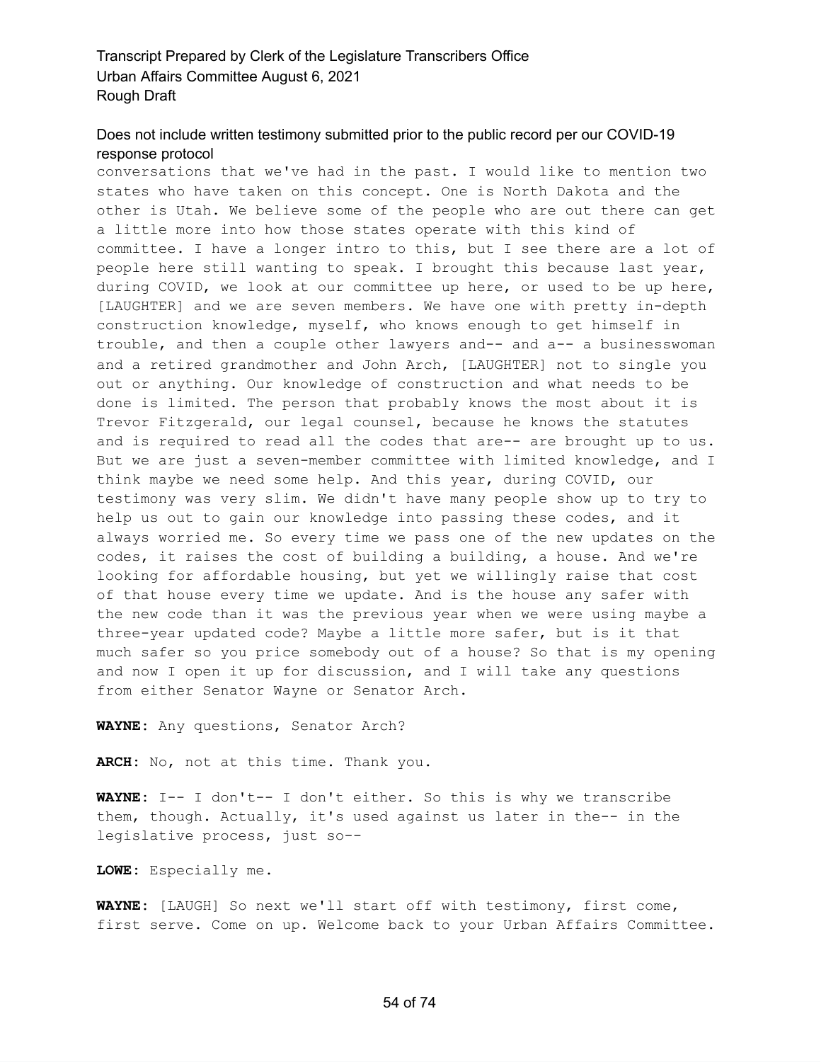conversations that we've had in the past. I would like to mention two states who have taken on this concept. One is North Dakota and the other is Utah. We believe some of the people who are out there can get a little more into how those states operate with this kind of committee. I have a longer intro to this, but I see there are a lot of people here still wanting to speak. I brought this because last year, during COVID, we look at our committee up here, or used to be up here, [LAUGHTER] and we are seven members. We have one with pretty in-depth construction knowledge, myself, who knows enough to get himself in trouble, and then a couple other lawyers and-- and a-- a businesswoman and a retired grandmother and John Arch, [LAUGHTER] not to single you out or anything. Our knowledge of construction and what needs to be done is limited. The person that probably knows the most about it is Trevor Fitzgerald, our legal counsel, because he knows the statutes and is required to read all the codes that are-- are brought up to us. But we are just a seven-member committee with limited knowledge, and I think maybe we need some help. And this year, during COVID, our testimony was very slim. We didn't have many people show up to try to help us out to gain our knowledge into passing these codes, and it always worried me. So every time we pass one of the new updates on the codes, it raises the cost of building a building, a house. And we're looking for affordable housing, but yet we willingly raise that cost of that house every time we update. And is the house any safer with the new code than it was the previous year when we were using maybe a three-year updated code? Maybe a little more safer, but is it that much safer so you price somebody out of a house? So that is my opening and now I open it up for discussion, and I will take any questions from either Senator Wayne or Senator Arch.

**WAYNE**: Any questions, Senator Arch?

**ARCH**: No, not at this time. Thank you.

**WAYNE**: I-- I don't-- I don't either. So this is why we transcribe them, though. Actually, it's used against us later in the-- in the legislative process, just so--

**LOWE**: Especially me.

**WAYNE**: [LAUGH] So next we'll start off with testimony, first come, first serve. Come on up. Welcome back to your Urban Affairs Committee.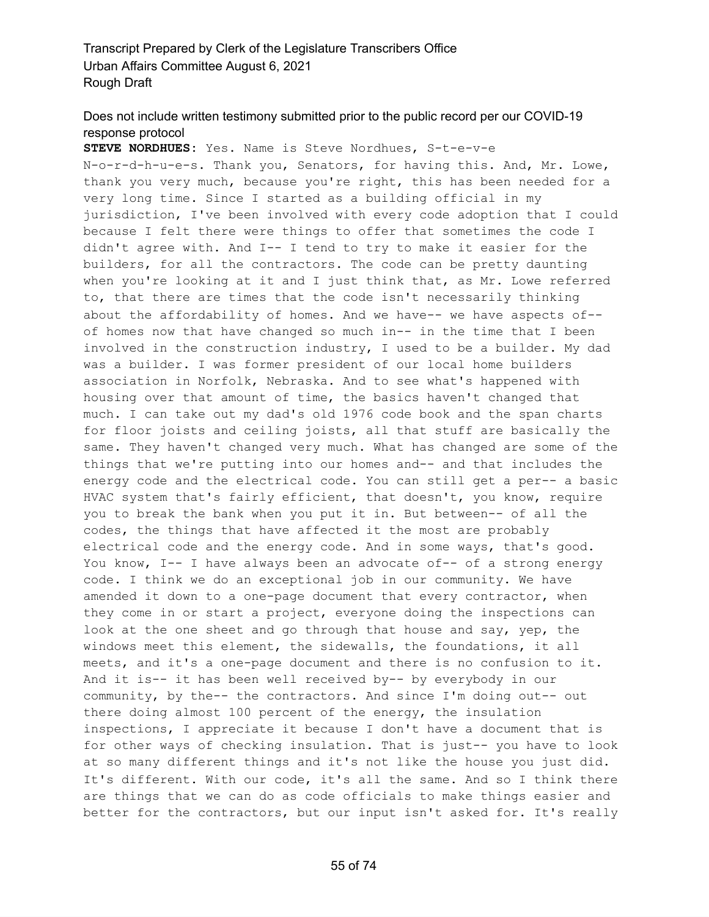Does not include written testimony submitted prior to the public record per our COVID-19 response protocol

**STEVE NORDHUES:** Yes. Name is Steve Nordhues, S-t-e-v-e N-o-r-d-h-u-e-s. Thank you, Senators, for having this. And, Mr. Lowe, thank you very much, because you're right, this has been needed for a very long time. Since I started as a building official in my jurisdiction, I've been involved with every code adoption that I could because I felt there were things to offer that sometimes the code I didn't agree with. And I-- I tend to try to make it easier for the builders, for all the contractors. The code can be pretty daunting when you're looking at it and I just think that, as Mr. Lowe referred to, that there are times that the code isn't necessarily thinking about the affordability of homes. And we have-- we have aspects of-- of homes now that have changed so much in-- in the time that I been involved in the construction industry, I used to be a builder. My dad was a builder. I was former president of our local home builders association in Norfolk, Nebraska. And to see what's happened with housing over that amount of time, the basics haven't changed that much. I can take out my dad's old 1976 code book and the span charts for floor joists and ceiling joists, all that stuff are basically the same. They haven't changed very much. What has changed are some of the things that we're putting into our homes and-- and that includes the energy code and the electrical code. You can still get a per-- a basic HVAC system that's fairly efficient, that doesn't, you know, require you to break the bank when you put it in. But between-- of all the codes, the things that have affected it the most are probably electrical code and the energy code. And in some ways, that's good. You know, I-- I have always been an advocate of-- of a strong energy code. I think we do an exceptional job in our community. We have amended it down to a one-page document that every contractor, when they come in or start a project, everyone doing the inspections can look at the one sheet and go through that house and say, yep, the windows meet this element, the sidewalls, the foundations, it all meets, and it's a one-page document and there is no confusion to it. And it is-- it has been well received by-- by everybody in our community, by the-- the contractors. And since I'm doing out-- out there doing almost 100 percent of the energy, the insulation inspections, I appreciate it because I don't have a document that is for other ways of checking insulation. That is just-- you have to look at so many different things and it's not like the house you just did. It's different. With our code, it's all the same. And so I think there are things that we can do as code officials to make things easier and better for the contractors, but our input isn't asked for. It's really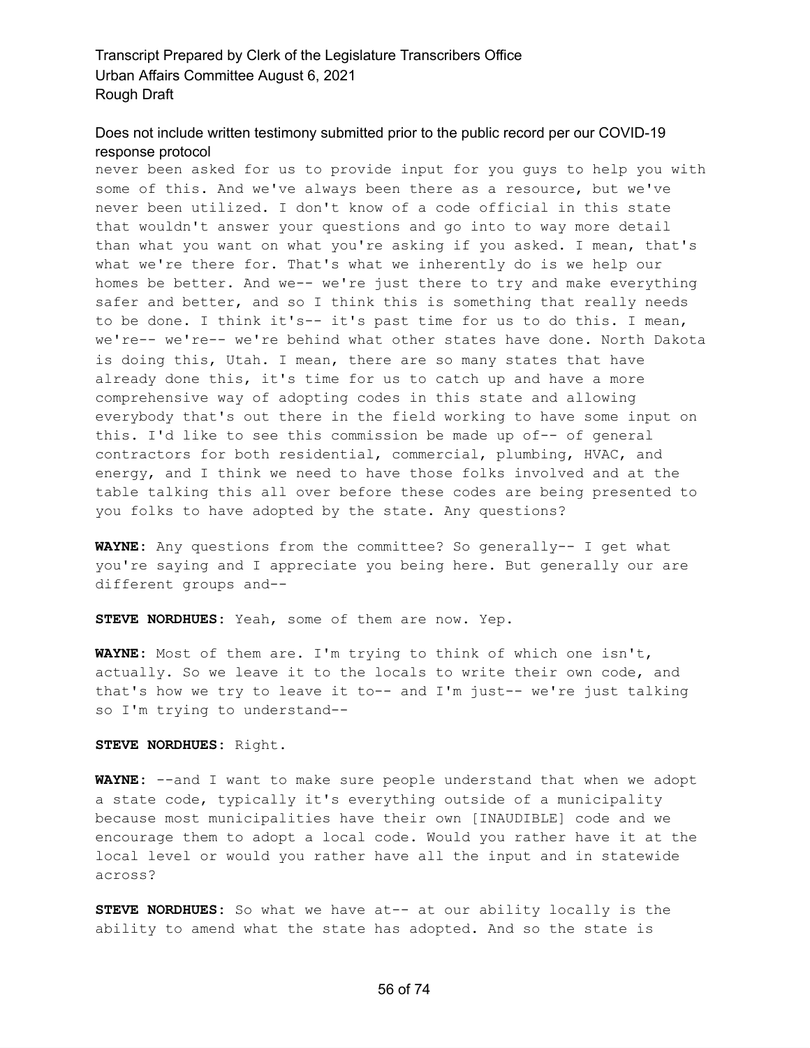never been asked for us to provide input for you guys to help you with some of this. And we've always been there as a resource, but we've never been utilized. I don't know of a code official in this state that wouldn't answer your questions and go into to way more detail than what you want on what you're asking if you asked. I mean, that's what we're there for. That's what we inherently do is we help our homes be better. And we-- we're just there to try and make everything safer and better, and so I think this is something that really needs to be done. I think it's-- it's past time for us to do this. I mean, we're-- we're-- we're behind what other states have done. North Dakota is doing this, Utah. I mean, there are so many states that have already done this, it's time for us to catch up and have a more comprehensive way of adopting codes in this state and allowing everybody that's out there in the field working to have some input on this. I'd like to see this commission be made up of-- of general contractors for both residential, commercial, plumbing, HVAC, and energy, and I think we need to have those folks involved and at the table talking this all over before these codes are being presented to you folks to have adopted by the state. Any questions?

**WAYNE:** Any questions from the committee? So generally-- I get what you're saying and I appreciate you being here. But generally our are different groups and--

**STEVE NORDHUES:** Yeah, some of them are now. Yep.

**WAYNE:** Most of them are. I'm trying to think of which one isn't, actually. So we leave it to the locals to write their own code, and that's how we try to leave it to-- and I'm just-- we're just talking so I'm trying to understand--

**STEVE NORDHUES:** Right.

**WAYNE:** --and I want to make sure people understand that when we adopt a state code, typically it's everything outside of a municipality because most municipalities have their own [INAUDIBLE] code and we encourage them to adopt a local code. Would you rather have it at the local level or would you rather have all the input and in statewide across?

**STEVE NORDHUES:** So what we have at-- at our ability locally is the ability to amend what the state has adopted. And so the state is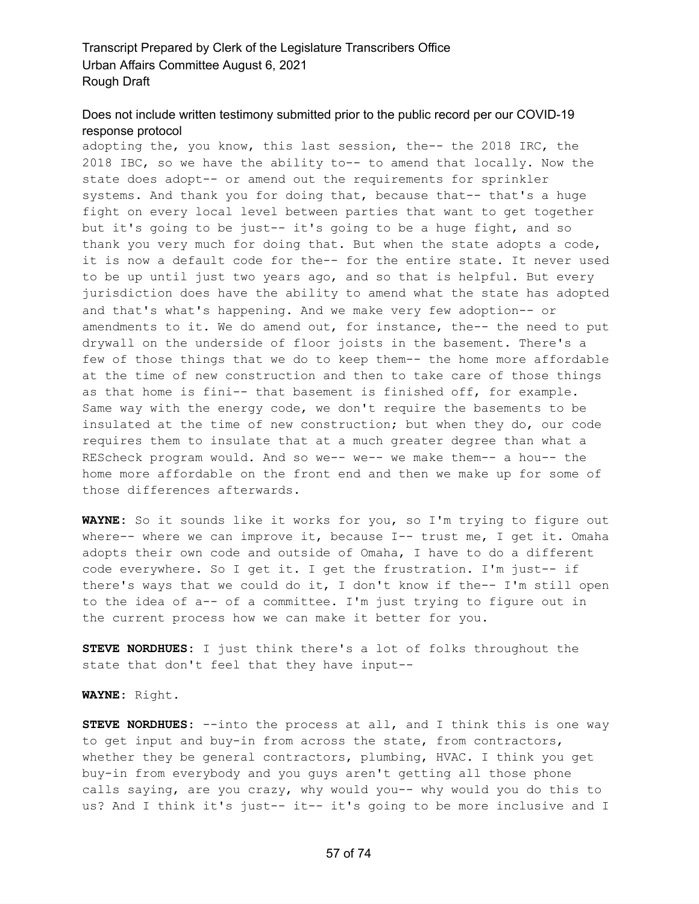adopting the, you know, this last session, the-- the 2018 IRC, the 2018 IBC, so we have the ability to-- to amend that locally. Now the state does adopt-- or amend out the requirements for sprinkler systems. And thank you for doing that, because that-- that's a huge fight on every local level between parties that want to get together but it's going to be just-- it's going to be a huge fight, and so thank you very much for doing that. But when the state adopts a code, it is now a default code for the-- for the entire state. It never used to be up until just two years ago, and so that is helpful. But every jurisdiction does have the ability to amend what the state has adopted and that's what's happening. And we make very few adoption-- or amendments to it. We do amend out, for instance, the-- the need to put drywall on the underside of floor joists in the basement. There's a few of those things that we do to keep them-- the home more affordable at the time of new construction and then to take care of those things as that home is fini-- that basement is finished off, for example. Same way with the energy code, we don't require the basements to be insulated at the time of new construction; but when they do, our code requires them to insulate that at a much greater degree than what a REScheck program would. And so we-- we-- we make them-- a hou-- the home more affordable on the front end and then we make up for some of those differences afterwards.

**WAYNE:** So it sounds like it works for you, so I'm trying to figure out where-- where we can improve it, because I-- trust me, I get it. Omaha adopts their own code and outside of Omaha, I have to do a different code everywhere. So I get it. I get the frustration. I'm just-- if there's ways that we could do it, I don't know if the-- I'm still open to the idea of a-- of a committee. I'm just trying to figure out in the current process how we can make it better for you.

**STEVE NORDHUES:** I just think there's a lot of folks throughout the state that don't feel that they have input--

**WAYNE:** Right.

**STEVE NORDHUES:** --into the process at all, and I think this is one way to get input and buy-in from across the state, from contractors, whether they be general contractors, plumbing, HVAC. I think you get buy-in from everybody and you guys aren't getting all those phone calls saying, are you crazy, why would you-- why would you do this to us? And I think it's just-- it-- it's going to be more inclusive and I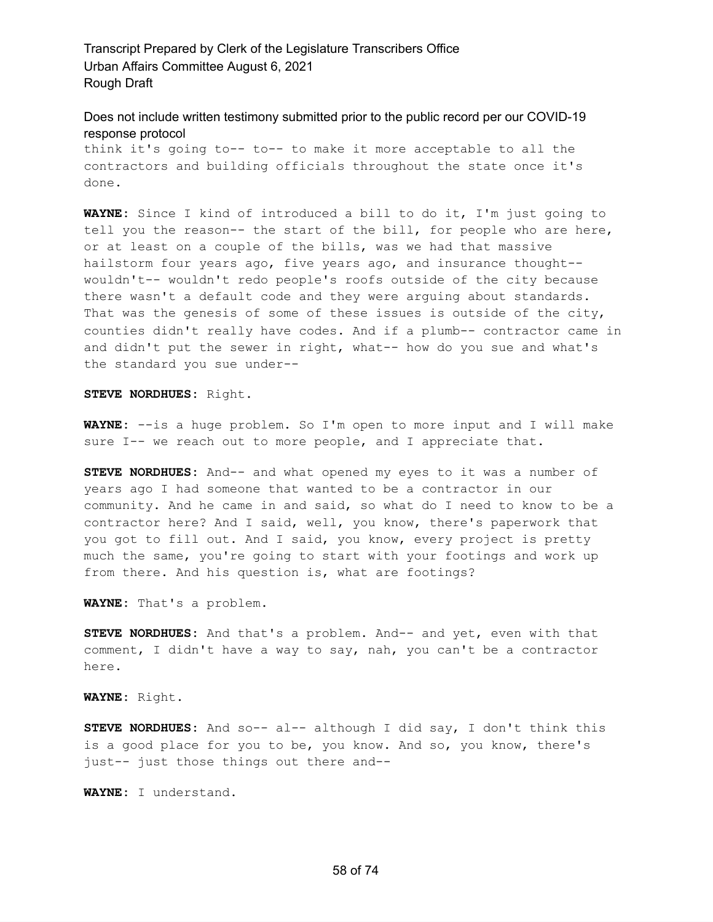think it's going to-- to-- to make it more acceptable to all the contractors and building officials throughout the state once it's done.

**WAYNE:** Since I kind of introduced a bill to do it, I'm just going to tell you the reason-- the start of the bill, for people who are here, or at least on a couple of the bills, was we had that massive hailstorm four years ago, five years ago, and insurance thought-- wouldn't-- wouldn't redo people's roofs outside of the city because there wasn't a default code and they were arguing about standards. That was the genesis of some of these issues is outside of the city, counties didn't really have codes. And if a plumb-- contractor came in and didn't put the sewer in right, what-- how do you sue and what's the standard you sue under--

**STEVE NORDHUES:** Right.

**WAYNE:** --is a huge problem. So I'm open to more input and I will make sure I-- we reach out to more people, and I appreciate that.

**STEVE NORDHUES:** And-- and what opened my eyes to it was a number of years ago I had someone that wanted to be a contractor in our community. And he came in and said, so what do I need to know to be a contractor here? And I said, well, you know, there's paperwork that you got to fill out. And I said, you know, every project is pretty much the same, you're going to start with your footings and work up from there. And his question is, what are footings?

**WAYNE:** That's a problem.

**STEVE NORDHUES:** And that's a problem. And-- and yet, even with that comment, I didn't have a way to say, nah, you can't be a contractor here.

**WAYNE:** Right.

**STEVE NORDHUES:** And so-- al-- although I did say, I don't think this is a good place for you to be, you know. And so, you know, there's just-- just those things out there and--

**WAYNE:** I understand.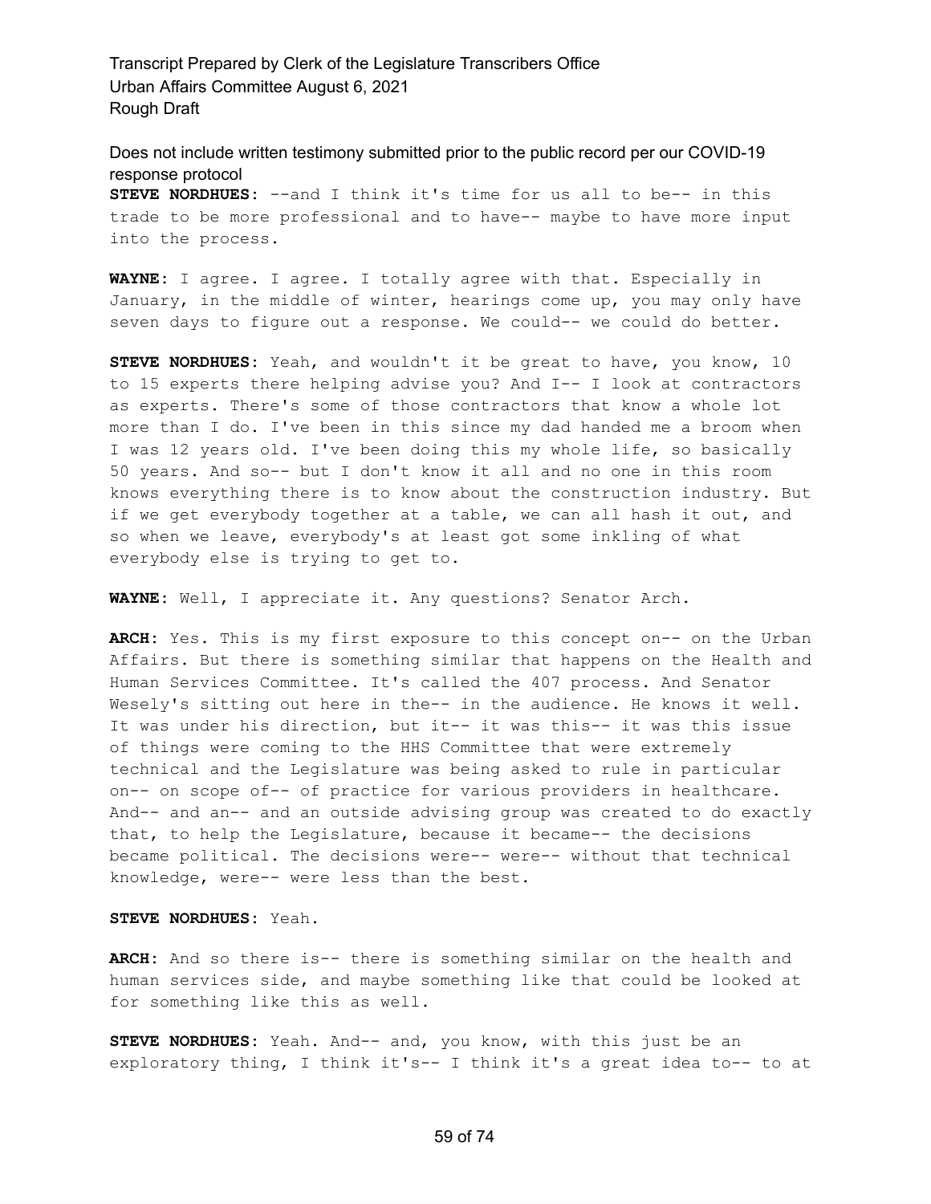**STEVE NORDHUES:** --and I think it's time for us all to be-- in this trade to be more professional and to have-- maybe to have more input into the process.

**WAYNE:** I agree. I agree. I totally agree with that. Especially in January, in the middle of winter, hearings come up, you may only have seven days to figure out a response. We could-- we could do better.

**STEVE NORDHUES:** Yeah, and wouldn't it be great to have, you know, 10 to 15 experts there helping advise you? And I-- I look at contractors as experts. There's some of those contractors that know a whole lot more than I do. I've been in this since my dad handed me a broom when I was 12 years old. I've been doing this my whole life, so basically 50 years. And so-- but I don't know it all and no one in this room knows everything there is to know about the construction industry. But if we get everybody together at a table, we can all hash it out, and so when we leave, everybody's at least got some inkling of what everybody else is trying to get to.

**WAYNE:** Well, I appreciate it. Any questions? Senator Arch.

**ARCH:** Yes. This is my first exposure to this concept on-- on the Urban Affairs. But there is something similar that happens on the Health and Human Services Committee. It's called the 407 process. And Senator Wesely's sitting out here in the-- in the audience. He knows it well. It was under his direction, but it-- it was this-- it was this issue of things were coming to the HHS Committee that were extremely technical and the Legislature was being asked to rule in particular on-- on scope of-- of practice for various providers in healthcare. And-- and an-- and an outside advising group was created to do exactly that, to help the Legislature, because it became-- the decisions became political. The decisions were-- were-- without that technical knowledge, were-- were less than the best.

**STEVE NORDHUES:** Yeah.

**ARCH:** And so there is-- there is something similar on the health and human services side, and maybe something like that could be looked at for something like this as well.

**STEVE NORDHUES:** Yeah. And-- and, you know, with this just be an exploratory thing, I think it's-- I think it's a great idea to-- to at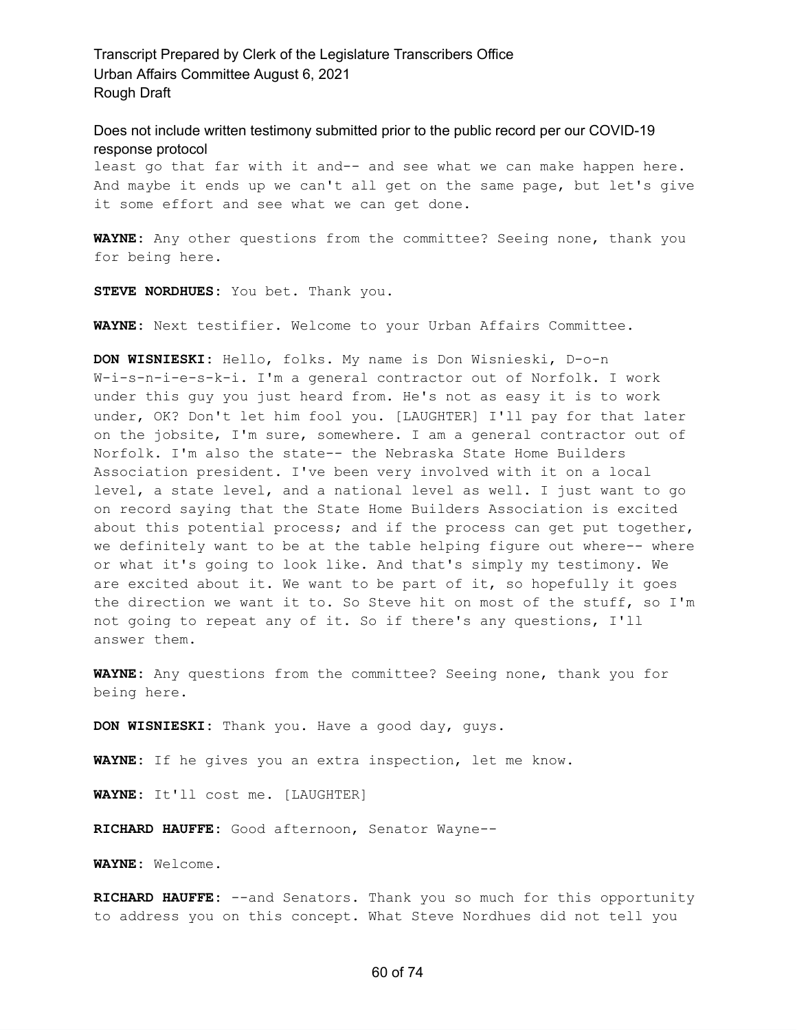least go that far with it and-- and see what we can make happen here. And maybe it ends up we can't all get on the same page, but let's give it some effort and see what we can get done.

**WAYNE:** Any other questions from the committee? Seeing none, thank you for being here.

**STEVE NORDHUES:** You bet. Thank you.

**WAYNE:** Next testifier. Welcome to your Urban Affairs Committee.

**DON WISNIESKI:** Hello, folks. My name is Don Wisnieski, D-o-n W-i-s-n-i-e-s-k-i. I'm a general contractor out of Norfolk. I work under this guy you just heard from. He's not as easy it is to work under, OK? Don't let him fool you. [LAUGHTER] I'll pay for that later on the jobsite, I'm sure, somewhere. I am a general contractor out of Norfolk. I'm also the state-- the Nebraska State Home Builders Association president. I've been very involved with it on a local level, a state level, and a national level as well. I just want to go on record saying that the State Home Builders Association is excited about this potential process; and if the process can get put together, we definitely want to be at the table helping figure out where-- where or what it's going to look like. And that's simply my testimony. We are excited about it. We want to be part of it, so hopefully it goes the direction we want it to. So Steve hit on most of the stuff, so I'm not going to repeat any of it. So if there's any questions, I'll answer them.

**WAYNE:** Any questions from the committee? Seeing none, thank you for being here.

**DON WISNIESKI:** Thank you. Have a good day, guys.

**WAYNE:** If he gives you an extra inspection, let me know.

**WAYNE:** It'll cost me. [LAUGHTER]

**RICHARD HAUFFE:** Good afternoon, Senator Wayne--

**WAYNE:** Welcome.

**RICHARD HAUFFE:** --and Senators. Thank you so much for this opportunity to address you on this concept. What Steve Nordhues did not tell you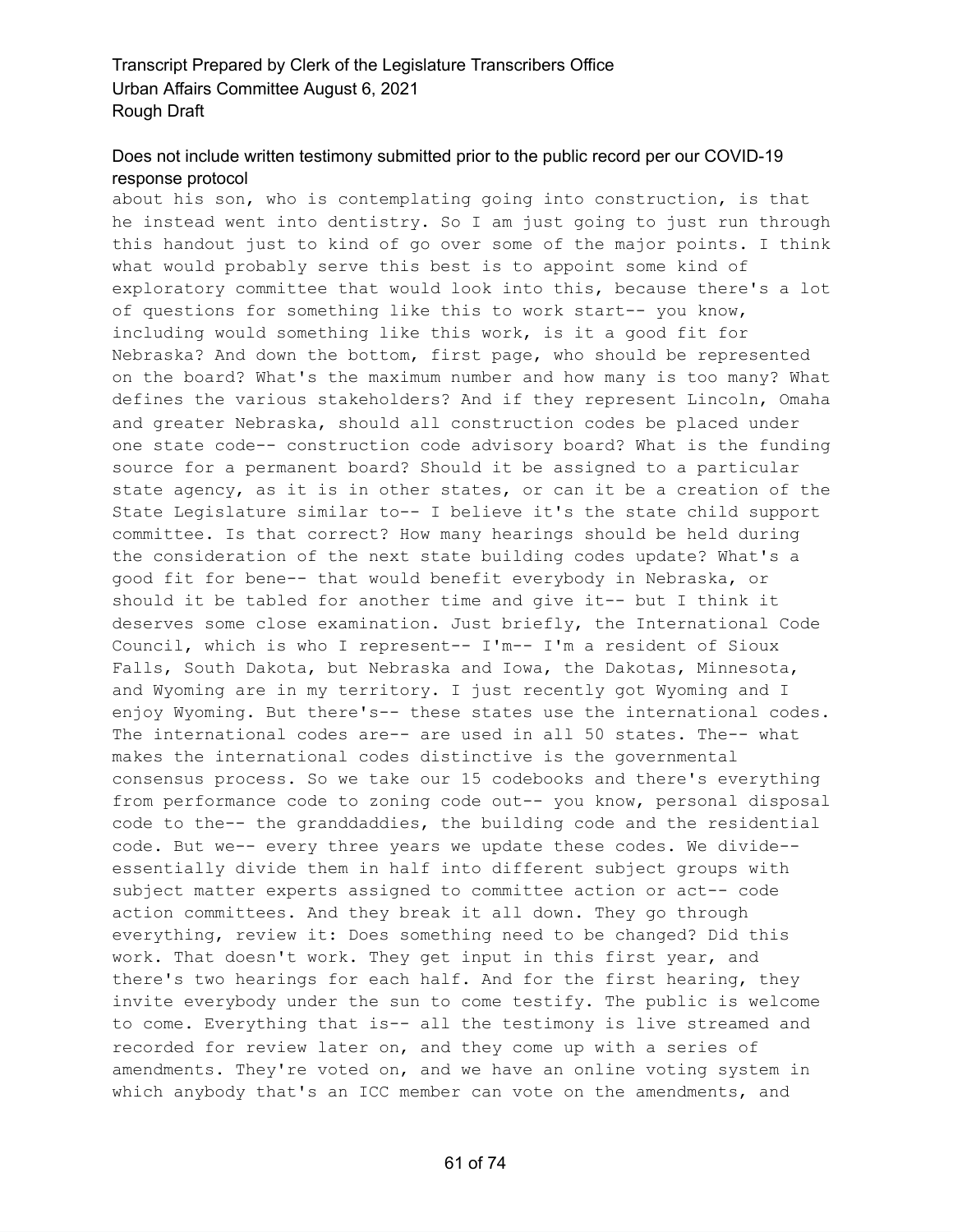about his son, who is contemplating going into construction, is that he instead went into dentistry. So I am just going to just run through this handout just to kind of go over some of the major points. I think what would probably serve this best is to appoint some kind of exploratory committee that would look into this, because there's a lot of questions for something like this to work start-- you know, including would something like this work, is it a good fit for Nebraska? And down the bottom, first page, who should be represented on the board? What's the maximum number and how many is too many? What defines the various stakeholders? And if they represent Lincoln, Omaha and greater Nebraska, should all construction codes be placed under one state code-- construction code advisory board? What is the funding source for a permanent board? Should it be assigned to a particular state agency, as it is in other states, or can it be a creation of the State Legislature similar to-- I believe it's the state child support committee. Is that correct? How many hearings should be held during the consideration of the next state building codes update? What's a good fit for bene-- that would benefit everybody in Nebraska, or should it be tabled for another time and give it-- but I think it deserves some close examination. Just briefly, the International Code Council, which is who I represent-- I'm-- I'm a resident of Sioux Falls, South Dakota, but Nebraska and Iowa, the Dakotas, Minnesota, and Wyoming are in my territory. I just recently got Wyoming and I enjoy Wyoming. But there's-- these states use the international codes. The international codes are-- are used in all 50 states. The-- what makes the international codes distinctive is the governmental consensus process. So we take our 15 codebooks and there's everything from performance code to zoning code out-- you know, personal disposal code to the-- the granddaddies, the building code and the residential code. But we-- every three years we update these codes. We divide-- essentially divide them in half into different subject groups with subject matter experts assigned to committee action or act-- code action committees. And they break it all down. They go through everything, review it: Does something need to be changed? Did this work. That doesn't work. They get input in this first year, and there's two hearings for each half. And for the first hearing, they invite everybody under the sun to come testify. The public is welcome to come. Everything that is-- all the testimony is live streamed and recorded for review later on, and they come up with a series of amendments. They're voted on, and we have an online voting system in which anybody that's an ICC member can vote on the amendments, and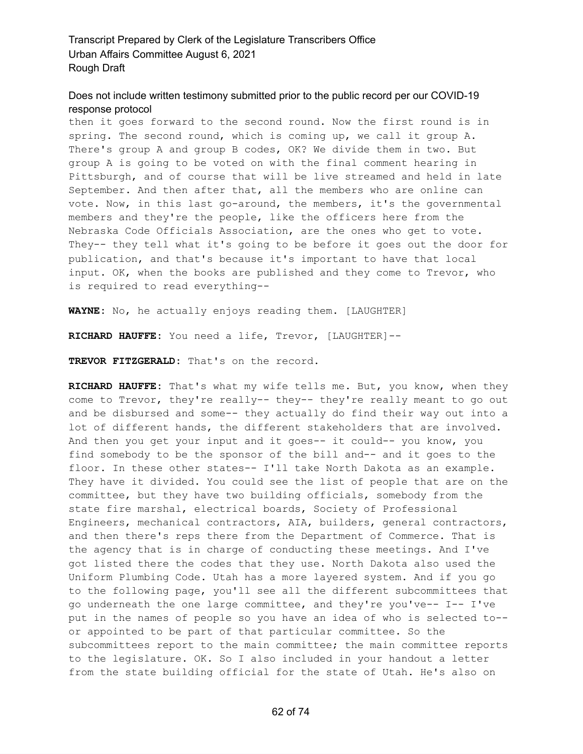then it goes forward to the second round. Now the first round is in spring. The second round, which is coming up, we call it group A. There's group A and group B codes, OK? We divide them in two. But group A is going to be voted on with the final comment hearing in Pittsburgh, and of course that will be live streamed and held in late September. And then after that, all the members who are online can vote. Now, in this last go-around, the members, it's the governmental members and they're the people, like the officers here from the Nebraska Code Officials Association, are the ones who get to vote. They-- they tell what it's going to be before it goes out the door for publication, and that's because it's important to have that local input. OK, when the books are published and they come to Trevor, who is required to read everything--

**WAYNE:** No, he actually enjoys reading them. [LAUGHTER]

**RICHARD HAUFFE:** You need a life, Trevor, [LAUGHTER]--

**TREVOR FITZGERALD:** That's on the record.

**RICHARD HAUFFE:** That's what my wife tells me. But, you know, when they come to Trevor, they're really-- they-- they're really meant to go out and be disbursed and some-- they actually do find their way out into a lot of different hands, the different stakeholders that are involved. And then you get your input and it goes-- it could-- you know, you find somebody to be the sponsor of the bill and-- and it goes to the floor. In these other states-- I'll take North Dakota as an example. They have it divided. You could see the list of people that are on the committee, but they have two building officials, somebody from the state fire marshal, electrical boards, Society of Professional Engineers, mechanical contractors, AIA, builders, general contractors, and then there's reps there from the Department of Commerce. That is the agency that is in charge of conducting these meetings. And I've got listed there the codes that they use. North Dakota also used the Uniform Plumbing Code. Utah has a more layered system. And if you go to the following page, you'll see all the different subcommittees that go underneath the one large committee, and they're you've-- I-- I've put in the names of people so you have an idea of who is selected to-- or appointed to be part of that particular committee. So the subcommittees report to the main committee; the main committee reports to the legislature. OK. So I also included in your handout a letter from the state building official for the state of Utah. He's also on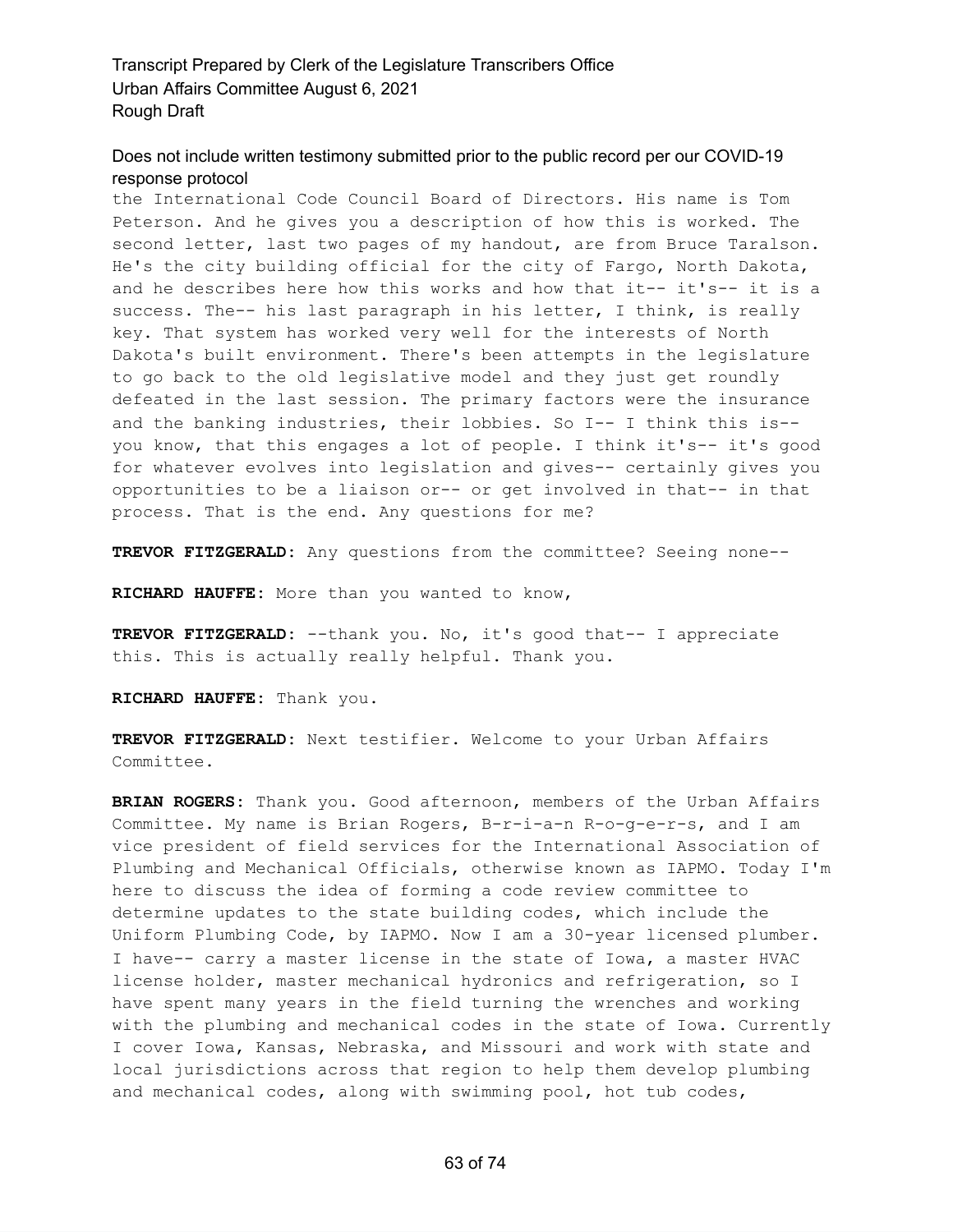the International Code Council Board of Directors. His name is Tom Peterson. And he gives you a description of how this is worked. The second letter, last two pages of my handout, are from Bruce Taralson. He's the city building official for the city of Fargo, North Dakota, and he describes here how this works and how that it-- it's-- it is a success. The-- his last paragraph in his letter, I think, is really key. That system has worked very well for the interests of North Dakota's built environment. There's been attempts in the legislature to go back to the old legislative model and they just get roundly defeated in the last session. The primary factors were the insurance and the banking industries, their lobbies. So I-- I think this is-- you know, that this engages a lot of people. I think it's-- it's good for whatever evolves into legislation and gives-- certainly gives you opportunities to be a liaison or-- or get involved in that-- in that process. That is the end. Any questions for me?

**TREVOR FITZGERALD:** Any questions from the committee? Seeing none--

**RICHARD HAUFFE:** More than you wanted to know,

**TREVOR FITZGERALD:** --thank you. No, it's good that-- I appreciate this. This is actually really helpful. Thank you.

**RICHARD HAUFFE:** Thank you.

**TREVOR FITZGERALD:** Next testifier. Welcome to your Urban Affairs Committee.

**BRIAN ROGERS:** Thank you. Good afternoon, members of the Urban Affairs Committee. My name is Brian Rogers, B-r-i-a-n R-o-g-e-r-s, and I am vice president of field services for the International Association of Plumbing and Mechanical Officials, otherwise known as IAPMO. Today I'm here to discuss the idea of forming a code review committee to determine updates to the state building codes, which include the Uniform Plumbing Code, by IAPMO. Now I am a 30-year licensed plumber. I have-- carry a master license in the state of Iowa, a master HVAC license holder, master mechanical hydronics and refrigeration, so I have spent many years in the field turning the wrenches and working with the plumbing and mechanical codes in the state of Iowa. Currently I cover Iowa, Kansas, Nebraska, and Missouri and work with state and local jurisdictions across that region to help them develop plumbing and mechanical codes, along with swimming pool, hot tub codes,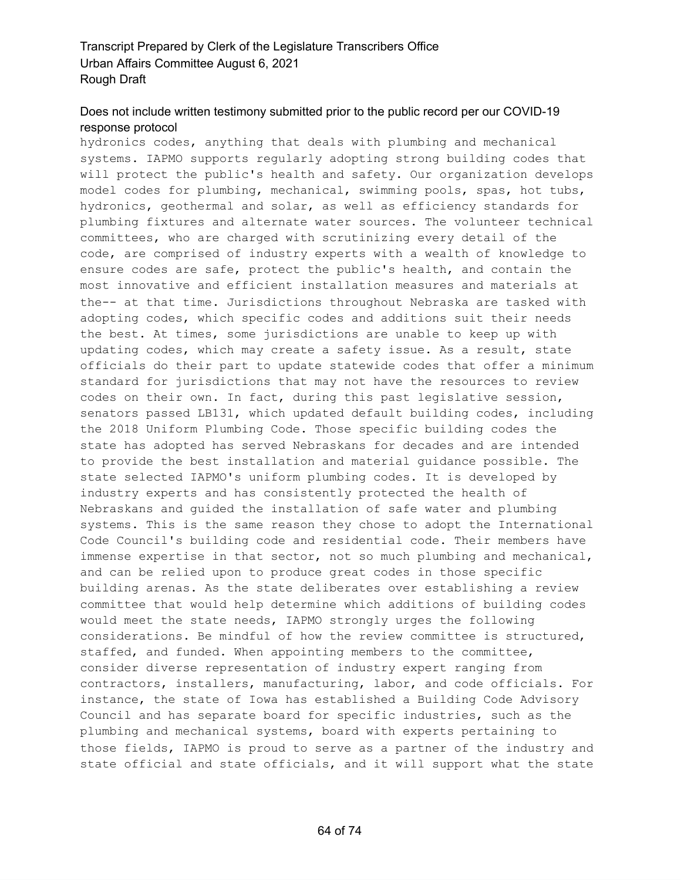hydronics codes, anything that deals with plumbing and mechanical systems. IAPMO supports regularly adopting strong building codes that will protect the public's health and safety. Our organization develops model codes for plumbing, mechanical, swimming pools, spas, hot tubs, hydronics, geothermal and solar, as well as efficiency standards for plumbing fixtures and alternate water sources. The volunteer technical committees, who are charged with scrutinizing every detail of the code, are comprised of industry experts with a wealth of knowledge to ensure codes are safe, protect the public's health, and contain the most innovative and efficient installation measures and materials at the-- at that time. Jurisdictions throughout Nebraska are tasked with adopting codes, which specific codes and additions suit their needs the best. At times, some jurisdictions are unable to keep up with updating codes, which may create a safety issue. As a result, state officials do their part to update statewide codes that offer a minimum standard for jurisdictions that may not have the resources to review codes on their own. In fact, during this past legislative session, senators passed LB131, which updated default building codes, including the 2018 Uniform Plumbing Code. Those specific building codes the state has adopted has served Nebraskans for decades and are intended to provide the best installation and material guidance possible. The state selected IAPMO's uniform plumbing codes. It is developed by industry experts and has consistently protected the health of Nebraskans and guided the installation of safe water and plumbing systems. This is the same reason they chose to adopt the International Code Council's building code and residential code. Their members have immense expertise in that sector, not so much plumbing and mechanical, and can be relied upon to produce great codes in those specific building arenas. As the state deliberates over establishing a review committee that would help determine which additions of building codes would meet the state needs, IAPMO strongly urges the following considerations. Be mindful of how the review committee is structured, staffed, and funded. When appointing members to the committee, consider diverse representation of industry expert ranging from contractors, installers, manufacturing, labor, and code officials. For instance, the state of Iowa has established a Building Code Advisory Council and has separate board for specific industries, such as the plumbing and mechanical systems, board with experts pertaining to those fields, IAPMO is proud to serve as a partner of the industry and state official and state officials, and it will support what the state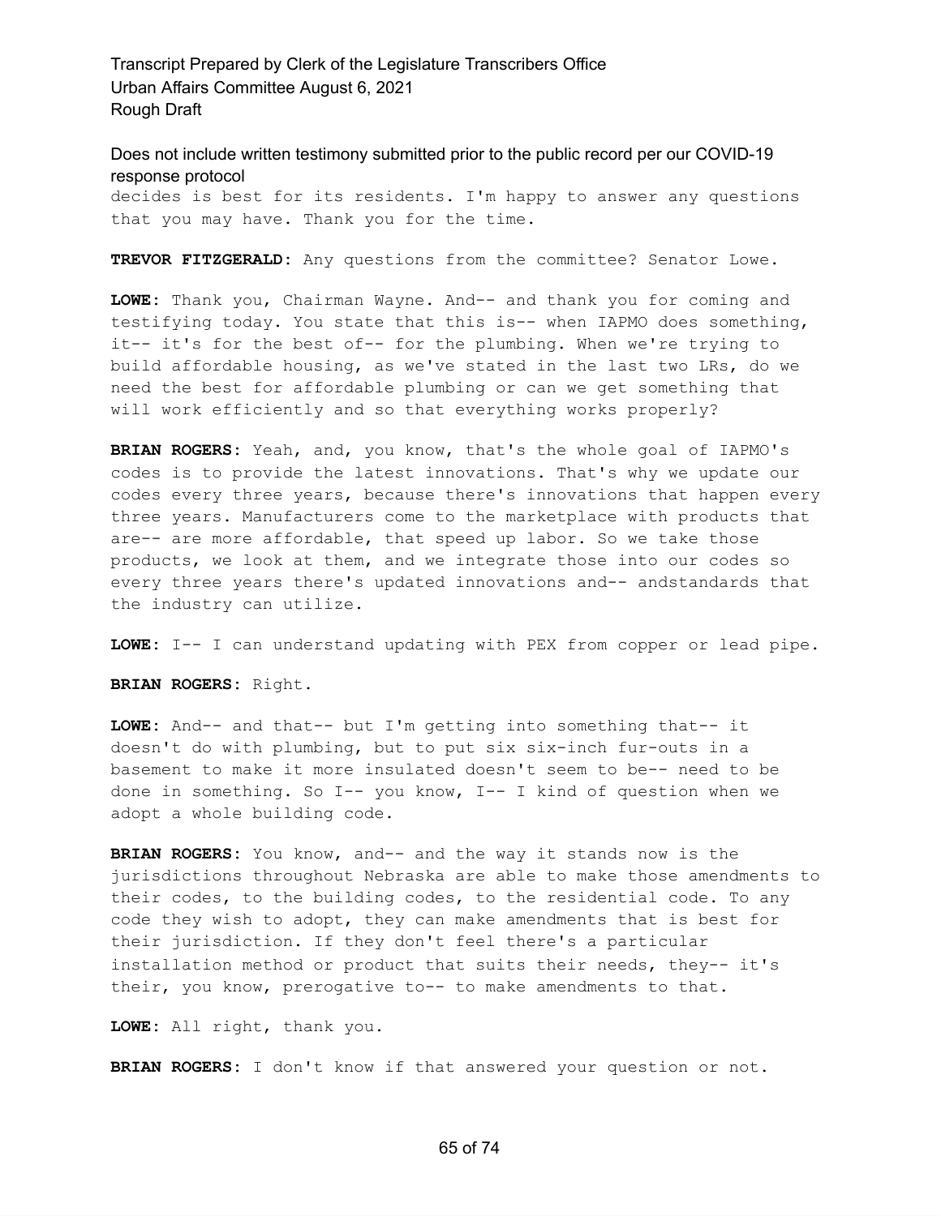decides is best for its residents. I'm happy to answer any questions that you may have. Thank you for the time.

**TREVOR FITZGERALD:** Any questions from the committee? Senator Lowe.

**LOWE:** Thank you, Chairman Wayne. And-- and thank you for coming and testifying today. You state that this is-- when IAPMO does something, it-- it's for the best of-- for the plumbing. When we're trying to build affordable housing, as we've stated in the last two LRs, do we need the best for affordable plumbing or can we get something that will work efficiently and so that everything works properly?

**BRIAN ROGERS:** Yeah, and, you know, that's the whole goal of IAPMO's codes is to provide the latest innovations. That's why we update our codes every three years, because there's innovations that happen every three years. Manufacturers come to the marketplace with products that are-- are more affordable, that speed up labor. So we take those products, we look at them, and we integrate those into our codes so every three years there's updated innovations and-- andstandards that the industry can utilize.

**LOWE:** I-- I can understand updating with PEX from copper or lead pipe.

**BRIAN ROGERS:** Right.

**LOWE:** And-- and that-- but I'm getting into something that-- it doesn't do with plumbing, but to put six six-inch fur-outs in a basement to make it more insulated doesn't seem to be-- need to be done in something. So I-- you know, I-- I kind of question when we adopt a whole building code.

**BRIAN ROGERS:** You know, and-- and the way it stands now is the jurisdictions throughout Nebraska are able to make those amendments to their codes, to the building codes, to the residential code. To any code they wish to adopt, they can make amendments that is best for their jurisdiction. If they don't feel there's a particular installation method or product that suits their needs, they-- it's their, you know, prerogative to-- to make amendments to that.

**LOWE:** All right, thank you.

**BRIAN ROGERS:** I don't know if that answered your question or not.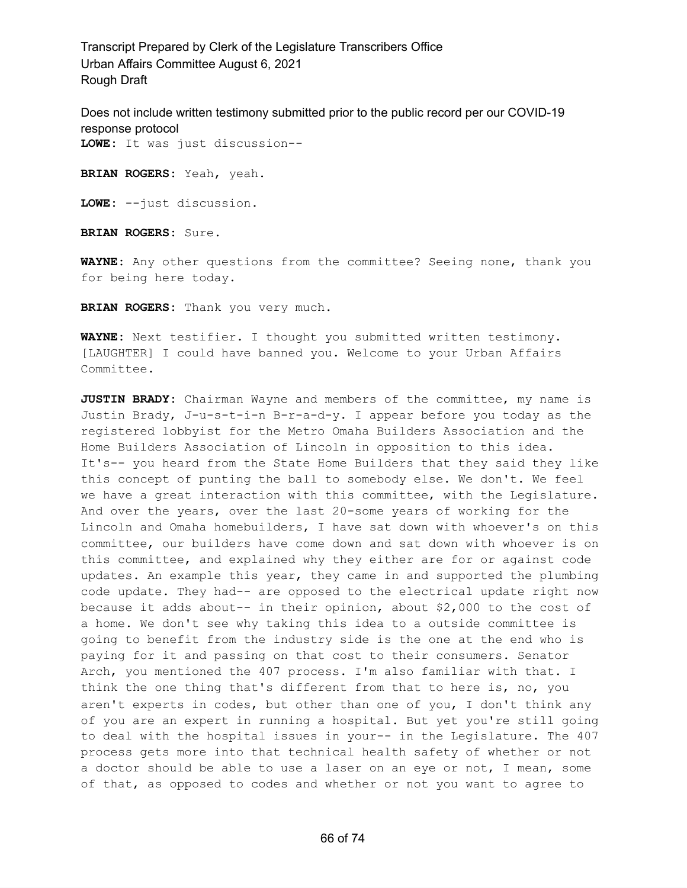**LOWE:** It was just discussion--

**BRIAN ROGERS:** Yeah, yeah.

**LOWE:** --just discussion.

**BRIAN ROGERS:** Sure.

**WAYNE:** Any other questions from the committee? Seeing none, thank you for being here today.

**BRIAN ROGERS:** Thank you very much.

**WAYNE:** Next testifier. I thought you submitted written testimony. [LAUGHTER] I could have banned you. Welcome to your Urban Affairs Committee.

**JUSTIN BRADY:** Chairman Wayne and members of the committee, my name is Justin Brady, J-u-s-t-i-n B-r-a-d-y. I appear before you today as the registered lobbyist for the Metro Omaha Builders Association and the Home Builders Association of Lincoln in opposition to this idea. It's-- you heard from the State Home Builders that they said they like this concept of punting the ball to somebody else. We don't. We feel we have a great interaction with this committee, with the Legislature. And over the years, over the last 20-some years of working for the Lincoln and Omaha homebuilders, I have sat down with whoever's on this committee, our builders have come down and sat down with whoever is on this committee, and explained why they either are for or against code updates. An example this year, they came in and supported the plumbing code update. They had-- are opposed to the electrical update right now because it adds about-- in their opinion, about $2,000 to the cost of a home. We don't see why taking this idea to a outside committee is going to benefit from the industry side is the one at the end who is paying for it and passing on that cost to their consumers. Senator Arch, you mentioned the 407 process. I'm also familiar with that. I think the one thing that's different from that to here is, no, you aren't experts in codes, but other than one of you, I don't think any of you are an expert in running a hospital. But yet you're still going to deal with the hospital issues in your-- in the Legislature. The 407 process gets more into that technical health safety of whether or not a doctor should be able to use a laser on an eye or not, I mean, some of that, as opposed to codes and whether or not you want to agree to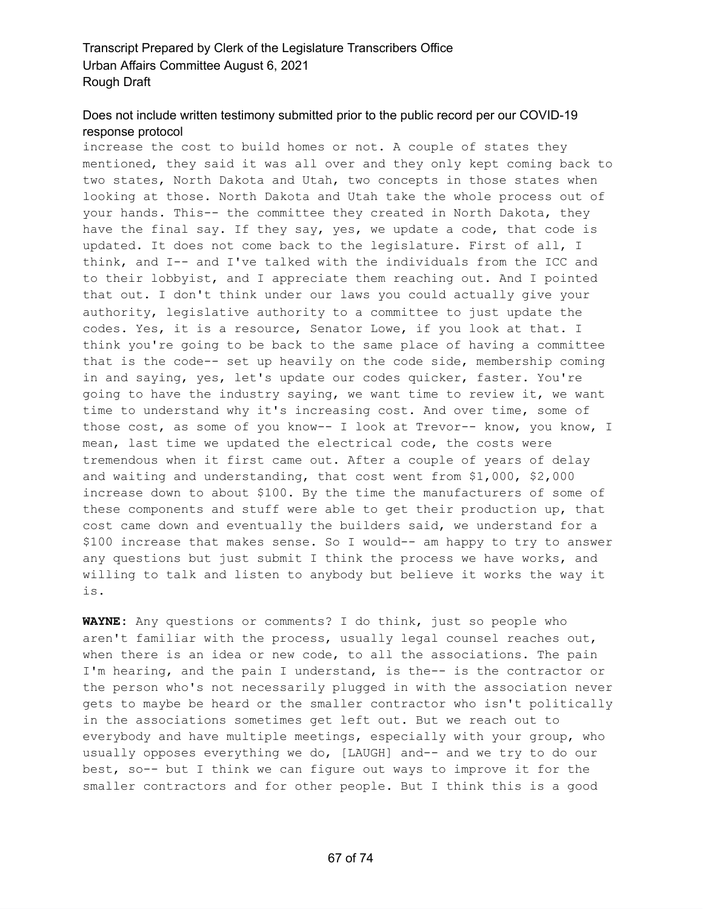increase the cost to build homes or not. A couple of states they mentioned, they said it was all over and they only kept coming back to two states, North Dakota and Utah, two concepts in those states when looking at those. North Dakota and Utah take the whole process out of your hands. This-- the committee they created in North Dakota, they have the final say. If they say, yes, we update a code, that code is updated. It does not come back to the legislature. First of all, I think, and I-- and I've talked with the individuals from the ICC and to their lobbyist, and I appreciate them reaching out. And I pointed that out. I don't think under our laws you could actually give your authority, legislative authority to a committee to just update the codes. Yes, it is a resource, Senator Lowe, if you look at that. I think you're going to be back to the same place of having a committee that is the code-- set up heavily on the code side, membership coming in and saying, yes, let's update our codes quicker, faster. You're going to have the industry saying, we want time to review it, we want time to understand why it's increasing cost. And over time, some of those cost, as some of you know-- I look at Trevor-- know, you know, I mean, last time we updated the electrical code, the costs were tremendous when it first came out. After a couple of years of delay and waiting and understanding, that cost went from $1,000, $2,000 increase down to about $100. By the time the manufacturers of some of these components and stuff were able to get their production up, that cost came down and eventually the builders said, we understand for a $100 increase that makes sense. So I would-- am happy to try to answer any questions but just submit I think the process we have works, and willing to talk and listen to anybody but believe it works the way it is.

**WAYNE:** Any questions or comments? I do think, just so people who aren't familiar with the process, usually legal counsel reaches out, when there is an idea or new code, to all the associations. The pain I'm hearing, and the pain I understand, is the-- is the contractor or the person who's not necessarily plugged in with the association never gets to maybe be heard or the smaller contractor who isn't politically in the associations sometimes get left out. But we reach out to everybody and have multiple meetings, especially with your group, who usually opposes everything we do, [LAUGH] and-- and we try to do our best, so-- but I think we can figure out ways to improve it for the smaller contractors and for other people. But I think this is a good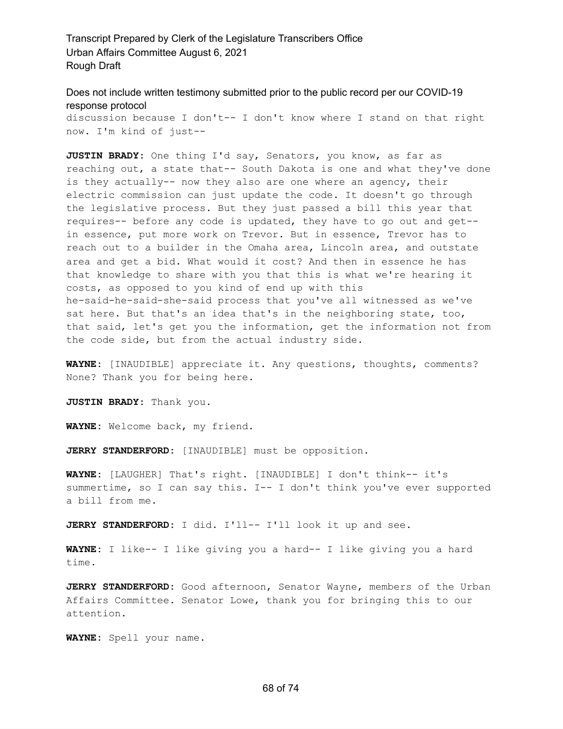discussion because I don't-- I don't know where I stand on that right now. I'm kind of just--

**JUSTIN BRADY:** One thing I'd say, Senators, you know, as far as reaching out, a state that-- South Dakota is one and what they've done is they actually-- now they also are one where an agency, their electric commission can just update the code. It doesn't go through the legislative process. But they just passed a bill this year that requires-- before any code is updated, they have to go out and get-- in essence, put more work on Trevor. But in essence, Trevor has to reach out to a builder in the Omaha area, Lincoln area, and outstate area and get a bid. What would it cost? And then in essence he has that knowledge to share with you that this is what we're hearing it costs, as opposed to you kind of end up with this he-said-he-said-she-said process that you've all witnessed as we've sat here. But that's an idea that's in the neighboring state, too, that said, let's get you the information, get the information not from the code side, but from the actual industry side.

**WAYNE:** [INAUDIBLE] appreciate it. Any questions, thoughts, comments? None? Thank you for being here.

**JUSTIN BRADY:** Thank you.

**WAYNE:** Welcome back, my friend.

**JERRY STANDERFORD:** [INAUDIBLE] must be opposition.

**WAYNE:** [LAUGHER] That's right. [INAUDIBLE] I don't think-- it's summertime, so I can say this. I-- I don't think you've ever supported a bill from me.

**JERRY STANDERFORD:** I did. I'll-- I'll look it up and see.

**WAYNE:** I like-- I like giving you a hard-- I like giving you a hard time.

**JERRY STANDERFORD:** Good afternoon, Senator Wayne, members of the Urban Affairs Committee. Senator Lowe, thank you for bringing this to our attention.

**WAYNE:** Spell your name.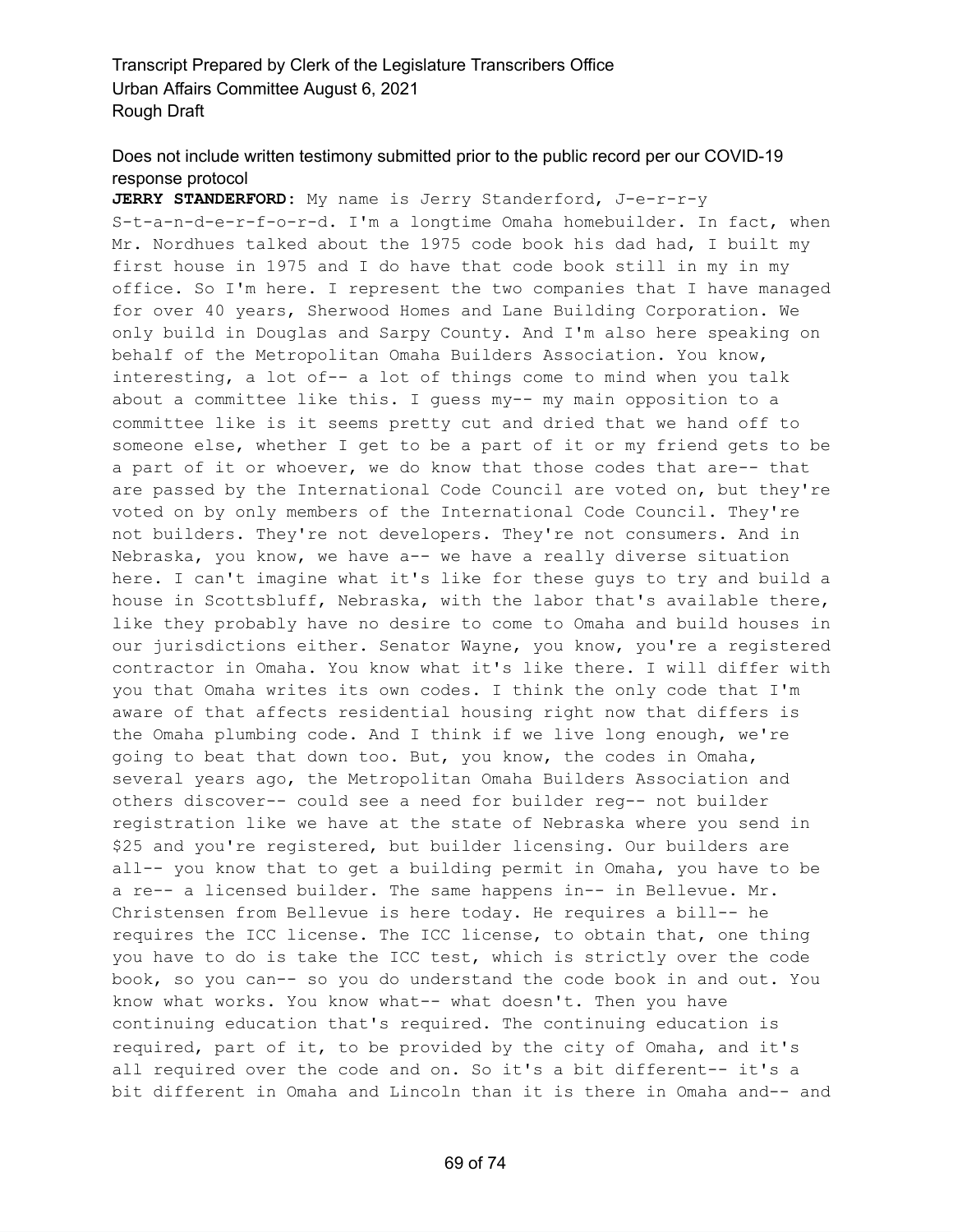Does not include written testimony submitted prior to the public record per our COVID-19 response protocol

**JERRY STANDERFORD:** My name is Jerry Standerford, J-e-r-r-y S-t-a-n-d-e-r-f-o-r-d. I'm a longtime Omaha homebuilder. In fact, when Mr. Nordhues talked about the 1975 code book his dad had, I built my first house in 1975 and I do have that code book still in my in my office. So I'm here. I represent the two companies that I have managed for over 40 years, Sherwood Homes and Lane Building Corporation. We only build in Douglas and Sarpy County. And I'm also here speaking on behalf of the Metropolitan Omaha Builders Association. You know, interesting, a lot of-- a lot of things come to mind when you talk about a committee like this. I guess my-- my main opposition to a committee like is it seems pretty cut and dried that we hand off to someone else, whether I get to be a part of it or my friend gets to be a part of it or whoever, we do know that those codes that are-- that are passed by the International Code Council are voted on, but they're voted on by only members of the International Code Council. They're not builders. They're not developers. They're not consumers. And in Nebraska, you know, we have a-- we have a really diverse situation here. I can't imagine what it's like for these guys to try and build a house in Scottsbluff, Nebraska, with the labor that's available there, like they probably have no desire to come to Omaha and build houses in our jurisdictions either. Senator Wayne, you know, you're a registered contractor in Omaha. You know what it's like there. I will differ with you that Omaha writes its own codes. I think the only code that I'm aware of that affects residential housing right now that differs is the Omaha plumbing code. And I think if we live long enough, we're going to beat that down too. But, you know, the codes in Omaha, several years ago, the Metropolitan Omaha Builders Association and others discover-- could see a need for builder reg-- not builder registration like we have at the state of Nebraska where you send in $25 and you're registered, but builder licensing. Our builders are all-- you know that to get a building permit in Omaha, you have to be a re-- a licensed builder. The same happens in-- in Bellevue. Mr. Christensen from Bellevue is here today. He requires a bill-- he requires the ICC license. The ICC license, to obtain that, one thing you have to do is take the ICC test, which is strictly over the code book, so you can-- so you do understand the code book in and out. You know what works. You know what-- what doesn't. Then you have continuing education that's required. The continuing education is required, part of it, to be provided by the city of Omaha, and it's all required over the code and on. So it's a bit different-- it's a bit different in Omaha and Lincoln than it is there in Omaha and-- and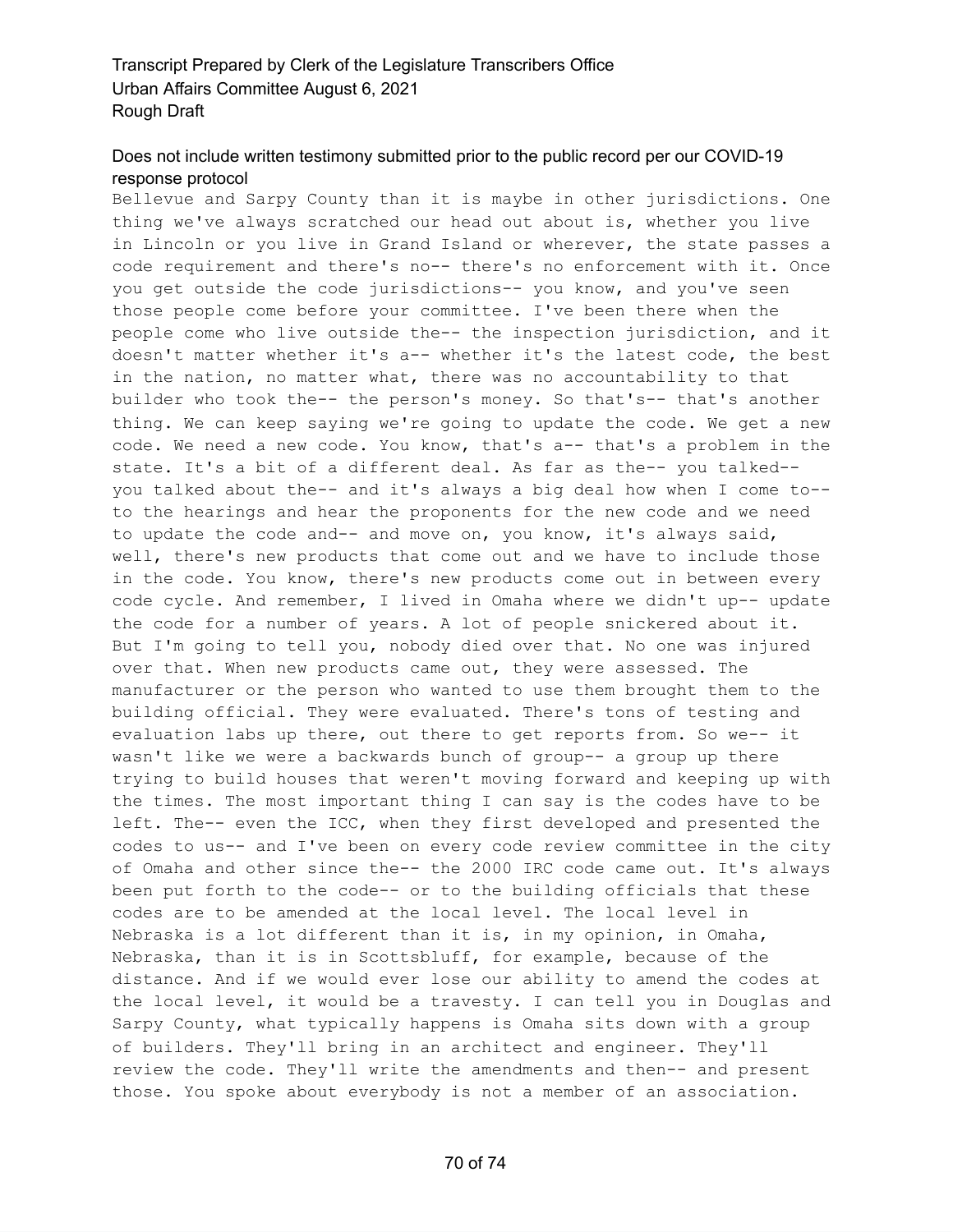Bellevue and Sarpy County than it is maybe in other jurisdictions. One thing we've always scratched our head out about is, whether you live in Lincoln or you live in Grand Island or wherever, the state passes a code requirement and there's no-- there's no enforcement with it. Once you get outside the code jurisdictions-- you know, and you've seen those people come before your committee. I've been there when the people come who live outside the-- the inspection jurisdiction, and it doesn't matter whether it's a-- whether it's the latest code, the best in the nation, no matter what, there was no accountability to that builder who took the-- the person's money. So that's-- that's another thing. We can keep saying we're going to update the code. We get a new code. We need a new code. You know, that's a-- that's a problem in the state. It's a bit of a different deal. As far as the-- you talked-- you talked about the-- and it's always a big deal how when I come to-- to the hearings and hear the proponents for the new code and we need to update the code and-- and move on, you know, it's always said, well, there's new products that come out and we have to include those in the code. You know, there's new products come out in between every code cycle. And remember, I lived in Omaha where we didn't up-- update the code for a number of years. A lot of people snickered about it. But I'm going to tell you, nobody died over that. No one was injured over that. When new products came out, they were assessed. The manufacturer or the person who wanted to use them brought them to the building official. They were evaluated. There's tons of testing and evaluation labs up there, out there to get reports from. So we-- it wasn't like we were a backwards bunch of group-- a group up there trying to build houses that weren't moving forward and keeping up with the times. The most important thing I can say is the codes have to be left. The-- even the ICC, when they first developed and presented the codes to us-- and I've been on every code review committee in the city of Omaha and other since the-- the 2000 IRC code came out. It's always been put forth to the code-- or to the building officials that these codes are to be amended at the local level. The local level in Nebraska is a lot different than it is, in my opinion, in Omaha, Nebraska, than it is in Scottsbluff, for example, because of the distance. And if we would ever lose our ability to amend the codes at the local level, it would be a travesty. I can tell you in Douglas and Sarpy County, what typically happens is Omaha sits down with a group of builders. They'll bring in an architect and engineer. They'll review the code. They'll write the amendments and then-- and present those. You spoke about everybody is not a member of an association.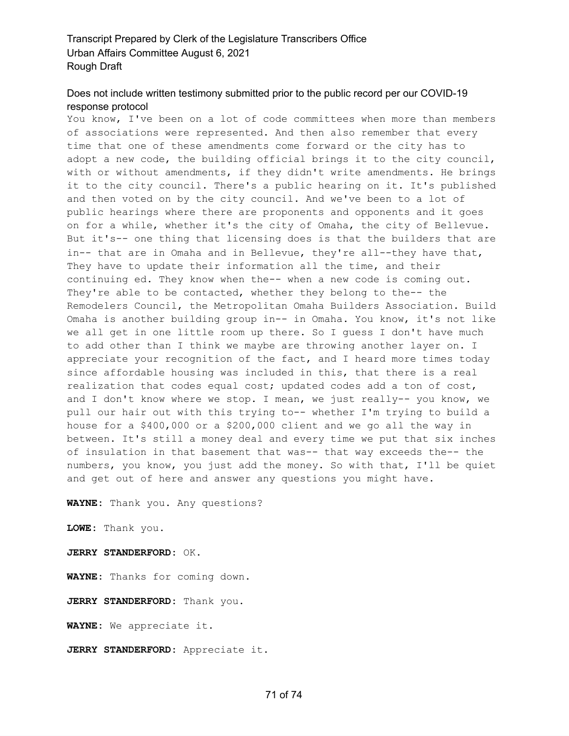You know, I've been on a lot of code committees when more than members of associations were represented. And then also remember that every time that one of these amendments come forward or the city has to adopt a new code, the building official brings it to the city council, with or without amendments, if they didn't write amendments. He brings it to the city council. There's a public hearing on it. It's published and then voted on by the city council. And we've been to a lot of public hearings where there are proponents and opponents and it goes on for a while, whether it's the city of Omaha, the city of Bellevue. But it's-- one thing that licensing does is that the builders that are in-- that are in Omaha and in Bellevue, they're all--they have that, They have to update their information all the time, and their continuing ed. They know when the-- when a new code is coming out. They're able to be contacted, whether they belong to the-- the Remodelers Council, the Metropolitan Omaha Builders Association. Build Omaha is another building group in-- in Omaha. You know, it's not like we all get in one little room up there. So I guess I don't have much to add other than I think we maybe are throwing another layer on. I appreciate your recognition of the fact, and I heard more times today since affordable housing was included in this, that there is a real realization that codes equal cost; updated codes add a ton of cost, and I don't know where we stop. I mean, we just really-- you know, we pull our hair out with this trying to-- whether I'm trying to build a house for a $400,000 or a $200,000 client and we go all the way in between. It's still a money deal and every time we put that six inches of insulation in that basement that was-- that way exceeds the-- the numbers, you know, you just add the money. So with that, I'll be quiet and get out of here and answer any questions you might have.

**WAYNE:** Thank you. Any questions?

**LOWE:** Thank you.

**JERRY STANDERFORD:** OK.

**WAYNE:** Thanks for coming down.

**JERRY STANDERFORD:** Thank you.

**WAYNE:** We appreciate it.

**JERRY STANDERFORD:** Appreciate it.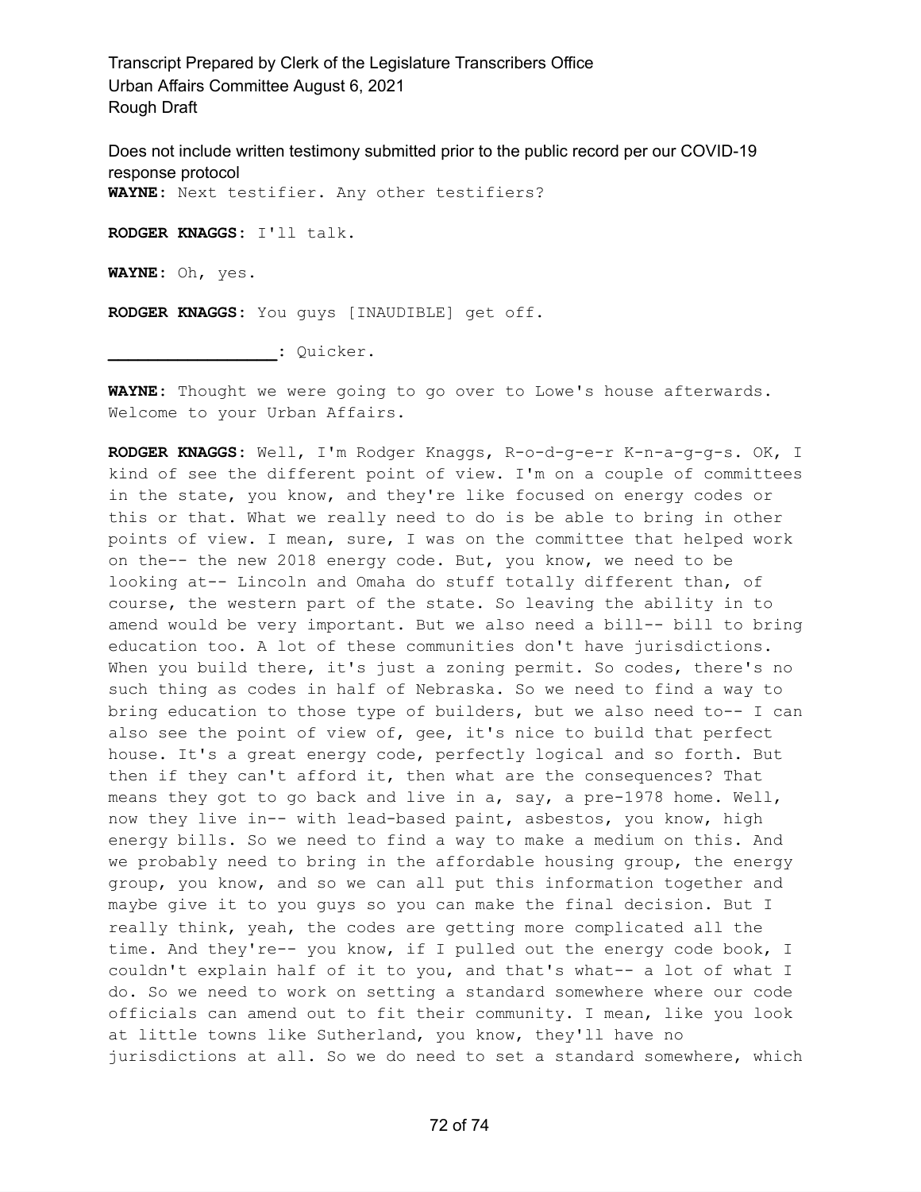Does not include written testimony submitted prior to the public record per our COVID-19 response protocol

**WAYNE:** Next testifier. Any other testifiers?

**RODGER KNAGGS:** I'll talk.

**WAYNE:** Oh, yes.

**RODGER KNAGGS:** You guys [INAUDIBLE] get off.

**_________________:** Quicker.

**WAYNE:** Thought we were going to go over to Lowe's house afterwards. Welcome to your Urban Affairs.

**RODGER KNAGGS:** Well, I'm Rodger Knaggs, R-o-d-g-e-r K-n-a-g-g-s. OK, I kind of see the different point of view. I'm on a couple of committees in the state, you know, and they're like focused on energy codes or this or that. What we really need to do is be able to bring in other points of view. I mean, sure, I was on the committee that helped work on the-- the new 2018 energy code. But, you know, we need to be looking at-- Lincoln and Omaha do stuff totally different than, of course, the western part of the state. So leaving the ability in to amend would be very important. But we also need a bill-- bill to bring education too. A lot of these communities don't have jurisdictions. When you build there, it's just a zoning permit. So codes, there's no such thing as codes in half of Nebraska. So we need to find a way to bring education to those type of builders, but we also need to-- I can also see the point of view of, gee, it's nice to build that perfect house. It's a great energy code, perfectly logical and so forth. But then if they can't afford it, then what are the consequences? That means they got to go back and live in a, say, a pre-1978 home. Well, now they live in-- with lead-based paint, asbestos, you know, high energy bills. So we need to find a way to make a medium on this. And we probably need to bring in the affordable housing group, the energy group, you know, and so we can all put this information together and maybe give it to you guys so you can make the final decision. But I really think, yeah, the codes are getting more complicated all the time. And they're-- you know, if I pulled out the energy code book, I couldn't explain half of it to you, and that's what-- a lot of what I do. So we need to work on setting a standard somewhere where our code officials can amend out to fit their community. I mean, like you look at little towns like Sutherland, you know, they'll have no jurisdictions at all. So we do need to set a standard somewhere, which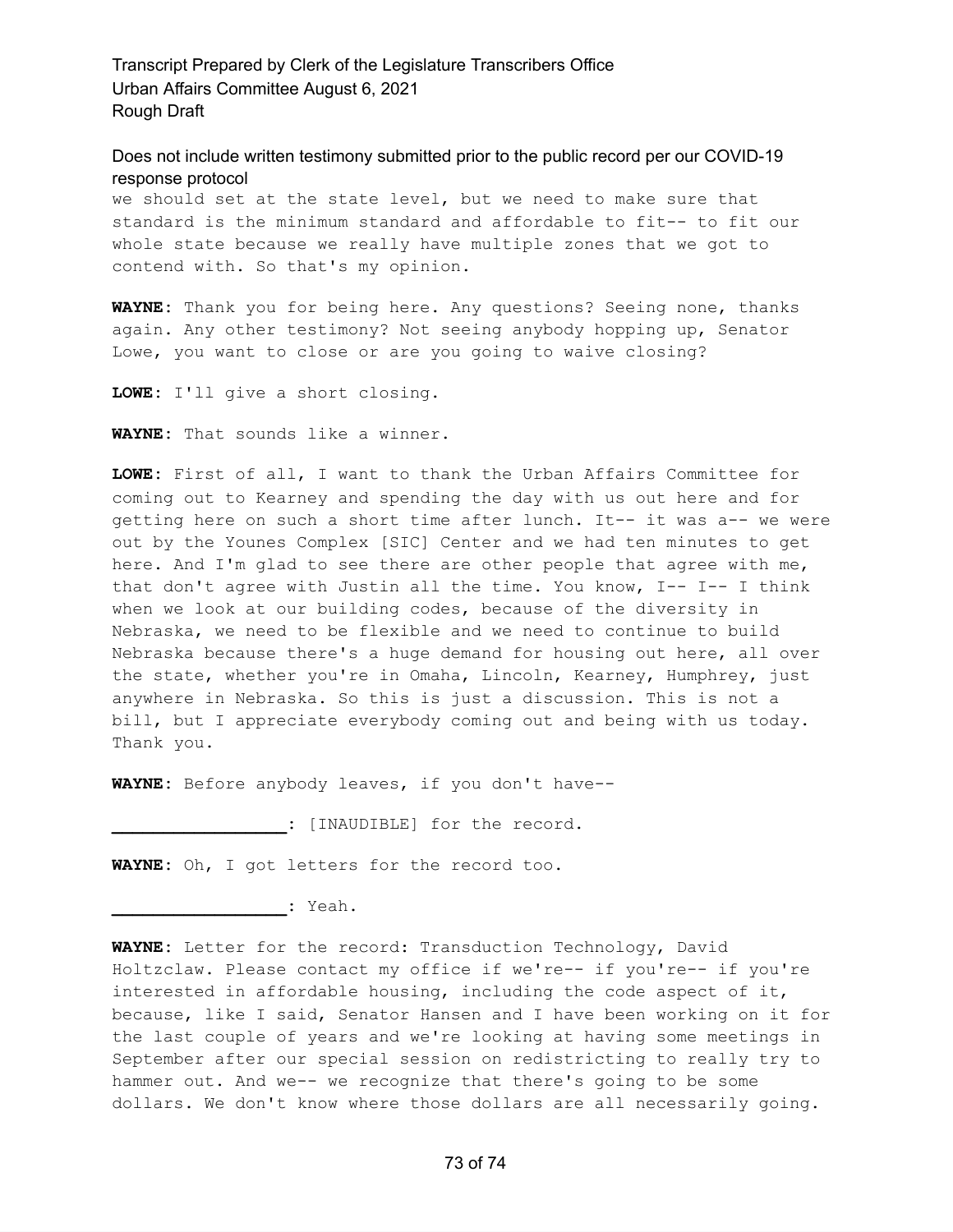we should set at the state level, but we need to make sure that standard is the minimum standard and affordable to fit-- to fit our whole state because we really have multiple zones that we got to contend with. So that's my opinion.

**WAYNE:** Thank you for being here. Any questions? Seeing none, thanks again. Any other testimony? Not seeing anybody hopping up, Senator Lowe, you want to close or are you going to waive closing?

**LOWE:** I'll give a short closing.

**WAYNE:** That sounds like a winner.

**LOWE:** First of all, I want to thank the Urban Affairs Committee for coming out to Kearney and spending the day with us out here and for getting here on such a short time after lunch. It-- it was a-- we were out by the Younes Complex [SIC] Center and we had ten minutes to get here. And I'm glad to see there are other people that agree with me, that don't agree with Justin all the time. You know, I-- I-- I think when we look at our building codes, because of the diversity in Nebraska, we need to be flexible and we need to continue to build Nebraska because there's a huge demand for housing out here, all over the state, whether you're in Omaha, Lincoln, Kearney, Humphrey, just anywhere in Nebraska. So this is just a discussion. This is not a bill, but I appreciate everybody coming out and being with us today. Thank you.

**WAYNE:** Before anybody leaves, if you don't have--

**_________________:** [INAUDIBLE] for the record.

**WAYNE:** Oh, I got letters for the record too.

**_________________:** Yeah.

**WAYNE:** Letter for the record: Transduction Technology, David Holtzclaw. Please contact my office if we're-- if you're-- if you're interested in affordable housing, including the code aspect of it, because, like I said, Senator Hansen and I have been working on it for the last couple of years and we're looking at having some meetings in September after our special session on redistricting to really try to hammer out. And we-- we recognize that there's going to be some dollars. We don't know where those dollars are all necessarily going.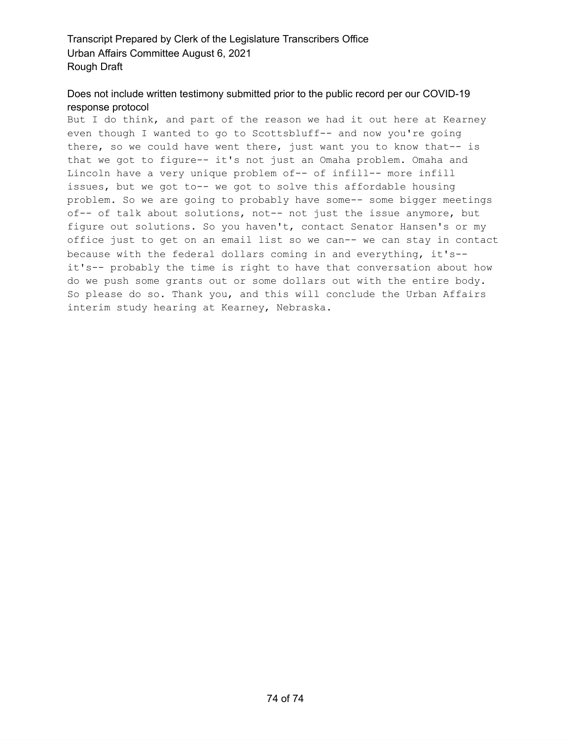But I do think, and part of the reason we had it out here at Kearney even though I wanted to go to Scottsbluff-- and now you're going there, so we could have went there, just want you to know that-- is that we got to figure-- it's not just an Omaha problem. Omaha and Lincoln have a very unique problem of-- of infill-- more infill issues, but we got to-- we got to solve this affordable housing problem. So we are going to probably have some-- some bigger meetings of-- of talk about solutions, not-- not just the issue anymore, but figure out solutions. So you haven't, contact Senator Hansen's or my office just to get on an email list so we can-- we can stay in contact because with the federal dollars coming in and everything, it's-- it's-- probably the time is right to have that conversation about how do we push some grants out or some dollars out with the entire body. So please do so. Thank you, and this will conclude the Urban Affairs interim study hearing at Kearney, Nebraska.